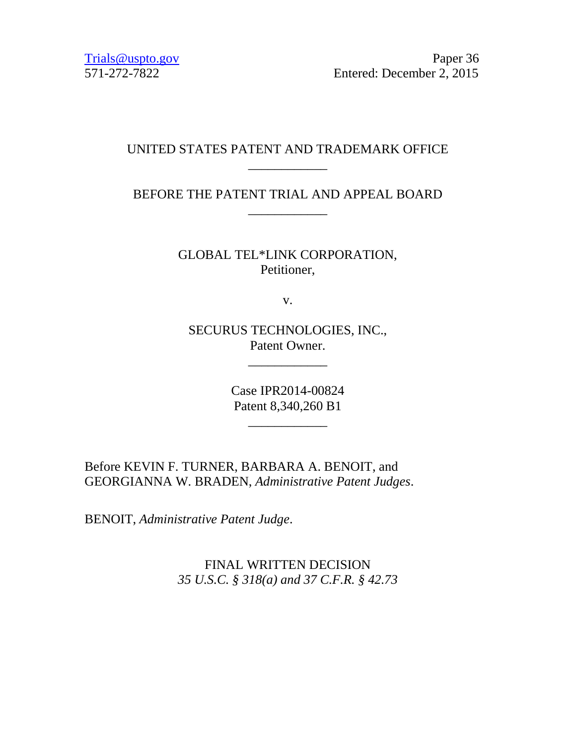Trials@uspto.gov
571-272-7822

Paper 36
Entered: December 2, 2015

UNITED STATES PATENT AND TRADEMARK OFFICE

____________

BEFORE THE PATENT TRIAL AND APPEAL BOARD

____________

GLOBAL TEL*LINK CORPORATION,
Petitioner,

v.

SECURUS TECHNOLOGIES, INC.,
Patent Owner.

____________

Case IPR2014-00824
Patent 8,340,260 B1

____________

Before KEVIN F. TURNER, BARBARA A. BENOIT, and GEORGIANNA W. BRADEN, *Administrative Patent Judges*.

BENOIT, *Administrative Patent Judge*.

FINAL WRITTEN DECISION
*35 U.S.C. § 318(a) and 37 C.F.R. § 42.73*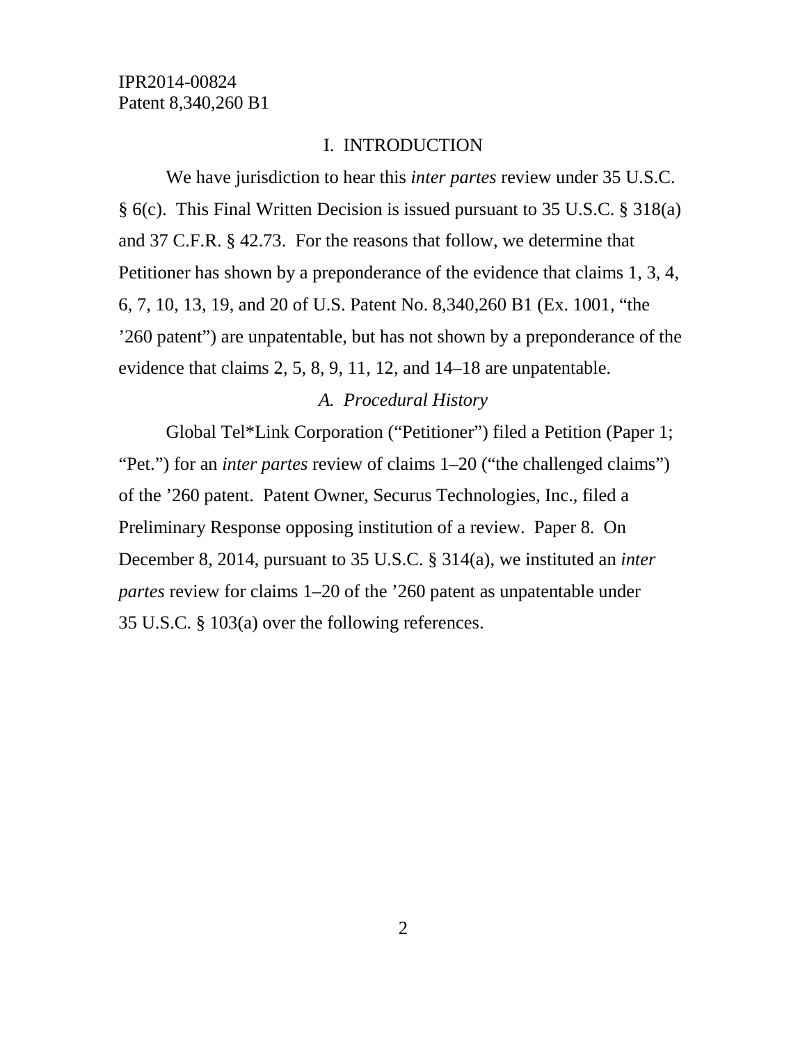# I. INTRODUCTION

We have jurisdiction to hear this *inter partes* review under 35 U.S.C. § 6(c). This Final Written Decision is issued pursuant to 35 U.S.C. § 318(a) and 37 C.F.R. § 42.73. For the reasons that follow, we determine that Petitioner has shown by a preponderance of the evidence that claims 1, 3, 4, 6, 7, 10, 13, 19, and 20 of U.S. Patent No. 8,340,260 B1 (Ex. 1001, "the '260 patent") are unpatentable, but has not shown by a preponderance of the evidence that claims 2, 5, 8, 9, 11, 12, and 14–18 are unpatentable.

## *A. Procedural History*

Global Tel*Link Corporation ("Petitioner") filed a Petition (Paper 1; "Pet.") for an *inter partes* review of claims 1–20 ("the challenged claims") of the '260 patent. Patent Owner, Securus Technologies, Inc., filed a Preliminary Response opposing institution of a review. Paper 8. On December 8, 2014, pursuant to 35 U.S.C. § 314(a), we instituted an *inter partes* review for claims 1–20 of the '260 patent as unpatentable under 35 U.S.C. § 103(a) over the following references.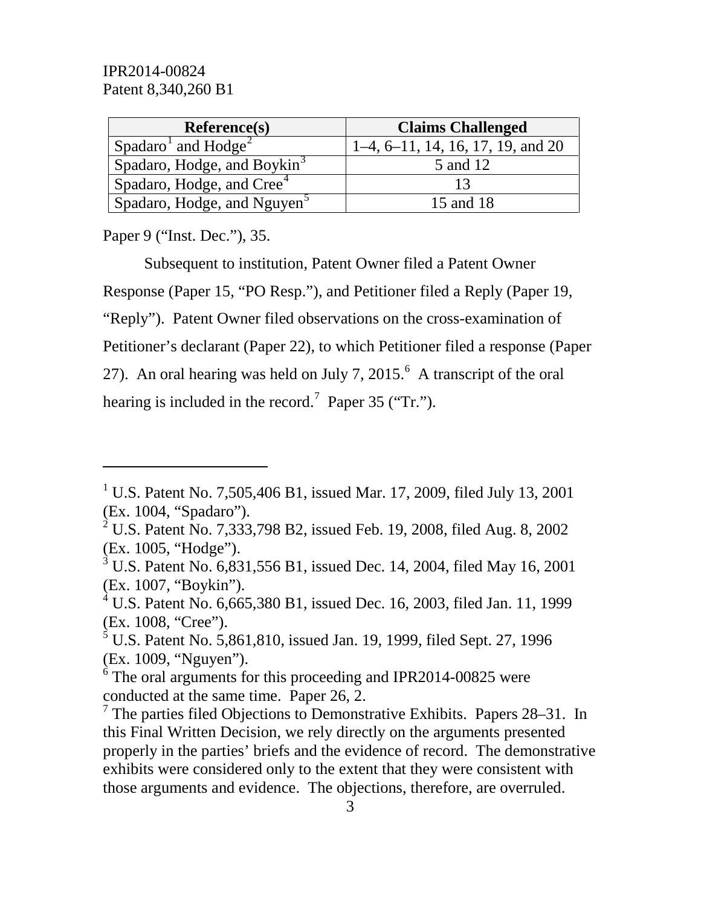| Reference(s) | Claims Challenged |
|---|---|
| Spadaro[1] and Hodge[2] | 1–4, 6–11, 14, 16, 17, 19, and 20 |
| Spadaro, Hodge, and Boykin[3] | 5 and 12 |
| Spadaro, Hodge, and Cree[4] | 13 |
| Spadaro, Hodge, and Nguyen[5] | 15 and 18 |

Paper 9 ("Inst. Dec."), 35.

Subsequent to institution, Patent Owner filed a Patent Owner Response (Paper 15, "PO Resp."), and Petitioner filed a Reply (Paper 19, "Reply"). Patent Owner filed observations on the cross-examination of Petitioner's declarant (Paper 22), to which Petitioner filed a response (Paper 27). An oral hearing was held on July 7, 2015.[6] A transcript of the oral hearing is included in the record.[7] Paper 35 ("Tr.").

---

[1] U.S. Patent No. 7,505,406 B1, issued Mar. 17, 2009, filed July 13, 2001 (Ex. 1004, "Spadaro").

[2] U.S. Patent No. 7,333,798 B2, issued Feb. 19, 2008, filed Aug. 8, 2002 (Ex. 1005, "Hodge").

[3] U.S. Patent No. 6,831,556 B1, issued Dec. 14, 2004, filed May 16, 2001 (Ex. 1007, "Boykin").

[4] U.S. Patent No. 6,665,380 B1, issued Dec. 16, 2003, filed Jan. 11, 1999 (Ex. 1008, "Cree").

[5] U.S. Patent No. 5,861,810, issued Jan. 19, 1999, filed Sept. 27, 1996 (Ex. 1009, "Nguyen").

[6] The oral arguments for this proceeding and IPR2014-00825 were conducted at the same time. Paper 26, 2.

[7] The parties filed Objections to Demonstrative Exhibits. Papers 28–31. In this Final Written Decision, we rely directly on the arguments presented properly in the parties' briefs and the evidence of record. The demonstrative exhibits were considered only to the extent that they were consistent with those arguments and evidence. The objections, therefore, are overruled.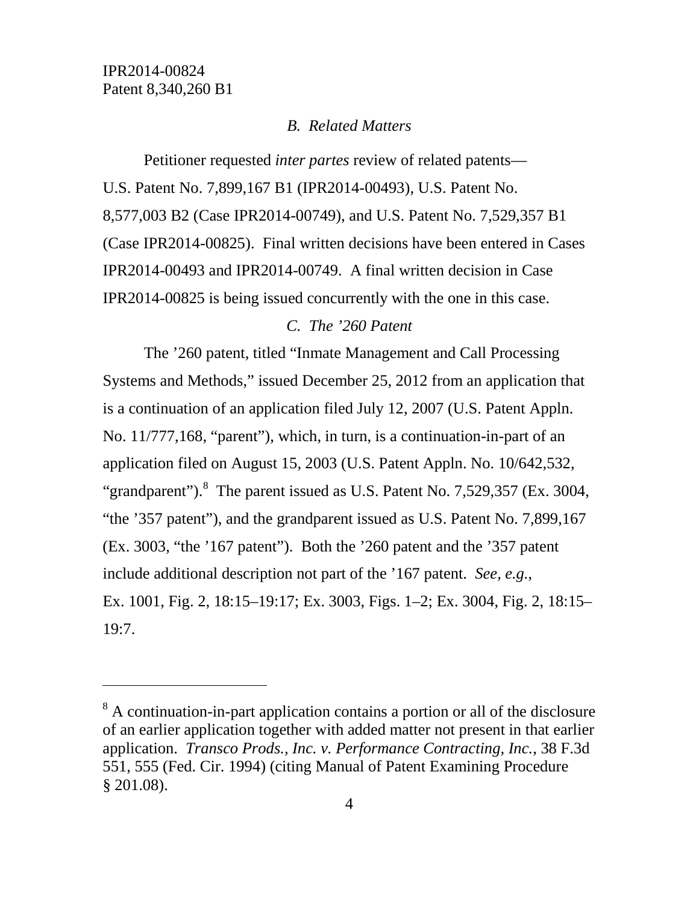### *B. Related Matters*

Petitioner requested *inter partes* review of related patents—U.S. Patent No. 7,899,167 B1 (IPR2014-00493), U.S. Patent No. 8,577,003 B2 (Case IPR2014-00749), and U.S. Patent No. 7,529,357 B1 (Case IPR2014-00825). Final written decisions have been entered in Cases IPR2014-00493 and IPR2014-00749. A final written decision in Case IPR2014-00825 is being issued concurrently with the one in this case.

### *C. The '260 Patent*

The '260 patent, titled "Inmate Management and Call Processing Systems and Methods," issued December 25, 2012 from an application that is a continuation of an application filed July 12, 2007 (U.S. Patent Appln. No. 11/777,168, "parent"), which, in turn, is a continuation-in-part of an application filed on August 15, 2003 (U.S. Patent Appln. No. 10/642,532, "grandparent").[8] The parent issued as U.S. Patent No. 7,529,357 (Ex. 3004, "the '357 patent"), and the grandparent issued as U.S. Patent No. 7,899,167 (Ex. 3003, "the '167 patent"). Both the '260 patent and the '357 patent include additional description not part of the '167 patent. *See, e.g.*, Ex. 1001, Fig. 2, 18:15–19:17; Ex. 3003, Figs. 1–2; Ex. 3004, Fig. 2, 18:15–19:7.

---

[8] A continuation-in-part application contains a portion or all of the disclosure of an earlier application together with added matter not present in that earlier application. *Transco Prods., Inc. v. Performance Contracting, Inc.*, 38 F.3d 551, 555 (Fed. Cir. 1994) (citing Manual of Patent Examining Procedure § 201.08).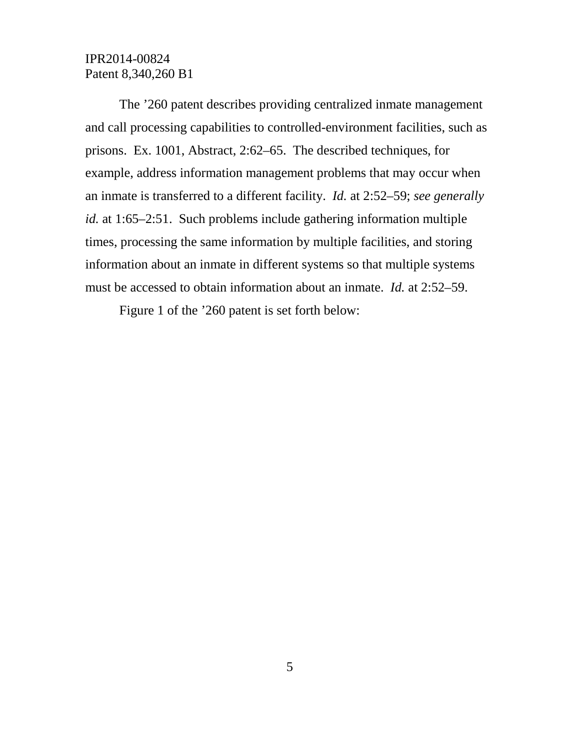The ’260 patent describes providing centralized inmate management and call processing capabilities to controlled-environment facilities, such as prisons. Ex. 1001, Abstract, 2:62–65. The described techniques, for example, address information management problems that may occur when an inmate is transferred to a different facility. *Id.* at 2:52–59; *see generally id.* at 1:65–2:51. Such problems include gathering information multiple times, processing the same information by multiple facilities, and storing information about an inmate in different systems so that multiple systems must be accessed to obtain information about an inmate. *Id.* at 2:52–59.

Figure 1 of the ’260 patent is set forth below: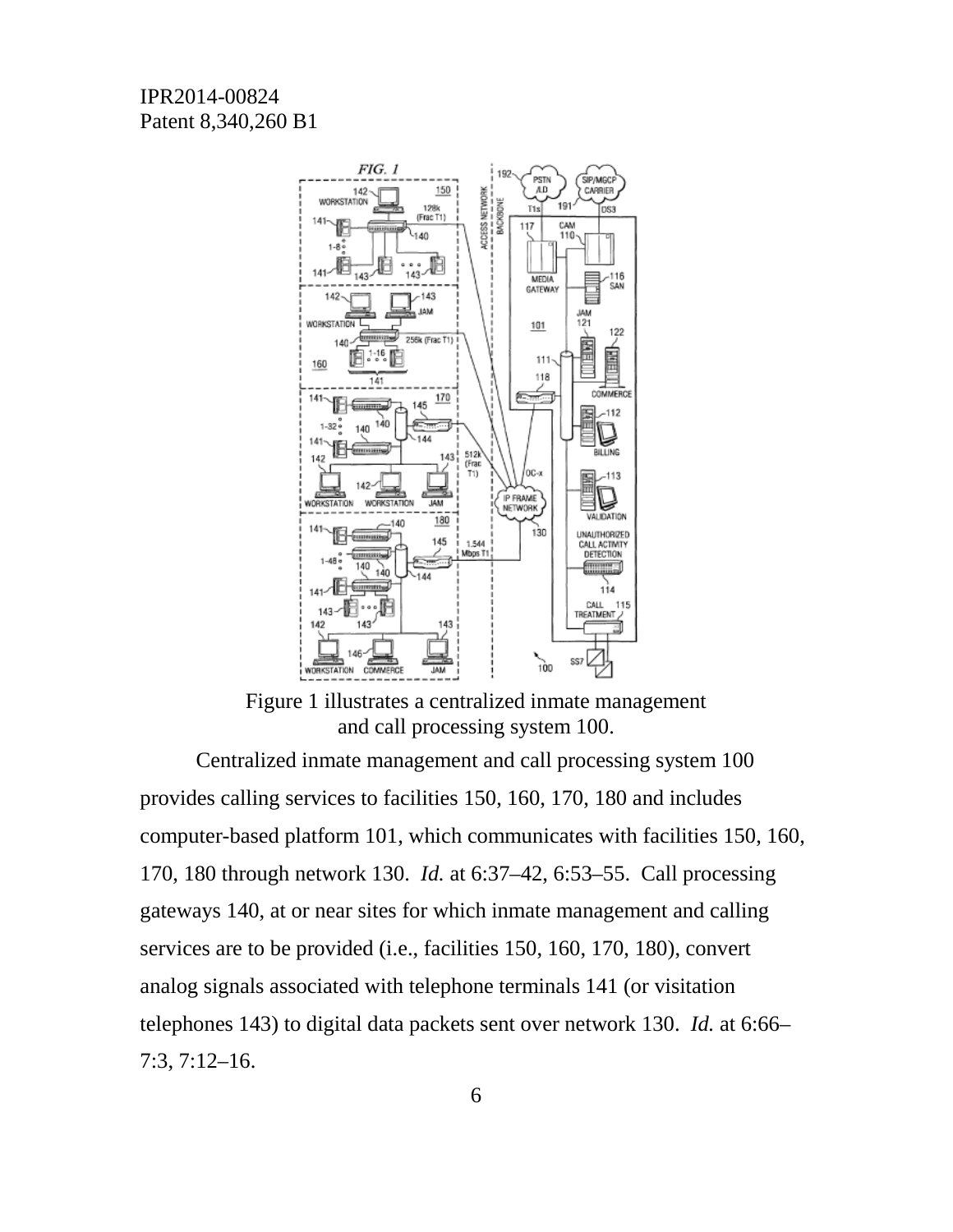Figure 1 illustrates a centralized inmate management and call processing system 100.

Centralized inmate management and call processing system 100 provides calling services to facilities 150, 160, 170, 180 and includes computer-based platform 101, which communicates with facilities 150, 160, 170, 180 through network 130. *Id.* at 6:37–42, 6:53–55. Call processing gateways 140, at or near sites for which inmate management and calling services are to be provided (i.e., facilities 150, 160, 170, 180), convert analog signals associated with telephone terminals 141 (or visitation telephones 143) to digital data packets sent over network 130. *Id.* at 6:66–7:3, 7:12–16.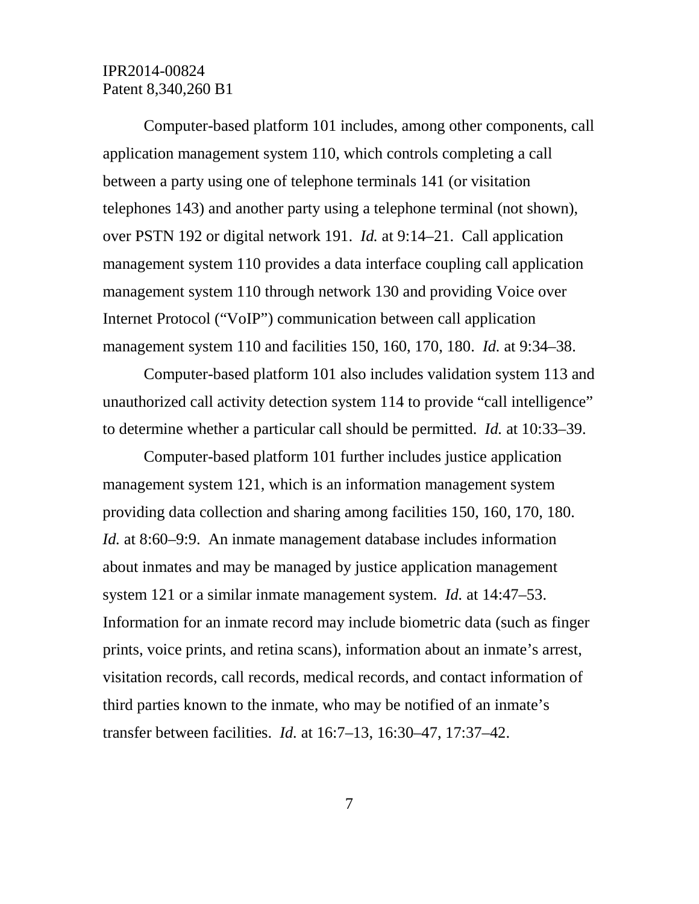Computer-based platform 101 includes, among other components, call application management system 110, which controls completing a call between a party using one of telephone terminals 141 (or visitation telephones 143) and another party using a telephone terminal (not shown), over PSTN 192 or digital network 191. *Id.* at 9:14–21. Call application management system 110 provides a data interface coupling call application management system 110 through network 130 and providing Voice over Internet Protocol ("VoIP") communication between call application management system 110 and facilities 150, 160, 170, 180. *Id.* at 9:34–38.

Computer-based platform 101 also includes validation system 113 and unauthorized call activity detection system 114 to provide "call intelligence" to determine whether a particular call should be permitted. *Id.* at 10:33–39.

Computer-based platform 101 further includes justice application management system 121, which is an information management system providing data collection and sharing among facilities 150, 160, 170, 180. *Id.* at 8:60–9:9. An inmate management database includes information about inmates and may be managed by justice application management system 121 or a similar inmate management system. *Id.* at 14:47–53. Information for an inmate record may include biometric data (such as finger prints, voice prints, and retina scans), information about an inmate's arrest, visitation records, call records, medical records, and contact information of third parties known to the inmate, who may be notified of an inmate's transfer between facilities. *Id.* at 16:7–13, 16:30–47, 17:37–42.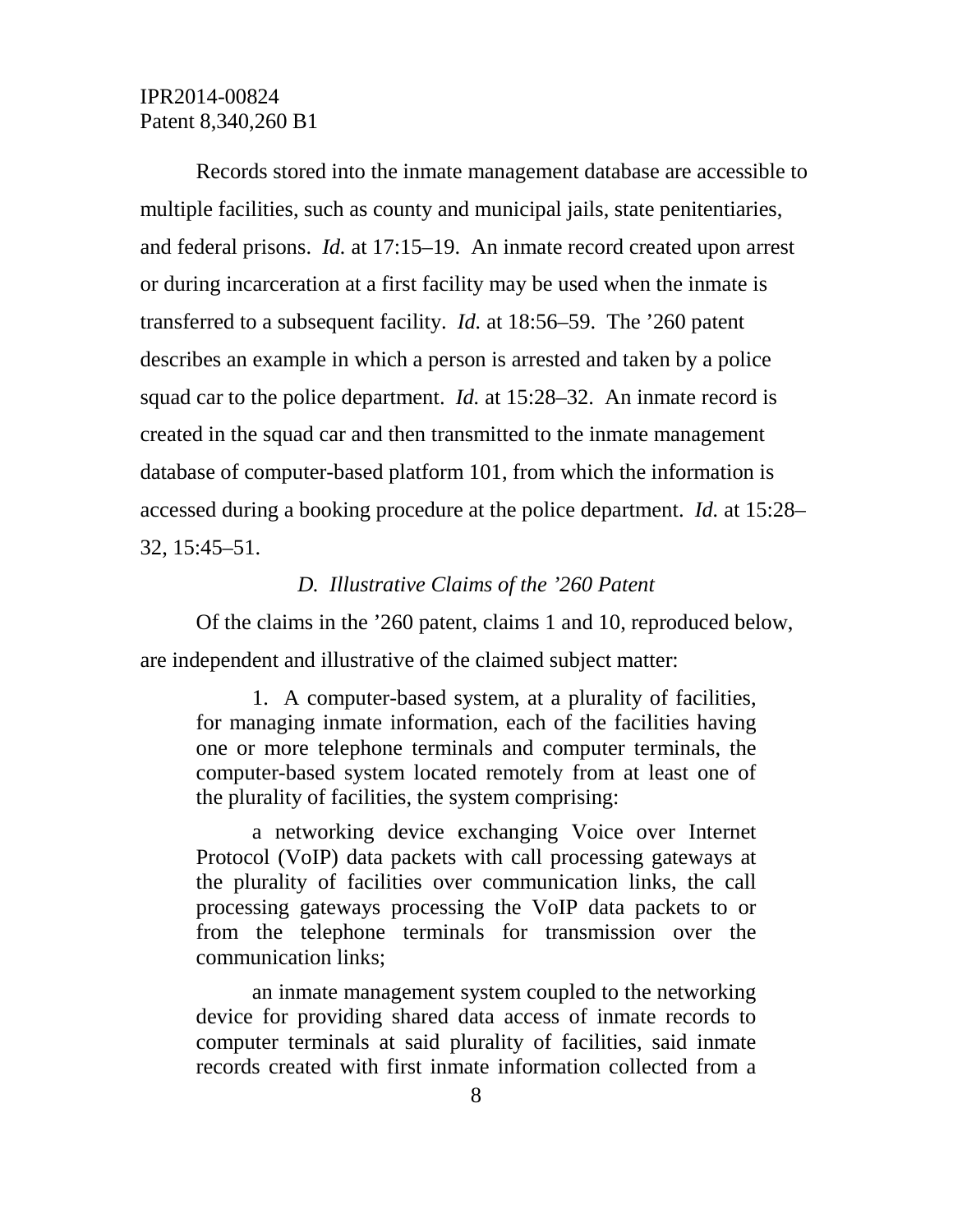Records stored into the inmate management database are accessible to multiple facilities, such as county and municipal jails, state penitentiaries, and federal prisons. *Id.* at 17:15–19. An inmate record created upon arrest or during incarceration at a first facility may be used when the inmate is transferred to a subsequent facility. *Id.* at 18:56–59. The ’260 patent describes an example in which a person is arrested and taken by a police squad car to the police department. *Id.* at 15:28–32. An inmate record is created in the squad car and then transmitted to the inmate management database of computer-based platform 101, from which the information is accessed during a booking procedure at the police department. *Id.* at 15:28–32, 15:45–51.

### *D. Illustrative Claims of the ’260 Patent*

Of the claims in the ’260 patent, claims 1 and 10, reproduced below, are independent and illustrative of the claimed subject matter:

> 1. A computer-based system, at a plurality of facilities, for managing inmate information, each of the facilities having one or more telephone terminals and computer terminals, the computer-based system located remotely from at least one of the plurality of facilities, the system comprising:
>
> a networking device exchanging Voice over Internet Protocol (VoIP) data packets with call processing gateways at the plurality of facilities over communication links, the call processing gateways processing the VoIP data packets to or from the telephone terminals for transmission over the communication links;
>
> an inmate management system coupled to the networking device for providing shared data access of inmate records to computer terminals at said plurality of facilities, said inmate records created with first inmate information collected from a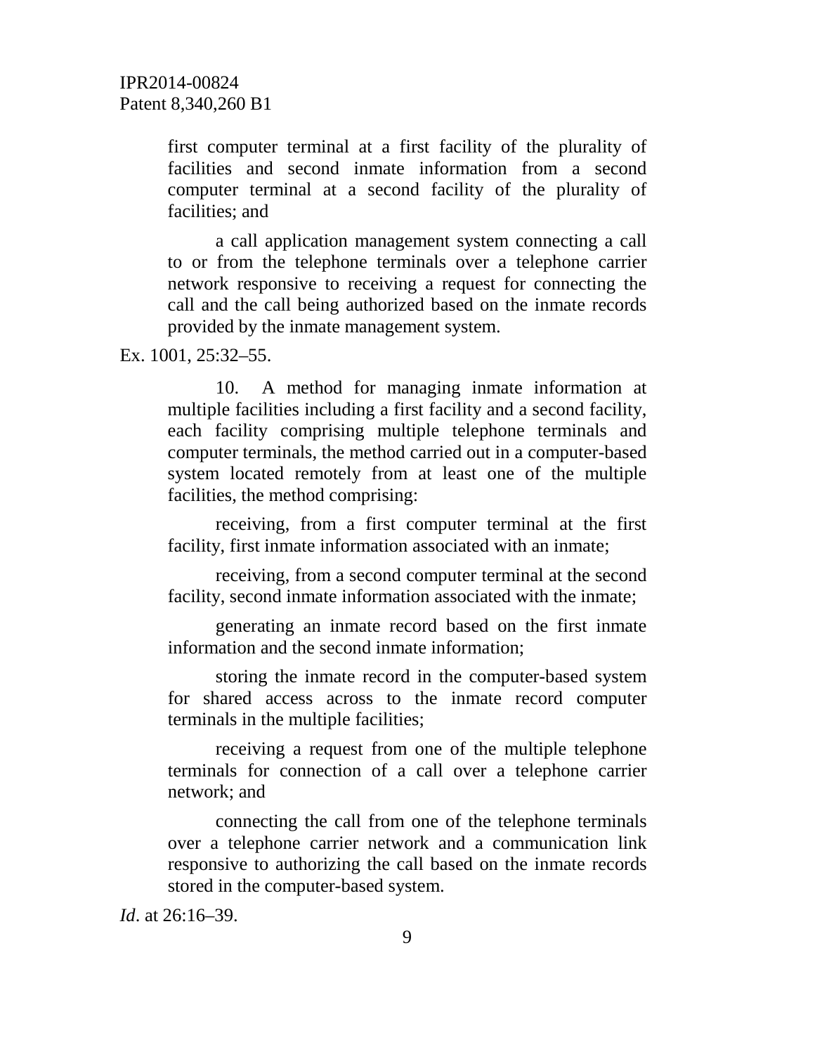> first computer terminal at a first facility of the plurality of facilities and second inmate information from a second computer terminal at a second facility of the plurality of facilities; and
>
> a call application management system connecting a call to or from the telephone terminals over a telephone carrier network responsive to receiving a request for connecting the call and the call being authorized based on the inmate records provided by the inmate management system.

Ex. 1001, 25:32–55.

> 10. A method for managing inmate information at multiple facilities including a first facility and a second facility, each facility comprising multiple telephone terminals and computer terminals, the method carried out in a computer-based system located remotely from at least one of the multiple facilities, the method comprising:
>
> receiving, from a first computer terminal at the first facility, first inmate information associated with an inmate;
>
> receiving, from a second computer terminal at the second facility, second inmate information associated with the inmate;
>
> generating an inmate record based on the first inmate information and the second inmate information;
>
> storing the inmate record in the computer-based system for shared access across to the inmate record computer terminals in the multiple facilities;
>
> receiving a request from one of the multiple telephone terminals for connection of a call over a telephone carrier network; and
>
> connecting the call from one of the telephone terminals over a telephone carrier network and a communication link responsive to authorizing the call based on the inmate records stored in the computer-based system.

*Id*. at 26:16–39.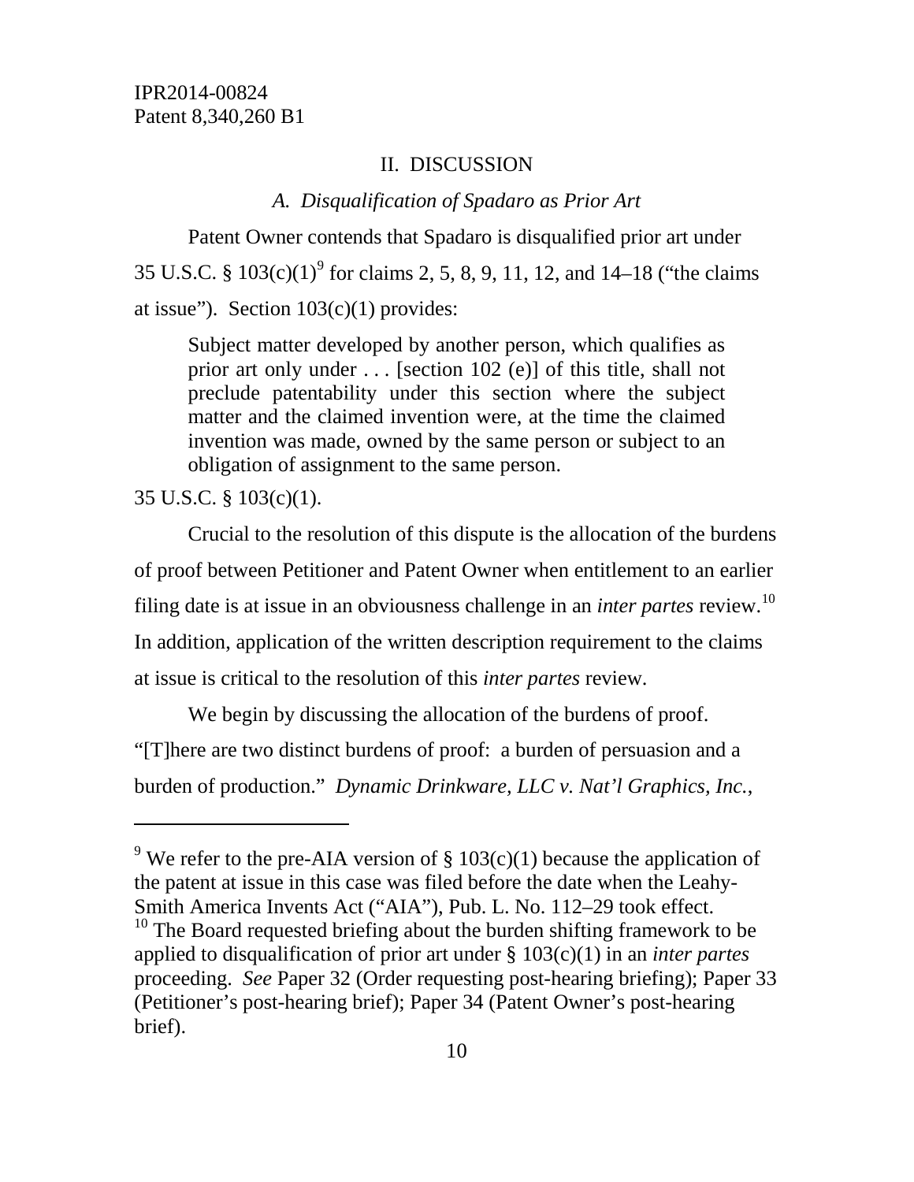## II. DISCUSSION

### *A. Disqualification of Spadaro as Prior Art*

Patent Owner contends that Spadaro is disqualified prior art under 35 U.S.C. § 103(c)(1)[9] for claims 2, 5, 8, 9, 11, 12, and 14–18 ("the claims at issue"). Section 103(c)(1) provides:

> Subject matter developed by another person, which qualifies as prior art only under . . . [section 102 (e)] of this title, shall not preclude patentability under this section where the subject matter and the claimed invention were, at the time the claimed invention was made, owned by the same person or subject to an obligation of assignment to the same person.

35 U.S.C. § 103(c)(1).

Crucial to the resolution of this dispute is the allocation of the burdens of proof between Petitioner and Patent Owner when entitlement to an earlier filing date is at issue in an obviousness challenge in an *inter partes* review.[10] In addition, application of the written description requirement to the claims at issue is critical to the resolution of this *inter partes* review.

We begin by discussing the allocation of the burdens of proof. "[T]here are two distinct burdens of proof: a burden of persuasion and a burden of production." *Dynamic Drinkware, LLC v. Nat'l Graphics, Inc.*,

---

[9] We refer to the pre-AIA version of § 103(c)(1) because the application of the patent at issue in this case was filed before the date when the Leahy-Smith America Invents Act ("AIA"), Pub. L. No. 112–29 took effect.

[10] The Board requested briefing about the burden shifting framework to be applied to disqualification of prior art under § 103(c)(1) in an *inter partes* proceeding. *See* Paper 32 (Order requesting post-hearing briefing); Paper 33 (Petitioner's post-hearing brief); Paper 34 (Patent Owner's post-hearing brief).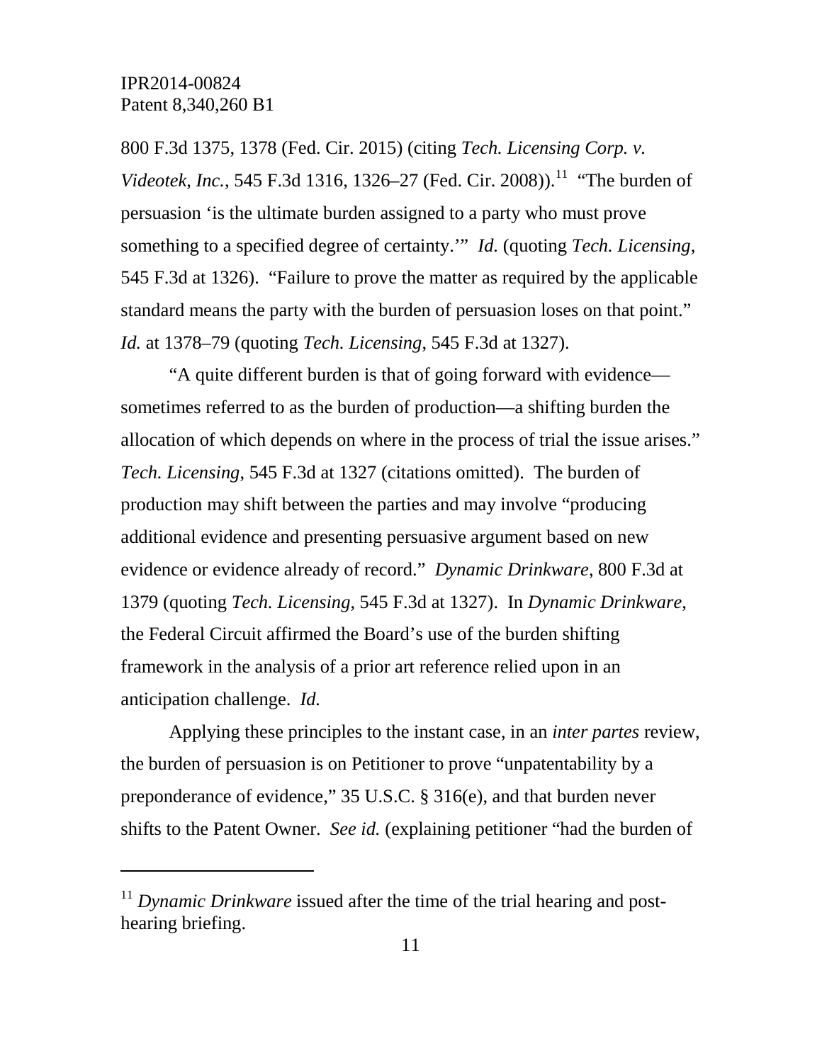800 F.3d 1375, 1378 (Fed. Cir. 2015) (citing *Tech. Licensing Corp. v. Videotek, Inc.*, 545 F.3d 1316, 1326–27 (Fed. Cir. 2008)).[11] "The burden of persuasion 'is the ultimate burden assigned to a party who must prove something to a specified degree of certainty.'" *Id.* (quoting *Tech. Licensing*, 545 F.3d at 1326). "Failure to prove the matter as required by the applicable standard means the party with the burden of persuasion loses on that point." *Id.* at 1378–79 (quoting *Tech. Licensing*, 545 F.3d at 1327).

"A quite different burden is that of going forward with evidence—sometimes referred to as the burden of production—a shifting burden the allocation of which depends on where in the process of trial the issue arises." *Tech. Licensing*, 545 F.3d at 1327 (citations omitted). The burden of production may shift between the parties and may involve "producing additional evidence and presenting persuasive argument based on new evidence or evidence already of record." *Dynamic Drinkware*, 800 F.3d at 1379 (quoting *Tech. Licensing*, 545 F.3d at 1327). In *Dynamic Drinkware*, the Federal Circuit affirmed the Board's use of the burden shifting framework in the analysis of a prior art reference relied upon in an anticipation challenge. *Id.*

Applying these principles to the instant case, in an *inter partes* review, the burden of persuasion is on Petitioner to prove "unpatentability by a preponderance of evidence," 35 U.S.C. § 316(e), and that burden never shifts to the Patent Owner. *See id.* (explaining petitioner "had the burden of

---

[11] *Dynamic Drinkware* issued after the time of the trial hearing and post-hearing briefing.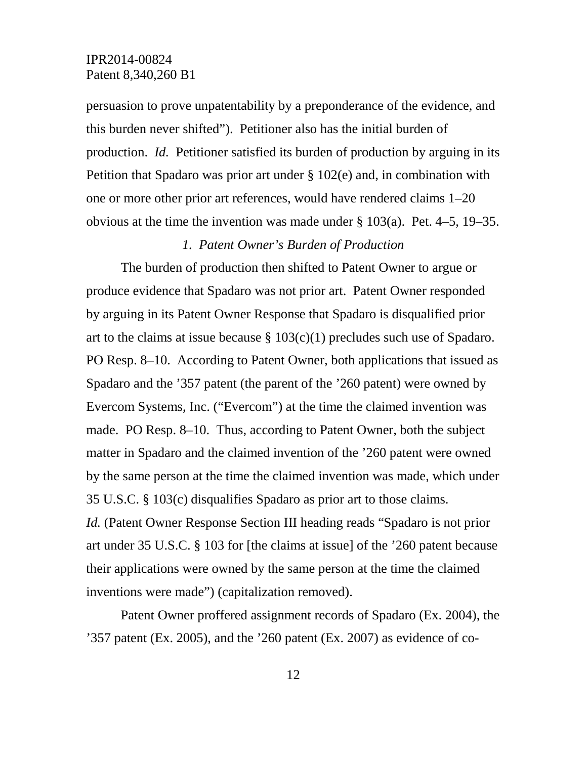persuasion to prove unpatentability by a preponderance of the evidence, and this burden never shifted"). Petitioner also has the initial burden of production. *Id.* Petitioner satisfied its burden of production by arguing in its Petition that Spadaro was prior art under § 102(e) and, in combination with one or more other prior art references, would have rendered claims 1–20 obvious at the time the invention was made under § 103(a). Pet. 4–5, 19–35.

### *1. Patent Owner's Burden of Production*

The burden of production then shifted to Patent Owner to argue or produce evidence that Spadaro was not prior art. Patent Owner responded by arguing in its Patent Owner Response that Spadaro is disqualified prior art to the claims at issue because § 103(c)(1) precludes such use of Spadaro. PO Resp. 8–10. According to Patent Owner, both applications that issued as Spadaro and the '357 patent (the parent of the '260 patent) were owned by Evercom Systems, Inc. ("Evercom") at the time the claimed invention was made. PO Resp. 8–10. Thus, according to Patent Owner, both the subject matter in Spadaro and the claimed invention of the '260 patent were owned by the same person at the time the claimed invention was made, which under 35 U.S.C. § 103(c) disqualifies Spadaro as prior art to those claims. *Id.* (Patent Owner Response Section III heading reads "Spadaro is not prior art under 35 U.S.C. § 103 for [the claims at issue] of the '260 patent because their applications were owned by the same person at the time the claimed inventions were made") (capitalization removed).

Patent Owner proffered assignment records of Spadaro (Ex. 2004), the '357 patent (Ex. 2005), and the '260 patent (Ex. 2007) as evidence of co-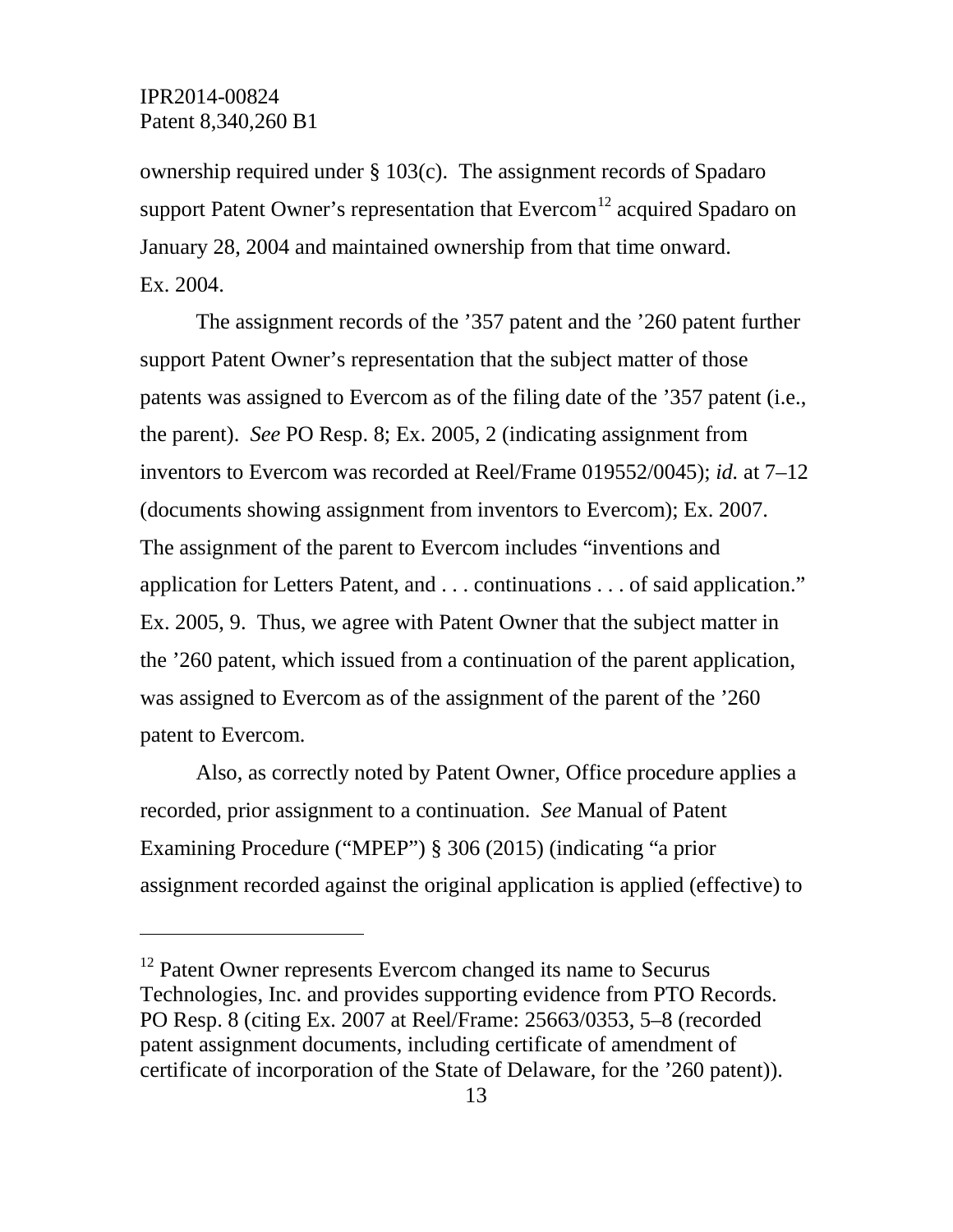ownership required under § 103(c). The assignment records of Spadaro support Patent Owner's representation that Evercom[12] acquired Spadaro on January 28, 2004 and maintained ownership from that time onward. Ex. 2004.

The assignment records of the '357 patent and the '260 patent further support Patent Owner's representation that the subject matter of those patents was assigned to Evercom as of the filing date of the '357 patent (i.e., the parent). *See* PO Resp. 8; Ex. 2005, 2 (indicating assignment from inventors to Evercom was recorded at Reel/Frame 019552/0045); *id.* at 7–12 (documents showing assignment from inventors to Evercom); Ex. 2007. The assignment of the parent to Evercom includes "inventions and application for Letters Patent, and . . . continuations . . . of said application." Ex. 2005, 9. Thus, we agree with Patent Owner that the subject matter in the '260 patent, which issued from a continuation of the parent application, was assigned to Evercom as of the assignment of the parent of the '260 patent to Evercom.

Also, as correctly noted by Patent Owner, Office procedure applies a recorded, prior assignment to a continuation. *See* Manual of Patent Examining Procedure ("MPEP") § 306 (2015) (indicating "a prior assignment recorded against the original application is applied (effective) to

---

[12] Patent Owner represents Evercom changed its name to Securus Technologies, Inc. and provides supporting evidence from PTO Records. PO Resp. 8 (citing Ex. 2007 at Reel/Frame: 25663/0353, 5–8 (recorded patent assignment documents, including certificate of amendment of certificate of incorporation of the State of Delaware, for the '260 patent)).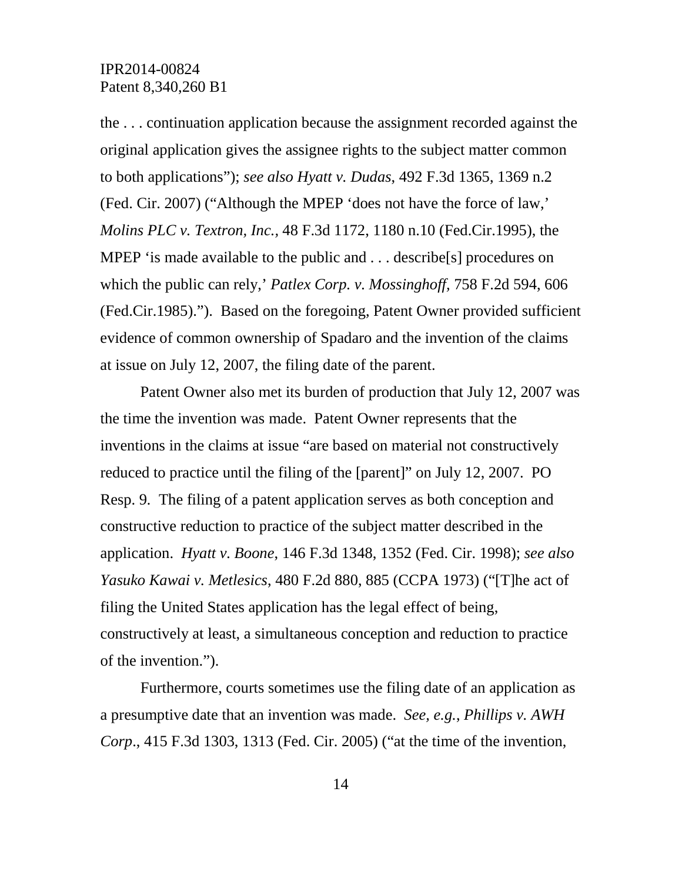the . . . continuation application because the assignment recorded against the original application gives the assignee rights to the subject matter common to both applications"); *see also Hyatt v. Dudas*, 492 F.3d 1365, 1369 n.2 (Fed. Cir. 2007) ("Although the MPEP 'does not have the force of law,' *Molins PLC v. Textron, Inc.*, 48 F.3d 1172, 1180 n.10 (Fed.Cir.1995), the MPEP 'is made available to the public and . . . describe[s] procedures on which the public can rely,' *Patlex Corp. v. Mossinghoff*, 758 F.2d 594, 606 (Fed.Cir.1985)."). Based on the foregoing, Patent Owner provided sufficient evidence of common ownership of Spadaro and the invention of the claims at issue on July 12, 2007, the filing date of the parent.

Patent Owner also met its burden of production that July 12, 2007 was the time the invention was made. Patent Owner represents that the inventions in the claims at issue "are based on material not constructively reduced to practice until the filing of the [parent]" on July 12, 2007. PO Resp. 9. The filing of a patent application serves as both conception and constructive reduction to practice of the subject matter described in the application. *Hyatt v. Boone*, 146 F.3d 1348, 1352 (Fed. Cir. 1998); *see also Yasuko Kawai v. Metlesics*, 480 F.2d 880, 885 (CCPA 1973) ("[T]he act of filing the United States application has the legal effect of being, constructively at least, a simultaneous conception and reduction to practice of the invention.").

Furthermore, courts sometimes use the filing date of an application as a presumptive date that an invention was made. *See, e.g.*, *Phillips v. AWH Corp*., 415 F.3d 1303, 1313 (Fed. Cir. 2005) ("at the time of the invention,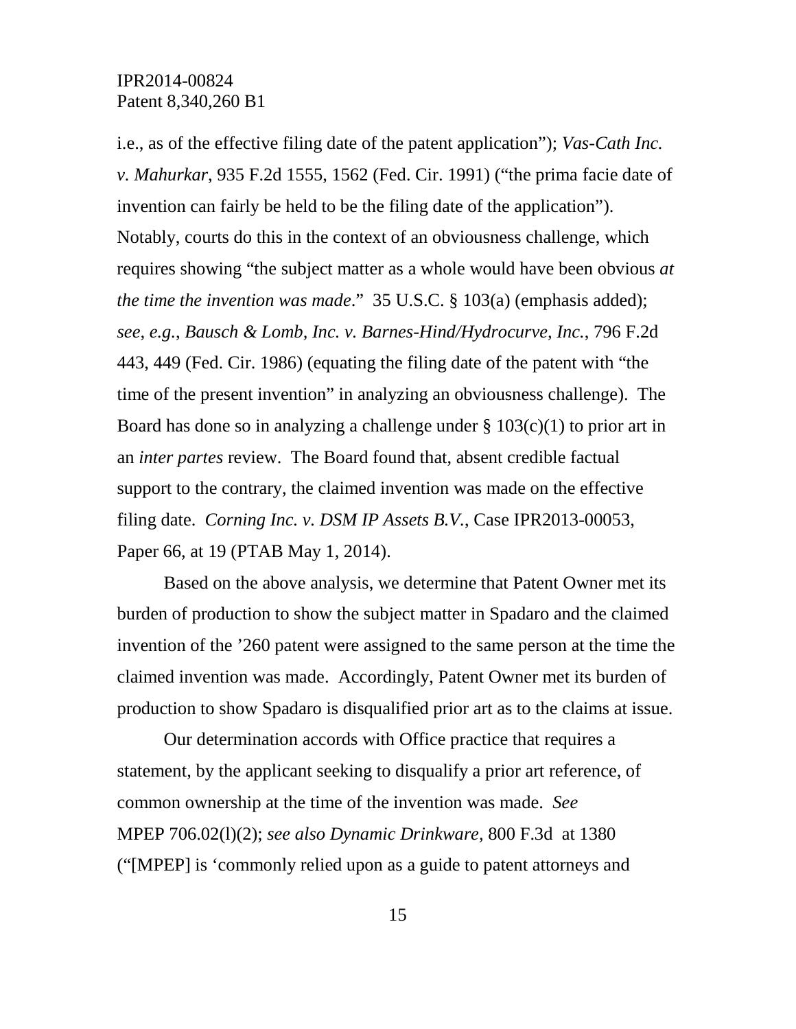i.e., as of the effective filing date of the patent application"); *Vas-Cath Inc. v. Mahurkar*, 935 F.2d 1555, 1562 (Fed. Cir. 1991) ("the prima facie date of invention can fairly be held to be the filing date of the application"). Notably, courts do this in the context of an obviousness challenge, which requires showing "the subject matter as a whole would have been obvious *at the time the invention was made*." 35 U.S.C. § 103(a) (emphasis added); *see, e.g.*, *Bausch & Lomb, Inc. v. Barnes-Hind/Hydrocurve, Inc.*, 796 F.2d 443, 449 (Fed. Cir. 1986) (equating the filing date of the patent with "the time of the present invention" in analyzing an obviousness challenge). The Board has done so in analyzing a challenge under § 103(c)(1) to prior art in an *inter partes* review. The Board found that, absent credible factual support to the contrary, the claimed invention was made on the effective filing date. *Corning Inc. v. DSM IP Assets B.V.*, Case IPR2013-00053, Paper 66, at 19 (PTAB May 1, 2014).

Based on the above analysis, we determine that Patent Owner met its burden of production to show the subject matter in Spadaro and the claimed invention of the '260 patent were assigned to the same person at the time the claimed invention was made. Accordingly, Patent Owner met its burden of production to show Spadaro is disqualified prior art as to the claims at issue.

Our determination accords with Office practice that requires a statement, by the applicant seeking to disqualify a prior art reference, of common ownership at the time of the invention was made. *See* MPEP 706.02(l)(2); *see also Dynamic Drinkware*, 800 F.3d at 1380 ("[MPEP] is 'commonly relied upon as a guide to patent attorneys and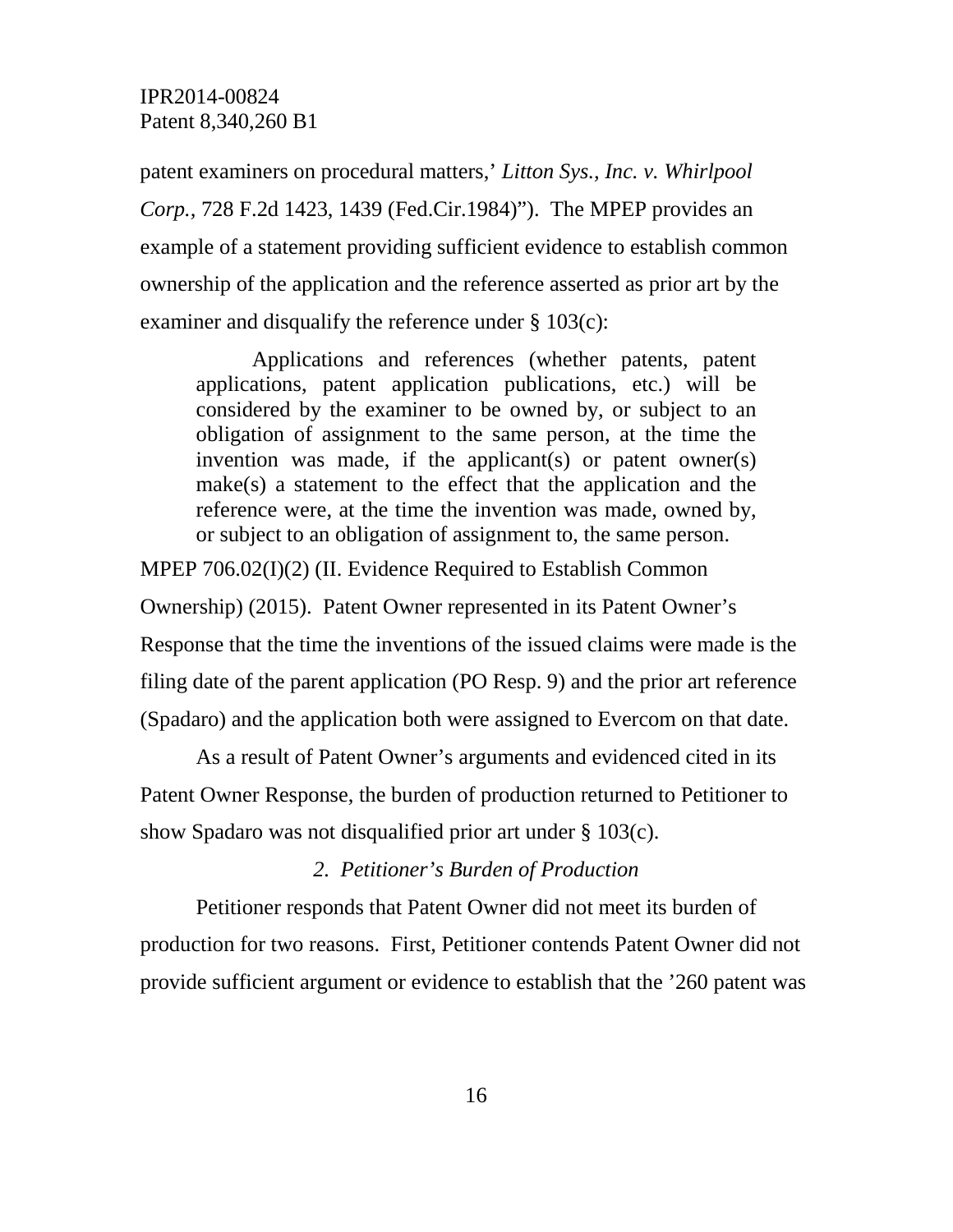patent examiners on procedural matters,' *Litton Sys., Inc. v. Whirlpool Corp.*, 728 F.2d 1423, 1439 (Fed.Cir.1984)"). The MPEP provides an example of a statement providing sufficient evidence to establish common ownership of the application and the reference asserted as prior art by the examiner and disqualify the reference under § 103(c):

> Applications and references (whether patents, patent applications, patent application publications, etc.) will be considered by the examiner to be owned by, or subject to an obligation of assignment to the same person, at the time the invention was made, if the applicant(s) or patent owner(s) make(s) a statement to the effect that the application and the reference were, at the time the invention was made, owned by, or subject to an obligation of assignment to, the same person.

MPEP 706.02(I)(2) (II. Evidence Required to Establish Common Ownership) (2015). Patent Owner represented in its Patent Owner's Response that the time the inventions of the issued claims were made is the filing date of the parent application (PO Resp. 9) and the prior art reference (Spadaro) and the application both were assigned to Evercom on that date.

As a result of Patent Owner's arguments and evidenced cited in its Patent Owner Response, the burden of production returned to Petitioner to show Spadaro was not disqualified prior art under § 103(c).

*2. Petitioner's Burden of Production*

Petitioner responds that Patent Owner did not meet its burden of production for two reasons. First, Petitioner contends Patent Owner did not provide sufficient argument or evidence to establish that the '260 patent was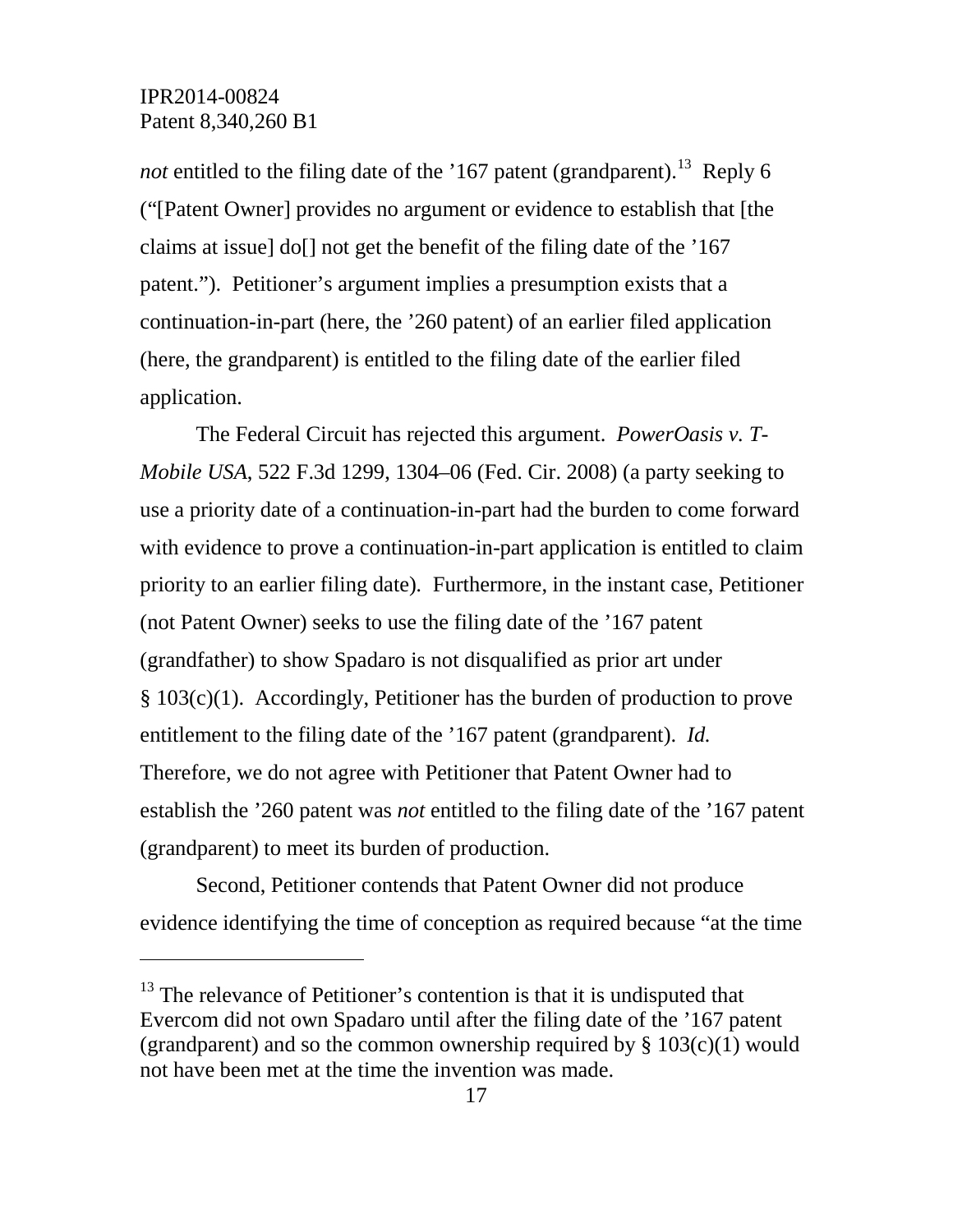*not* entitled to the filing date of the '167 patent (grandparent).[13] Reply 6 ("[Patent Owner] provides no argument or evidence to establish that [the claims at issue] do[] not get the benefit of the filing date of the '167 patent."). Petitioner's argument implies a presumption exists that a continuation-in-part (here, the '260 patent) of an earlier filed application (here, the grandparent) is entitled to the filing date of the earlier filed application.

The Federal Circuit has rejected this argument. *PowerOasis v. T-Mobile USA*, 522 F.3d 1299, 1304–06 (Fed. Cir. 2008) (a party seeking to use a priority date of a continuation-in-part had the burden to come forward with evidence to prove a continuation-in-part application is entitled to claim priority to an earlier filing date). Furthermore, in the instant case, Petitioner (not Patent Owner) seeks to use the filing date of the '167 patent (grandfather) to show Spadaro is not disqualified as prior art under § 103(c)(1). Accordingly, Petitioner has the burden of production to prove entitlement to the filing date of the '167 patent (grandparent). *Id.* Therefore, we do not agree with Petitioner that Patent Owner had to establish the '260 patent was *not* entitled to the filing date of the '167 patent (grandparent) to meet its burden of production.

Second, Petitioner contends that Patent Owner did not produce evidence identifying the time of conception as required because "at the time

---

[13] The relevance of Petitioner's contention is that it is undisputed that Evercom did not own Spadaro until after the filing date of the '167 patent (grandparent) and so the common ownership required by § 103(c)(1) would not have been met at the time the invention was made.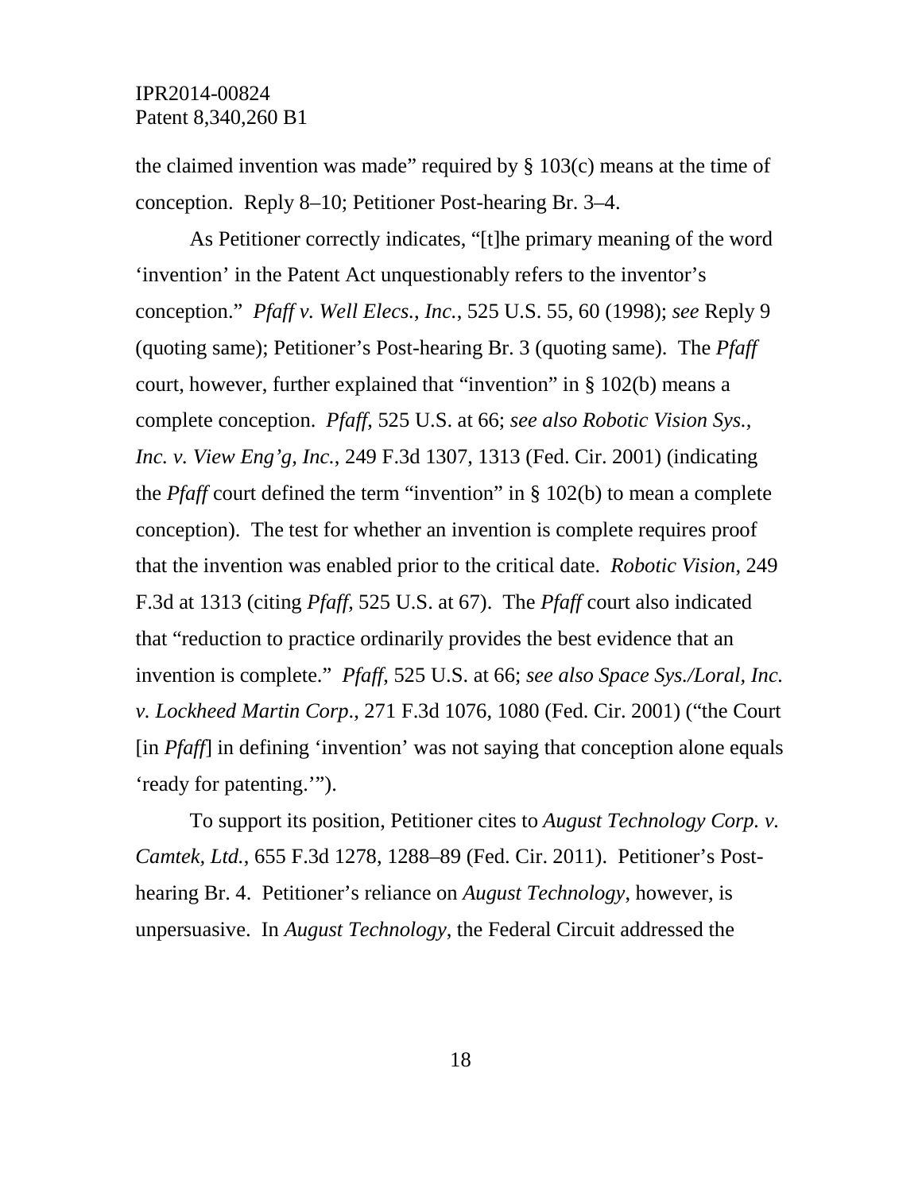the claimed invention was made" required by § 103(c) means at the time of conception. Reply 8–10; Petitioner Post-hearing Br. 3–4.

As Petitioner correctly indicates, "[t]he primary meaning of the word 'invention' in the Patent Act unquestionably refers to the inventor's conception." *Pfaff v. Well Elecs., Inc.*, 525 U.S. 55, 60 (1998); *see* Reply 9 (quoting same); Petitioner's Post-hearing Br. 3 (quoting same). The *Pfaff* court, however, further explained that "invention" in § 102(b) means a complete conception. *Pfaff*, 525 U.S. at 66; *see also Robotic Vision Sys., Inc. v. View Eng'g, Inc.*, 249 F.3d 1307, 1313 (Fed. Cir. 2001) (indicating the *Pfaff* court defined the term "invention" in § 102(b) to mean a complete conception). The test for whether an invention is complete requires proof that the invention was enabled prior to the critical date. *Robotic Vision*, 249 F.3d at 1313 (citing *Pfaff*, 525 U.S. at 67). The *Pfaff* court also indicated that "reduction to practice ordinarily provides the best evidence that an invention is complete." *Pfaff*, 525 U.S. at 66; *see also Space Sys./Loral, Inc. v. Lockheed Martin Corp.*, 271 F.3d 1076, 1080 (Fed. Cir. 2001) ("the Court [in *Pfaff*] in defining 'invention' was not saying that conception alone equals 'ready for patenting.'").

To support its position, Petitioner cites to *August Technology Corp. v. Camtek, Ltd.*, 655 F.3d 1278, 1288–89 (Fed. Cir. 2011). Petitioner's Post-hearing Br. 4. Petitioner's reliance on *August Technology*, however, is unpersuasive. In *August Technology*, the Federal Circuit addressed the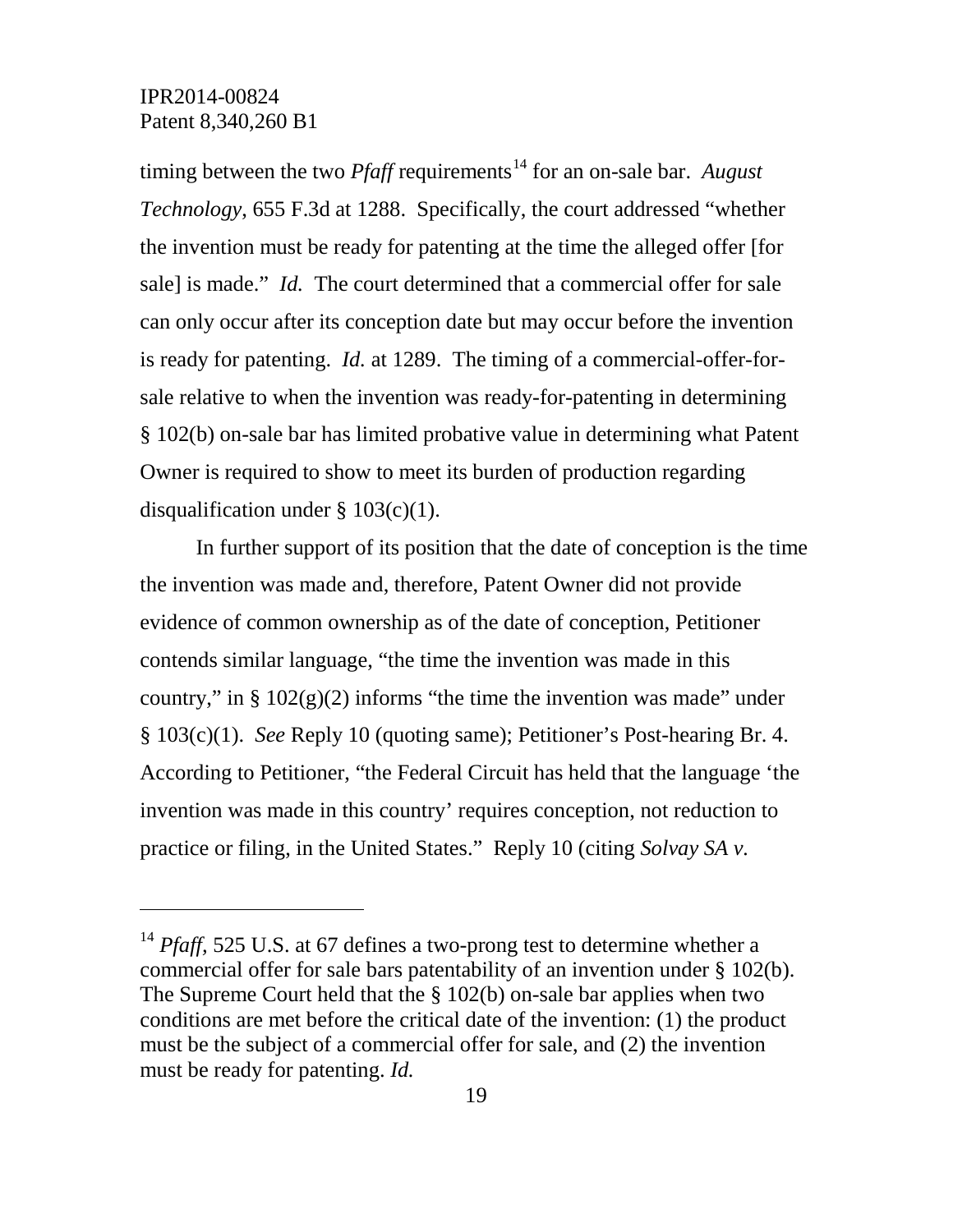timing between the two *Pfaff* requirements[14] for an on-sale bar. *August Technology*, 655 F.3d at 1288. Specifically, the court addressed "whether the invention must be ready for patenting at the time the alleged offer [for sale] is made." *Id.* The court determined that a commercial offer for sale can only occur after its conception date but may occur before the invention is ready for patenting. *Id.* at 1289. The timing of a commercial-offer-for-sale relative to when the invention was ready-for-patenting in determining § 102(b) on-sale bar has limited probative value in determining what Patent Owner is required to show to meet its burden of production regarding disqualification under § 103(c)(1).

In further support of its position that the date of conception is the time the invention was made and, therefore, Patent Owner did not provide evidence of common ownership as of the date of conception, Petitioner contends similar language, "the time the invention was made in this country," in § 102(g)(2) informs "the time the invention was made" under § 103(c)(1). *See* Reply 10 (quoting same); Petitioner's Post-hearing Br. 4. According to Petitioner, "the Federal Circuit has held that the language 'the invention was made in this country' requires conception, not reduction to practice or filing, in the United States." Reply 10 (citing *Solvay SA v.*

---

[14] *Pfaff*, 525 U.S. at 67 defines a two-prong test to determine whether a commercial offer for sale bars patentability of an invention under § 102(b). The Supreme Court held that the § 102(b) on-sale bar applies when two conditions are met before the critical date of the invention: (1) the product must be the subject of a commercial offer for sale, and (2) the invention must be ready for patenting. *Id.*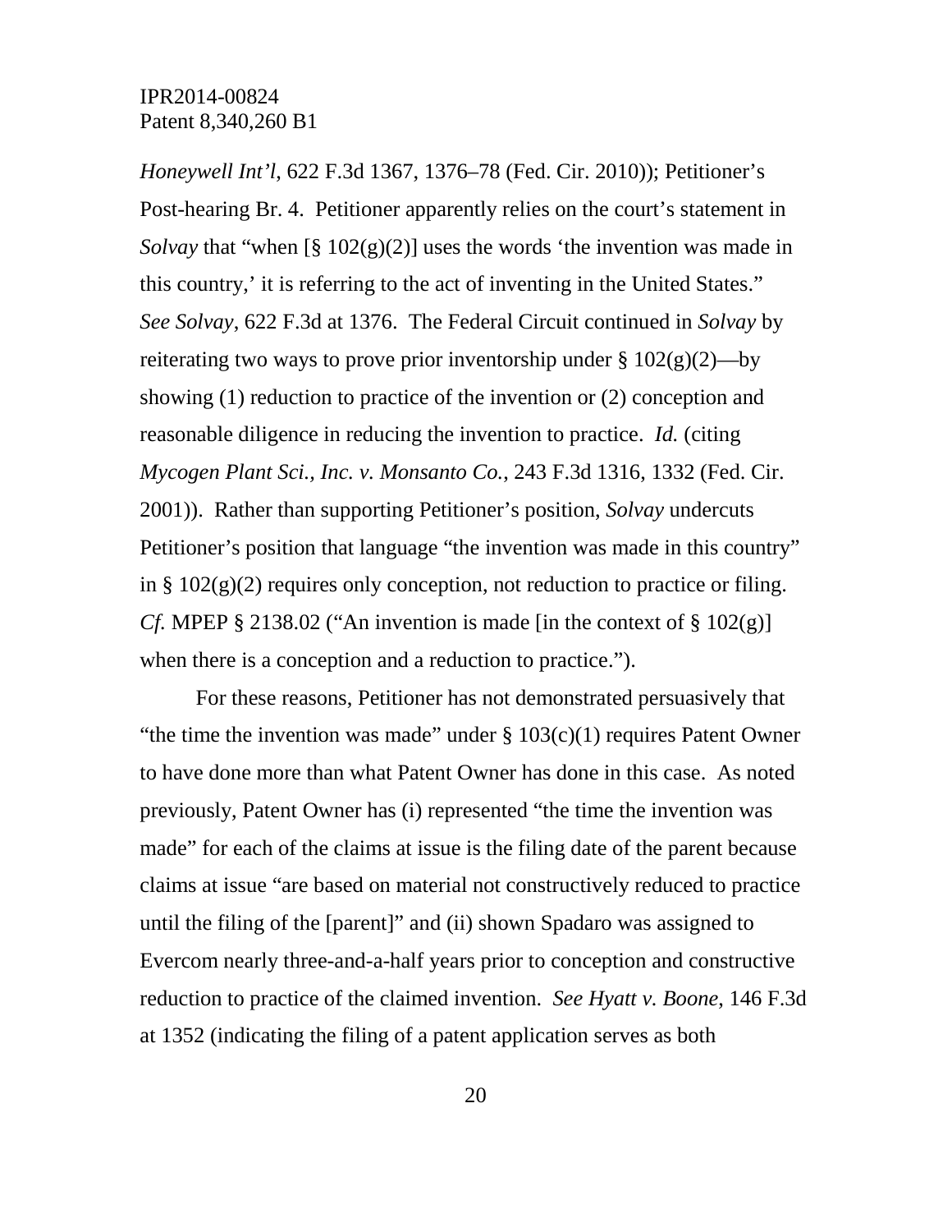*Honeywell Int'l*, 622 F.3d 1367, 1376–78 (Fed. Cir. 2010)); Petitioner's Post-hearing Br. 4. Petitioner apparently relies on the court's statement in *Solvay* that "when [§ 102(g)(2)] uses the words 'the invention was made in this country,' it is referring to the act of inventing in the United States." *See Solvay*, 622 F.3d at 1376. The Federal Circuit continued in *Solvay* by reiterating two ways to prove prior inventorship under § 102(g)(2)—by showing (1) reduction to practice of the invention or (2) conception and reasonable diligence in reducing the invention to practice. *Id.* (citing *Mycogen Plant Sci., Inc. v. Monsanto Co.*, 243 F.3d 1316, 1332 (Fed. Cir. 2001)). Rather than supporting Petitioner's position, *Solvay* undercuts Petitioner's position that language "the invention was made in this country" in § 102(g)(2) requires only conception, not reduction to practice or filing. *Cf.* MPEP § 2138.02 ("An invention is made [in the context of § 102(g)] when there is a conception and a reduction to practice.").

For these reasons, Petitioner has not demonstrated persuasively that "the time the invention was made" under § 103(c)(1) requires Patent Owner to have done more than what Patent Owner has done in this case. As noted previously, Patent Owner has (i) represented "the time the invention was made" for each of the claims at issue is the filing date of the parent because claims at issue "are based on material not constructively reduced to practice until the filing of the [parent]" and (ii) shown Spadaro was assigned to Evercom nearly three-and-a-half years prior to conception and constructive reduction to practice of the claimed invention. *See Hyatt v. Boone*, 146 F.3d at 1352 (indicating the filing of a patent application serves as both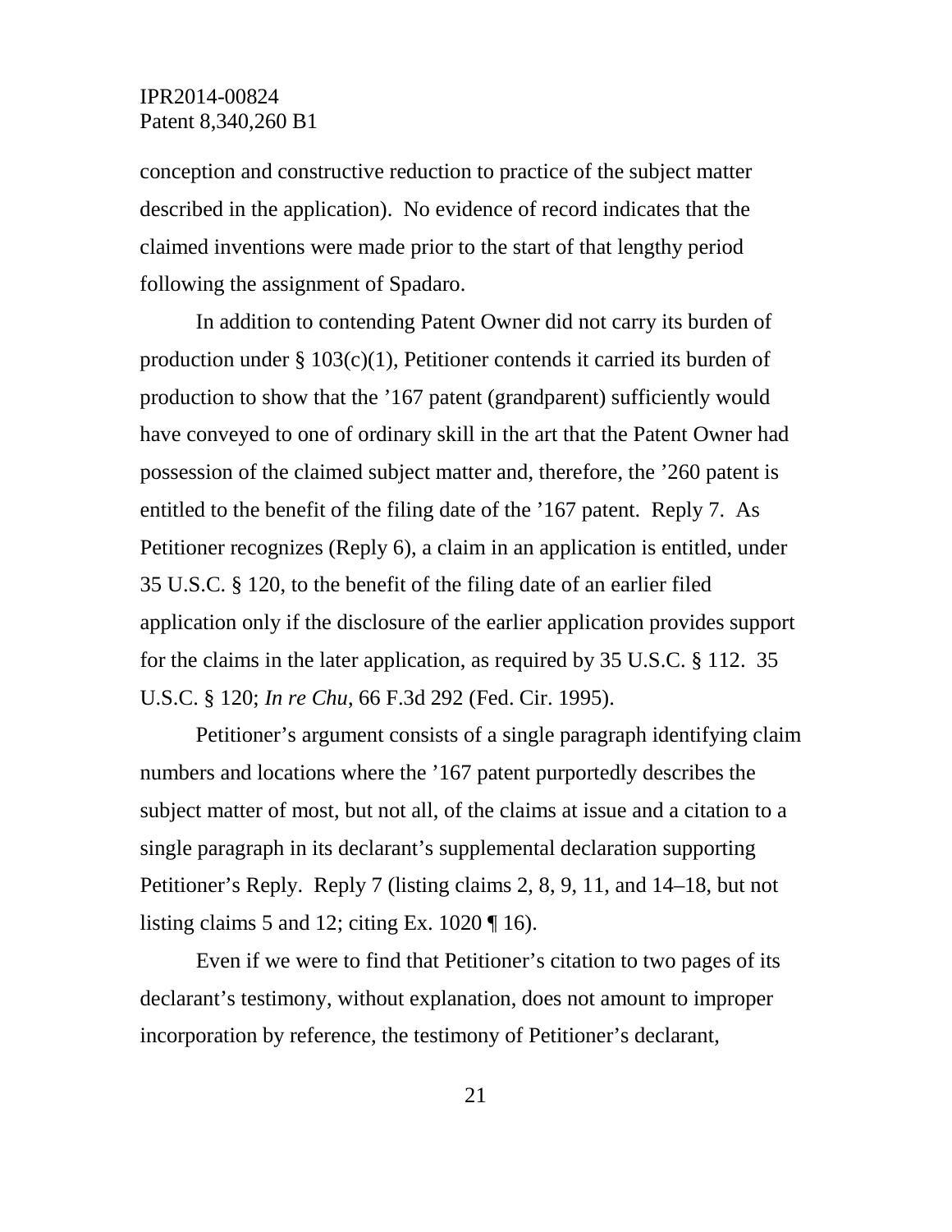conception and constructive reduction to practice of the subject matter described in the application). No evidence of record indicates that the claimed inventions were made prior to the start of that lengthy period following the assignment of Spadaro.

In addition to contending Patent Owner did not carry its burden of production under § 103(c)(1), Petitioner contends it carried its burden of production to show that the '167 patent (grandparent) sufficiently would have conveyed to one of ordinary skill in the art that the Patent Owner had possession of the claimed subject matter and, therefore, the '260 patent is entitled to the benefit of the filing date of the '167 patent. Reply 7. As Petitioner recognizes (Reply 6), a claim in an application is entitled, under 35 U.S.C. § 120, to the benefit of the filing date of an earlier filed application only if the disclosure of the earlier application provides support for the claims in the later application, as required by 35 U.S.C. § 112. 35 U.S.C. § 120; *In re Chu*, 66 F.3d 292 (Fed. Cir. 1995).

Petitioner's argument consists of a single paragraph identifying claim numbers and locations where the '167 patent purportedly describes the subject matter of most, but not all, of the claims at issue and a citation to a single paragraph in its declarant's supplemental declaration supporting Petitioner's Reply. Reply 7 (listing claims 2, 8, 9, 11, and 14–18, but not listing claims 5 and 12; citing Ex. 1020 ¶ 16).

Even if we were to find that Petitioner's citation to two pages of its declarant's testimony, without explanation, does not amount to improper incorporation by reference, the testimony of Petitioner's declarant,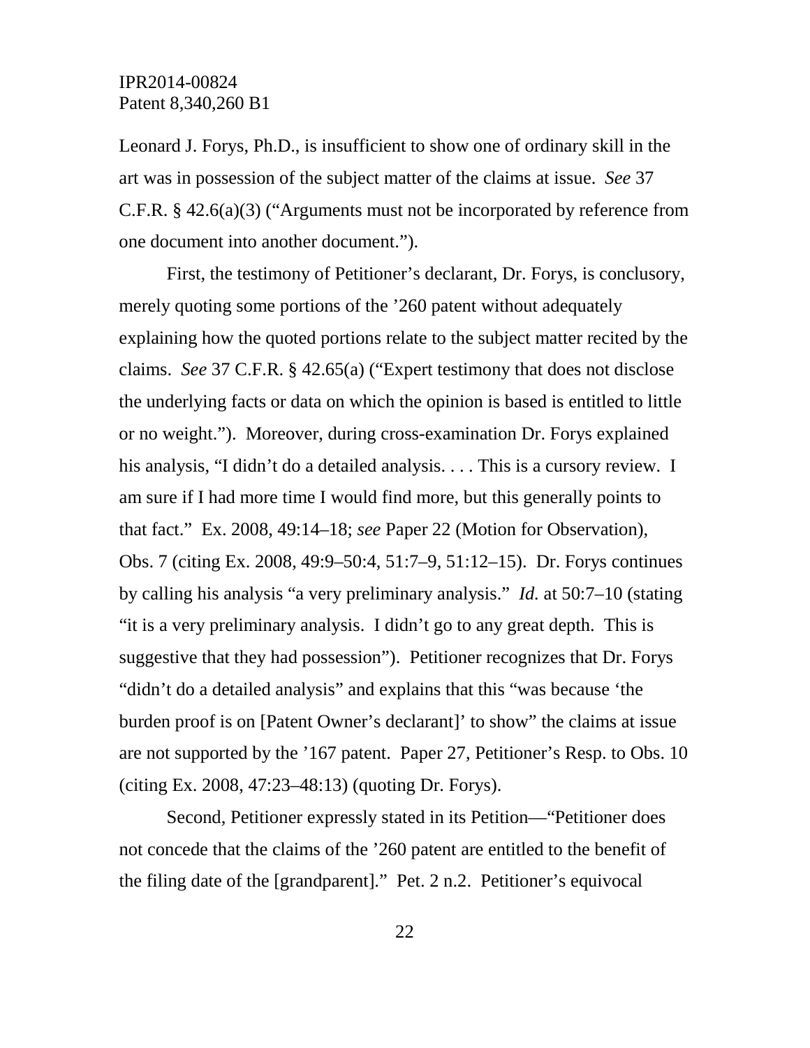Leonard J. Forys, Ph.D., is insufficient to show one of ordinary skill in the art was in possession of the subject matter of the claims at issue. *See* 37 C.F.R. § 42.6(a)(3) ("Arguments must not be incorporated by reference from one document into another document.").

First, the testimony of Petitioner's declarant, Dr. Forys, is conclusory, merely quoting some portions of the '260 patent without adequately explaining how the quoted portions relate to the subject matter recited by the claims. *See* 37 C.F.R. § 42.65(a) ("Expert testimony that does not disclose the underlying facts or data on which the opinion is based is entitled to little or no weight."). Moreover, during cross-examination Dr. Forys explained his analysis, "I didn't do a detailed analysis. . . . This is a cursory review. I am sure if I had more time I would find more, but this generally points to that fact." Ex. 2008, 49:14–18; *see* Paper 22 (Motion for Observation), Obs. 7 (citing Ex. 2008, 49:9–50:4, 51:7–9, 51:12–15). Dr. Forys continues by calling his analysis "a very preliminary analysis." *Id.* at 50:7–10 (stating "it is a very preliminary analysis. I didn't go to any great depth. This is suggestive that they had possession"). Petitioner recognizes that Dr. Forys "didn't do a detailed analysis" and explains that this "was because 'the burden proof is on [Patent Owner's declarant]' to show" the claims at issue are not supported by the '167 patent. Paper 27, Petitioner's Resp. to Obs. 10 (citing Ex. 2008, 47:23–48:13) (quoting Dr. Forys).

Second, Petitioner expressly stated in its Petition—"Petitioner does not concede that the claims of the '260 patent are entitled to the benefit of the filing date of the [grandparent]." Pet. 2 n.2. Petitioner's equivocal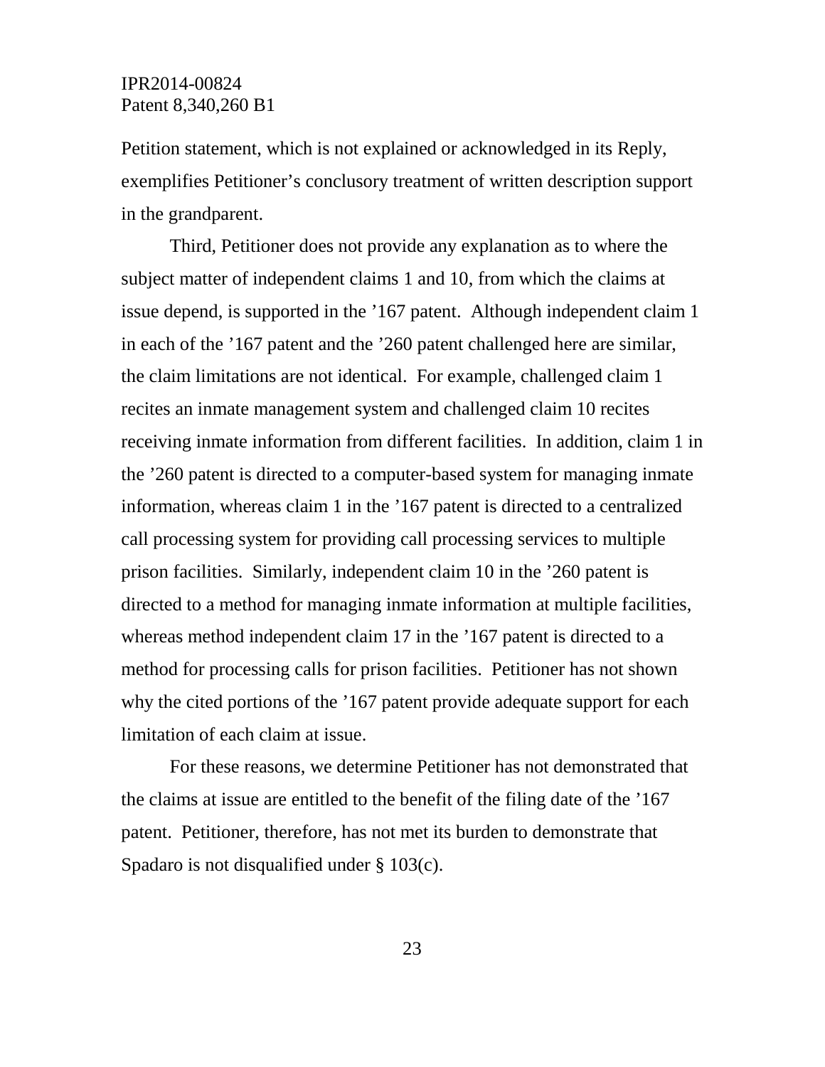Petition statement, which is not explained or acknowledged in its Reply, exemplifies Petitioner's conclusory treatment of written description support in the grandparent.

Third, Petitioner does not provide any explanation as to where the subject matter of independent claims 1 and 10, from which the claims at issue depend, is supported in the '167 patent. Although independent claim 1 in each of the '167 patent and the '260 patent challenged here are similar, the claim limitations are not identical. For example, challenged claim 1 recites an inmate management system and challenged claim 10 recites receiving inmate information from different facilities. In addition, claim 1 in the '260 patent is directed to a computer-based system for managing inmate information, whereas claim 1 in the '167 patent is directed to a centralized call processing system for providing call processing services to multiple prison facilities. Similarly, independent claim 10 in the '260 patent is directed to a method for managing inmate information at multiple facilities, whereas method independent claim 17 in the '167 patent is directed to a method for processing calls for prison facilities. Petitioner has not shown why the cited portions of the '167 patent provide adequate support for each limitation of each claim at issue.

For these reasons, we determine Petitioner has not demonstrated that the claims at issue are entitled to the benefit of the filing date of the '167 patent. Petitioner, therefore, has not met its burden to demonstrate that Spadaro is not disqualified under § 103(c).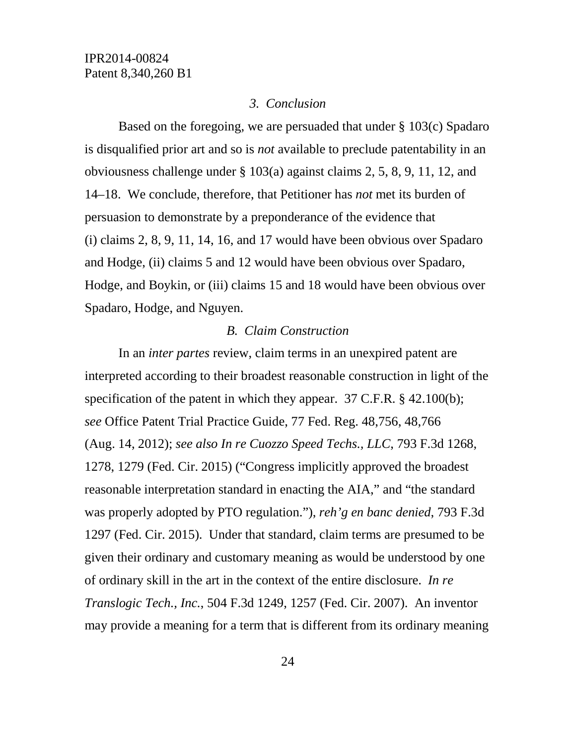### *3. Conclusion*

Based on the foregoing, we are persuaded that under § 103(c) Spadaro is disqualified prior art and so is *not* available to preclude patentability in an obviousness challenge under § 103(a) against claims 2, 5, 8, 9, 11, 12, and 14–18. We conclude, therefore, that Petitioner has *not* met its burden of persuasion to demonstrate by a preponderance of the evidence that (i) claims 2, 8, 9, 11, 14, 16, and 17 would have been obvious over Spadaro and Hodge, (ii) claims 5 and 12 would have been obvious over Spadaro, Hodge, and Boykin, or (iii) claims 15 and 18 would have been obvious over Spadaro, Hodge, and Nguyen.

## *B. Claim Construction*

In an *inter partes* review, claim terms in an unexpired patent are interpreted according to their broadest reasonable construction in light of the specification of the patent in which they appear. 37 C.F.R. § 42.100(b); *see* Office Patent Trial Practice Guide, 77 Fed. Reg. 48,756, 48,766 (Aug. 14, 2012); *see also In re Cuozzo Speed Techs., LLC*, 793 F.3d 1268, 1278, 1279 (Fed. Cir. 2015) ("Congress implicitly approved the broadest reasonable interpretation standard in enacting the AIA," and "the standard was properly adopted by PTO regulation."), *reh'g en banc denied*, 793 F.3d 1297 (Fed. Cir. 2015). Under that standard, claim terms are presumed to be given their ordinary and customary meaning as would be understood by one of ordinary skill in the art in the context of the entire disclosure. *In re Translogic Tech., Inc.*, 504 F.3d 1249, 1257 (Fed. Cir. 2007). An inventor may provide a meaning for a term that is different from its ordinary meaning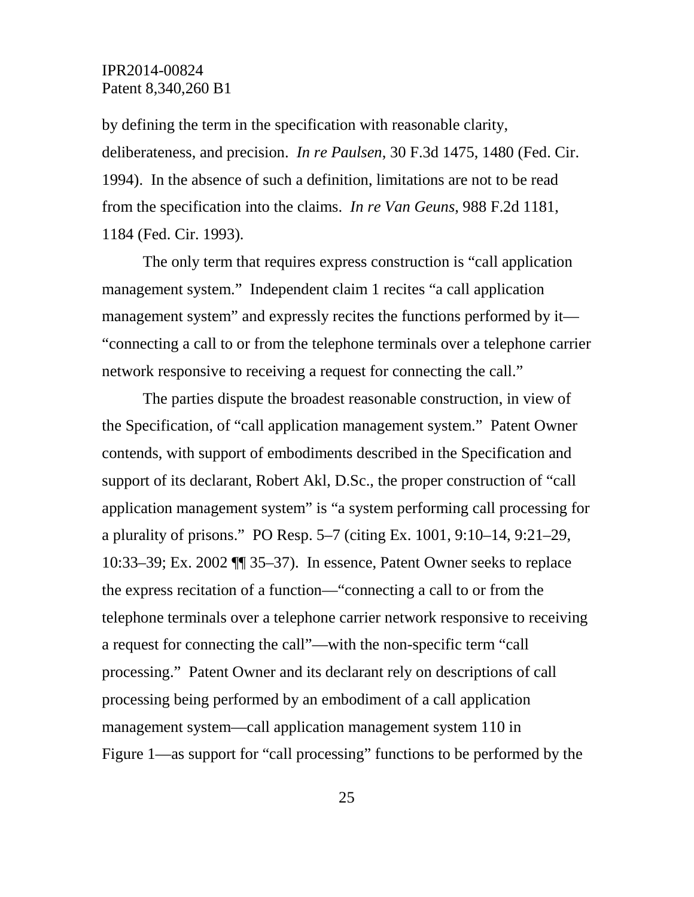by defining the term in the specification with reasonable clarity, deliberateness, and precision. *In re Paulsen*, 30 F.3d 1475, 1480 (Fed. Cir. 1994). In the absence of such a definition, limitations are not to be read from the specification into the claims. *In re Van Geuns*, 988 F.2d 1181, 1184 (Fed. Cir. 1993).

The only term that requires express construction is "call application management system." Independent claim 1 recites "a call application management system" and expressly recites the functions performed by it—"connecting a call to or from the telephone terminals over a telephone carrier network responsive to receiving a request for connecting the call."

The parties dispute the broadest reasonable construction, in view of the Specification, of "call application management system." Patent Owner contends, with support of embodiments described in the Specification and support of its declarant, Robert Akl, D.Sc., the proper construction of "call application management system" is "a system performing call processing for a plurality of prisons." PO Resp. 5–7 (citing Ex. 1001, 9:10–14, 9:21–29, 10:33–39; Ex. 2002 ¶¶ 35–37). In essence, Patent Owner seeks to replace the express recitation of a function—"connecting a call to or from the telephone terminals over a telephone carrier network responsive to receiving a request for connecting the call"—with the non-specific term "call processing." Patent Owner and its declarant rely on descriptions of call processing being performed by an embodiment of a call application management system—call application management system 110 in Figure 1—as support for "call processing" functions to be performed by the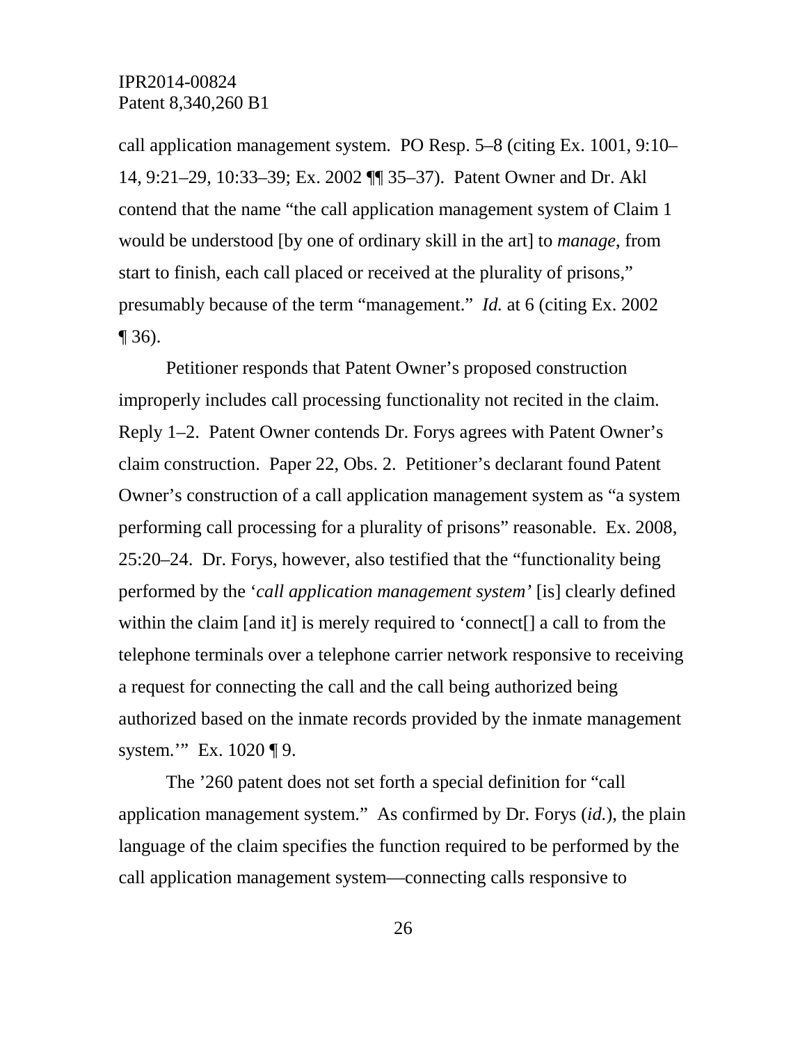call application management system. PO Resp. 5–8 (citing Ex. 1001, 9:10–14, 9:21–29, 10:33–39; Ex. 2002 ¶¶ 35–37). Patent Owner and Dr. Akl contend that the name "the call application management system of Claim 1 would be understood [by one of ordinary skill in the art] to *manage*, from start to finish, each call placed or received at the plurality of prisons," presumably because of the term "management." *Id.* at 6 (citing Ex. 2002 ¶ 36).

Petitioner responds that Patent Owner's proposed construction improperly includes call processing functionality not recited in the claim. Reply 1–2. Patent Owner contends Dr. Forys agrees with Patent Owner's claim construction. Paper 22, Obs. 2. Petitioner's declarant found Patent Owner's construction of a call application management system as "a system performing call processing for a plurality of prisons" reasonable. Ex. 2008, 25:20–24. Dr. Forys, however, also testified that the "functionality being performed by the '*call application management system'* [is] clearly defined within the claim [and it] is merely required to 'connect[] a call to from the telephone terminals over a telephone carrier network responsive to receiving a request for connecting the call and the call being authorized being authorized based on the inmate records provided by the inmate management system.'" Ex. 1020 ¶ 9.

The '260 patent does not set forth a special definition for "call application management system." As confirmed by Dr. Forys (*id.*), the plain language of the claim specifies the function required to be performed by the call application management system—connecting calls responsive to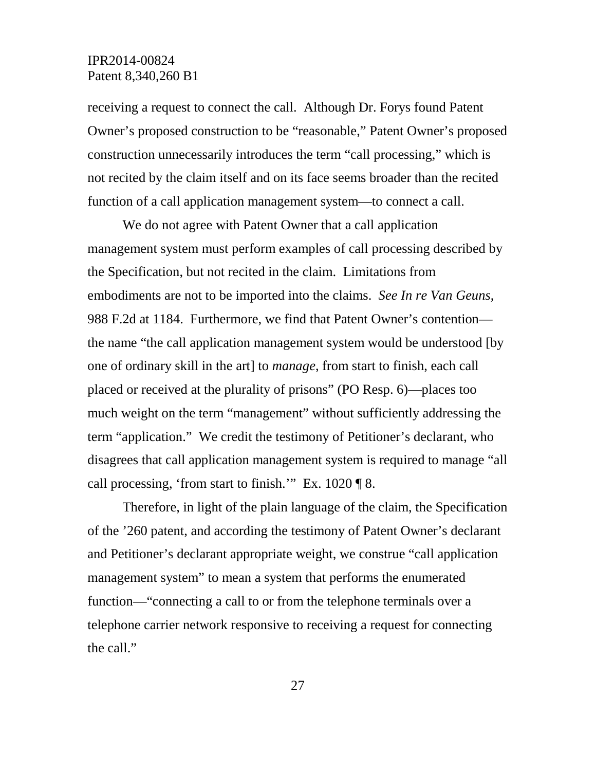receiving a request to connect the call. Although Dr. Forys found Patent Owner's proposed construction to be "reasonable," Patent Owner's proposed construction unnecessarily introduces the term "call processing," which is not recited by the claim itself and on its face seems broader than the recited function of a call application management system—to connect a call.

We do not agree with Patent Owner that a call application management system must perform examples of call processing described by the Specification, but not recited in the claim. Limitations from embodiments are not to be imported into the claims. *See In re Van Geuns*, 988 F.2d at 1184. Furthermore, we find that Patent Owner's contention—the name "the call application management system would be understood [by one of ordinary skill in the art] to *manage*, from start to finish, each call placed or received at the plurality of prisons" (PO Resp. 6)—places too much weight on the term "management" without sufficiently addressing the term "application." We credit the testimony of Petitioner's declarant, who disagrees that call application management system is required to manage "all call processing, 'from start to finish.'" Ex. 1020 ¶ 8.

Therefore, in light of the plain language of the claim, the Specification of the '260 patent, and according the testimony of Patent Owner's declarant and Petitioner's declarant appropriate weight, we construe "call application management system" to mean a system that performs the enumerated function—"connecting a call to or from the telephone terminals over a telephone carrier network responsive to receiving a request for connecting the call."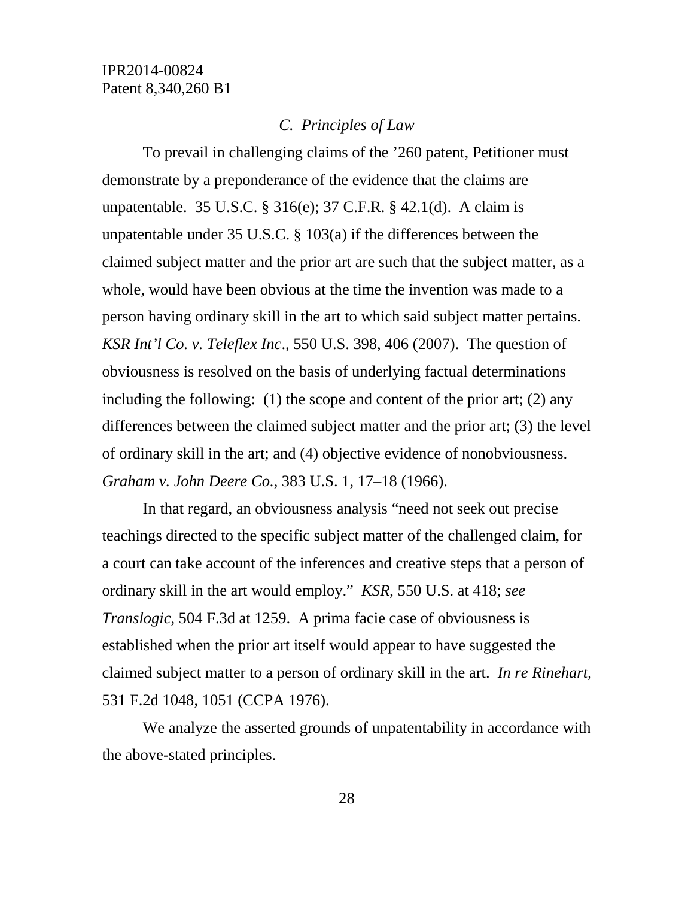### *C. Principles of Law*

To prevail in challenging claims of the ’260 patent, Petitioner must demonstrate by a preponderance of the evidence that the claims are unpatentable. 35 U.S.C. § 316(e); 37 C.F.R. § 42.1(d). A claim is unpatentable under 35 U.S.C. § 103(a) if the differences between the claimed subject matter and the prior art are such that the subject matter, as a whole, would have been obvious at the time the invention was made to a person having ordinary skill in the art to which said subject matter pertains. *KSR Int’l Co. v. Teleflex Inc*., 550 U.S. 398, 406 (2007). The question of obviousness is resolved on the basis of underlying factual determinations including the following: (1) the scope and content of the prior art; (2) any differences between the claimed subject matter and the prior art; (3) the level of ordinary skill in the art; and (4) objective evidence of nonobviousness. *Graham v. John Deere Co.*, 383 U.S. 1, 17–18 (1966).

In that regard, an obviousness analysis “need not seek out precise teachings directed to the specific subject matter of the challenged claim, for a court can take account of the inferences and creative steps that a person of ordinary skill in the art would employ.” *KSR,* 550 U.S. at 418; *see Translogic,* 504 F.3d at 1259. A prima facie case of obviousness is established when the prior art itself would appear to have suggested the claimed subject matter to a person of ordinary skill in the art. *In re Rinehart*, 531 F.2d 1048, 1051 (CCPA 1976).

We analyze the asserted grounds of unpatentability in accordance with the above-stated principles.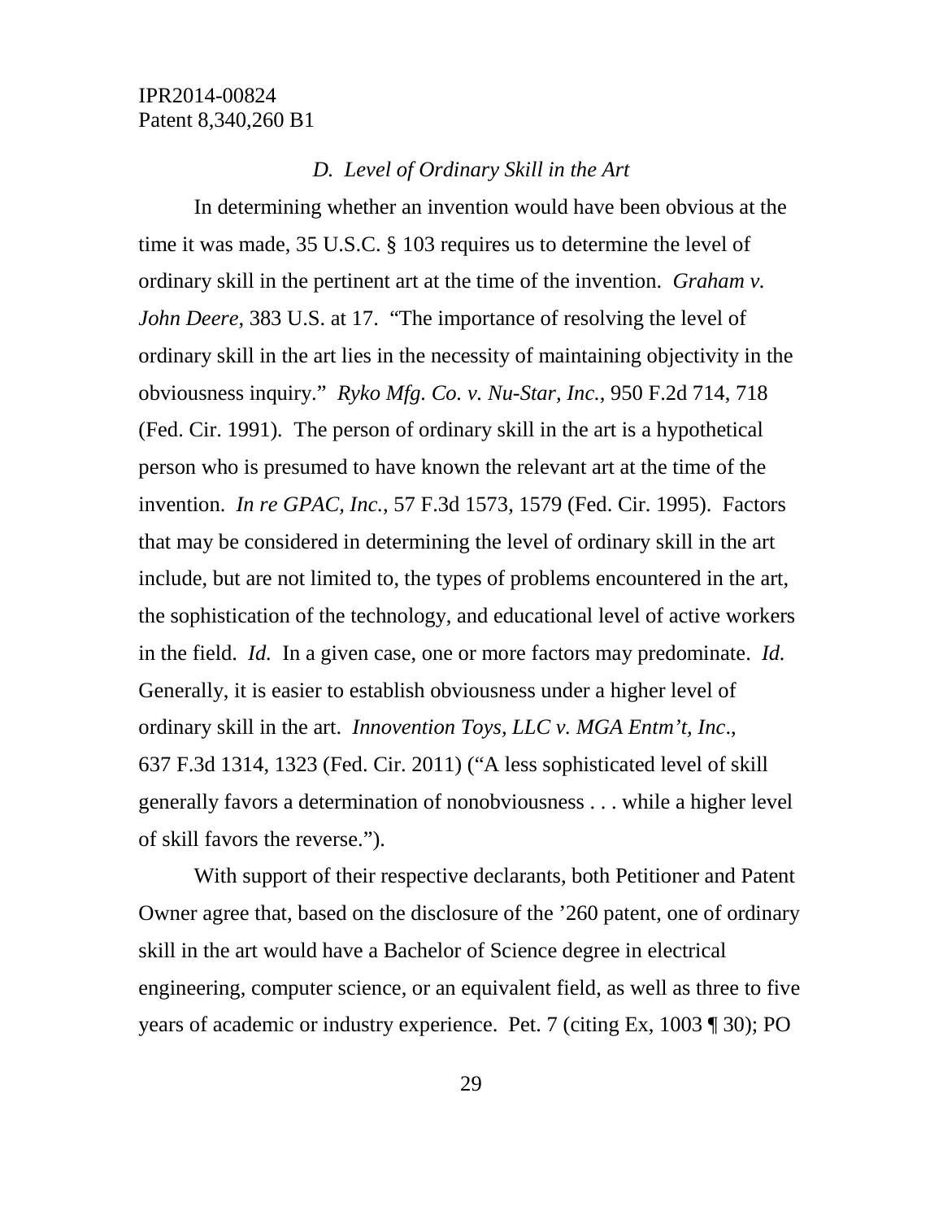### *D. Level of Ordinary Skill in the Art*

In determining whether an invention would have been obvious at the time it was made, 35 U.S.C. § 103 requires us to determine the level of ordinary skill in the pertinent art at the time of the invention. *Graham v. John Deere*, 383 U.S. at 17. "The importance of resolving the level of ordinary skill in the art lies in the necessity of maintaining objectivity in the obviousness inquiry." *Ryko Mfg. Co. v. Nu-Star, Inc.*, 950 F.2d 714, 718 (Fed. Cir. 1991). The person of ordinary skill in the art is a hypothetical person who is presumed to have known the relevant art at the time of the invention. *In re GPAC, Inc.*, 57 F.3d 1573, 1579 (Fed. Cir. 1995). Factors that may be considered in determining the level of ordinary skill in the art include, but are not limited to, the types of problems encountered in the art, the sophistication of the technology, and educational level of active workers in the field. *Id.* In a given case, one or more factors may predominate. *Id.* Generally, it is easier to establish obviousness under a higher level of ordinary skill in the art. *Innovention Toys, LLC v. MGA Entm't, Inc*., 637 F.3d 1314, 1323 (Fed. Cir. 2011) ("A less sophisticated level of skill generally favors a determination of nonobviousness . . . while a higher level of skill favors the reverse.").

With support of their respective declarants, both Petitioner and Patent Owner agree that, based on the disclosure of the '260 patent, one of ordinary skill in the art would have a Bachelor of Science degree in electrical engineering, computer science, or an equivalent field, as well as three to five years of academic or industry experience. Pet. 7 (citing Ex, 1003 ¶ 30); PO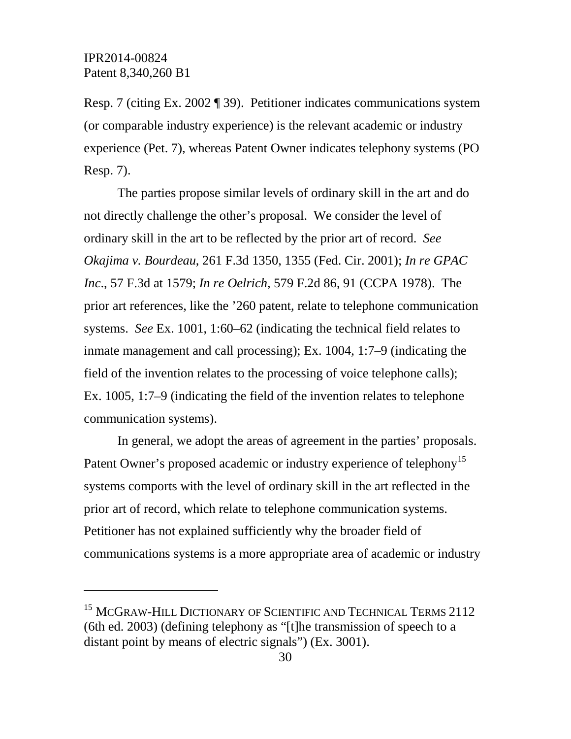Resp. 7 (citing Ex. 2002 ¶ 39). Petitioner indicates communications system (or comparable industry experience) is the relevant academic or industry experience (Pet. 7), whereas Patent Owner indicates telephony systems (PO Resp. 7).

The parties propose similar levels of ordinary skill in the art and do not directly challenge the other's proposal. We consider the level of ordinary skill in the art to be reflected by the prior art of record. *See Okajima v. Bourdeau*, 261 F.3d 1350, 1355 (Fed. Cir. 2001); *In re GPAC Inc*., 57 F.3d at 1579; *In re Oelrich*, 579 F.2d 86, 91 (CCPA 1978). The prior art references, like the '260 patent, relate to telephone communication systems. *See* Ex. 1001, 1:60–62 (indicating the technical field relates to inmate management and call processing); Ex. 1004, 1:7–9 (indicating the field of the invention relates to the processing of voice telephone calls); Ex. 1005, 1:7–9 (indicating the field of the invention relates to telephone communication systems).

In general, we adopt the areas of agreement in the parties' proposals. Patent Owner's proposed academic or industry experience of telephony[15] systems comports with the level of ordinary skill in the art reflected in the prior art of record, which relate to telephone communication systems. Petitioner has not explained sufficiently why the broader field of communications systems is a more appropriate area of academic or industry

---

[15] McGraw-Hill Dictionary of Scientific and Technical Terms 2112 (6th ed. 2003) (defining telephony as "[t]he transmission of speech to a distant point by means of electric signals") (Ex. 3001).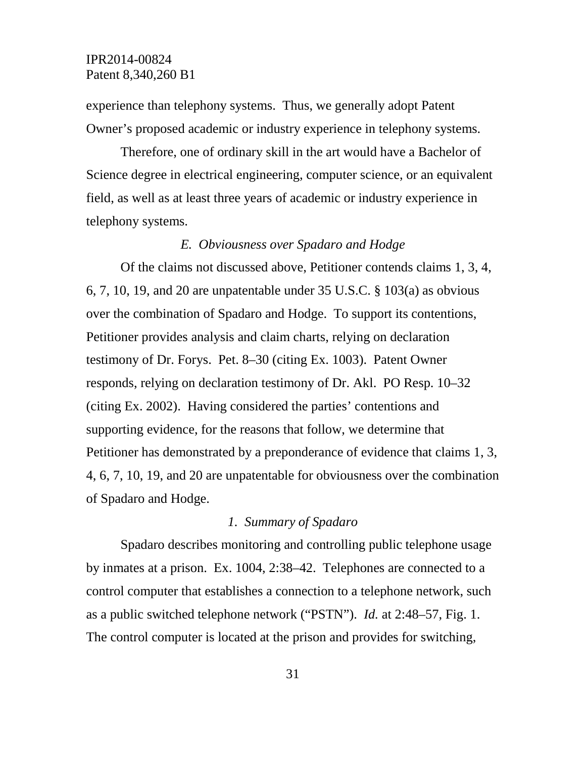experience than telephony systems. Thus, we generally adopt Patent Owner's proposed academic or industry experience in telephony systems.

Therefore, one of ordinary skill in the art would have a Bachelor of Science degree in electrical engineering, computer science, or an equivalent field, as well as at least three years of academic or industry experience in telephony systems.

### *E. Obviousness over Spadaro and Hodge*

Of the claims not discussed above, Petitioner contends claims 1, 3, 4, 6, 7, 10, 19, and 20 are unpatentable under 35 U.S.C. § 103(a) as obvious over the combination of Spadaro and Hodge. To support its contentions, Petitioner provides analysis and claim charts, relying on declaration testimony of Dr. Forys. Pet. 8–30 (citing Ex. 1003). Patent Owner responds, relying on declaration testimony of Dr. Akl. PO Resp. 10–32 (citing Ex. 2002). Having considered the parties' contentions and supporting evidence, for the reasons that follow, we determine that Petitioner has demonstrated by a preponderance of evidence that claims 1, 3, 4, 6, 7, 10, 19, and 20 are unpatentable for obviousness over the combination of Spadaro and Hodge.

#### *1. Summary of Spadaro*

Spadaro describes monitoring and controlling public telephone usage by inmates at a prison. Ex. 1004, 2:38–42. Telephones are connected to a control computer that establishes a connection to a telephone network, such as a public switched telephone network ("PSTN"). *Id.* at 2:48–57, Fig. 1. The control computer is located at the prison and provides for switching,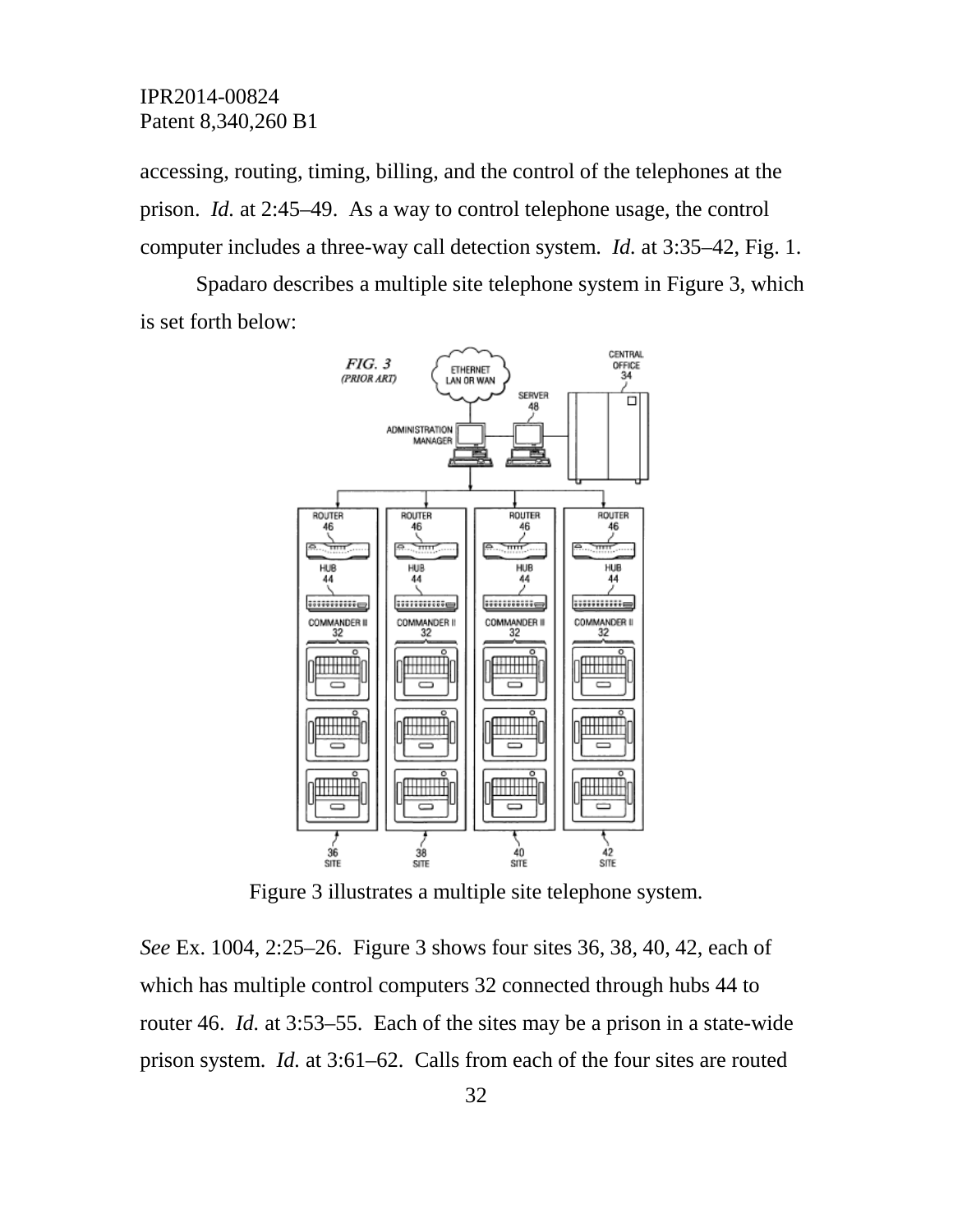accessing, routing, timing, billing, and the control of the telephones at the prison. *Id.* at 2:45–49. As a way to control telephone usage, the control computer includes a three-way call detection system. *Id.* at 3:35–42, Fig. 1.

Spadaro describes a multiple site telephone system in Figure 3, which is set forth below:

Figure 3 illustrates a multiple site telephone system.

*See* Ex. 1004, 2:25–26. Figure 3 shows four sites 36, 38, 40, 42, each of which has multiple control computers 32 connected through hubs 44 to router 46. *Id.* at 3:53–55. Each of the sites may be a prison in a state-wide prison system. *Id.* at 3:61–62. Calls from each of the four sites are routed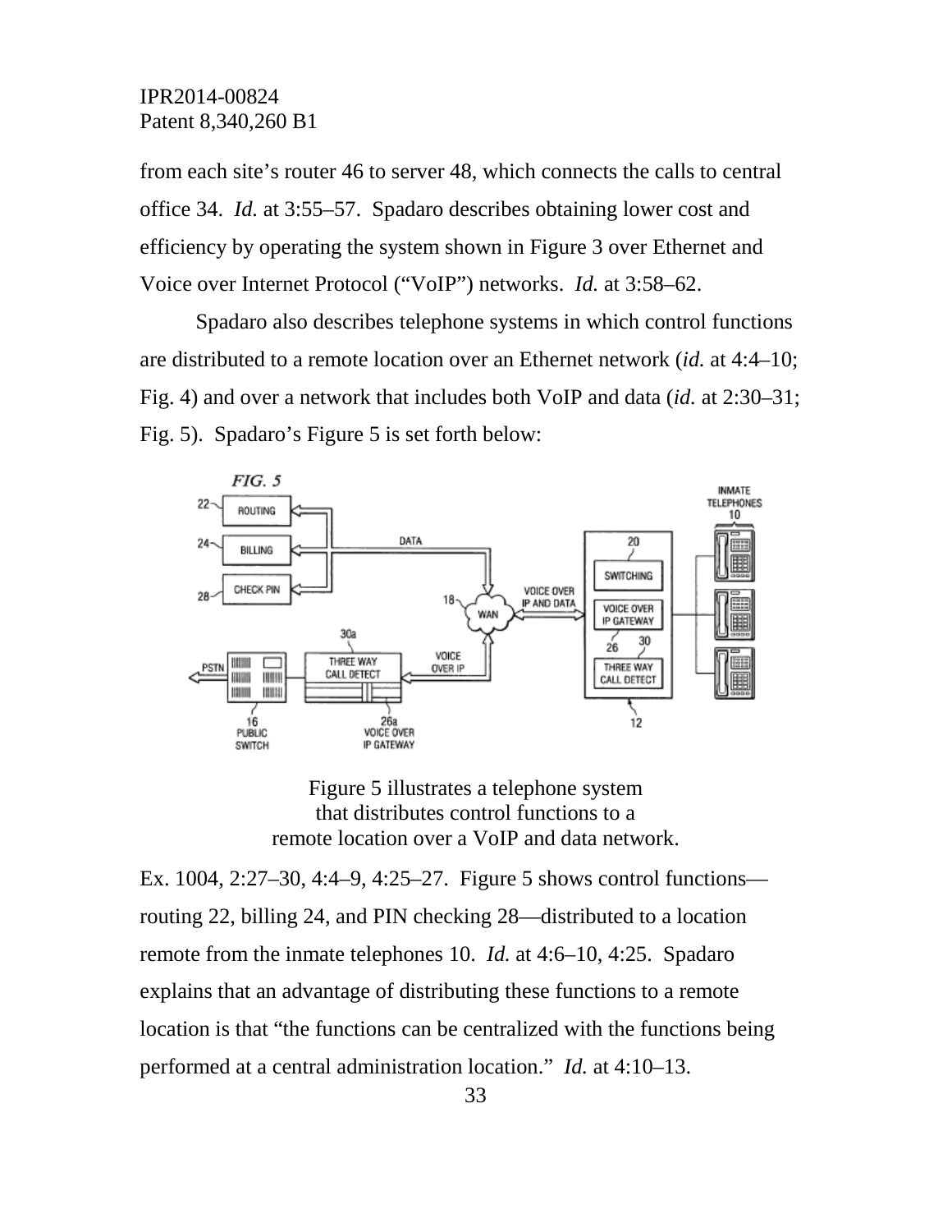from each site's router 46 to server 48, which connects the calls to central office 34. *Id.* at 3:55–57. Spadaro describes obtaining lower cost and efficiency by operating the system shown in Figure 3 over Ethernet and Voice over Internet Protocol ("VoIP") networks. *Id.* at 3:58–62.

Spadaro also describes telephone systems in which control functions are distributed to a remote location over an Ethernet network (*id.* at 4:4–10; Fig. 4) and over a network that includes both VoIP and data (*id.* at 2:30–31; Fig. 5). Spadaro's Figure 5 is set forth below:

Figure 5 illustrates a telephone system that distributes control functions to a remote location over a VoIP and data network.

Ex. 1004, 2:27–30, 4:4–9, 4:25–27. Figure 5 shows control functions—routing 22, billing 24, and PIN checking 28—distributed to a location remote from the inmate telephones 10. *Id.* at 4:6–10, 4:25. Spadaro explains that an advantage of distributing these functions to a remote location is that "the functions can be centralized with the functions being performed at a central administration location." *Id.* at 4:10–13.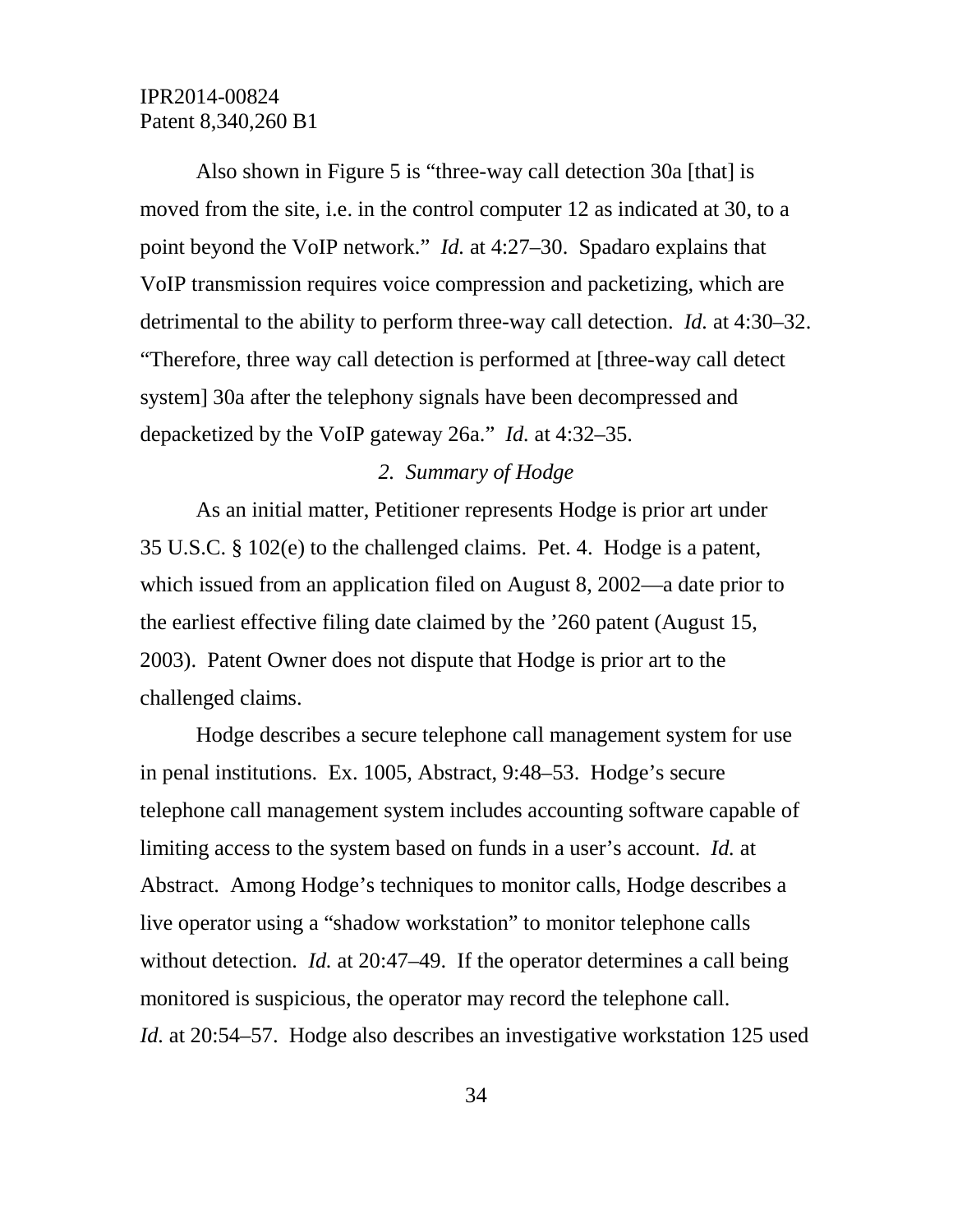Also shown in Figure 5 is "three-way call detection 30a [that] is moved from the site, i.e. in the control computer 12 as indicated at 30, to a point beyond the VoIP network." *Id.* at 4:27–30. Spadaro explains that VoIP transmission requires voice compression and packetizing, which are detrimental to the ability to perform three-way call detection. *Id.* at 4:30–32. "Therefore, three way call detection is performed at [three-way call detect system] 30a after the telephony signals have been decompressed and depacketized by the VoIP gateway 26a." *Id.* at 4:32–35.

### *2. Summary of Hodge*

As an initial matter, Petitioner represents Hodge is prior art under 35 U.S.C. § 102(e) to the challenged claims. Pet. 4. Hodge is a patent, which issued from an application filed on August 8, 2002—a date prior to the earliest effective filing date claimed by the '260 patent (August 15, 2003). Patent Owner does not dispute that Hodge is prior art to the challenged claims.

Hodge describes a secure telephone call management system for use in penal institutions. Ex. 1005, Abstract, 9:48–53. Hodge's secure telephone call management system includes accounting software capable of limiting access to the system based on funds in a user's account. *Id.* at Abstract. Among Hodge's techniques to monitor calls, Hodge describes a live operator using a "shadow workstation" to monitor telephone calls without detection. *Id.* at 20:47–49. If the operator determines a call being monitored is suspicious, the operator may record the telephone call. *Id.* at 20:54–57. Hodge also describes an investigative workstation 125 used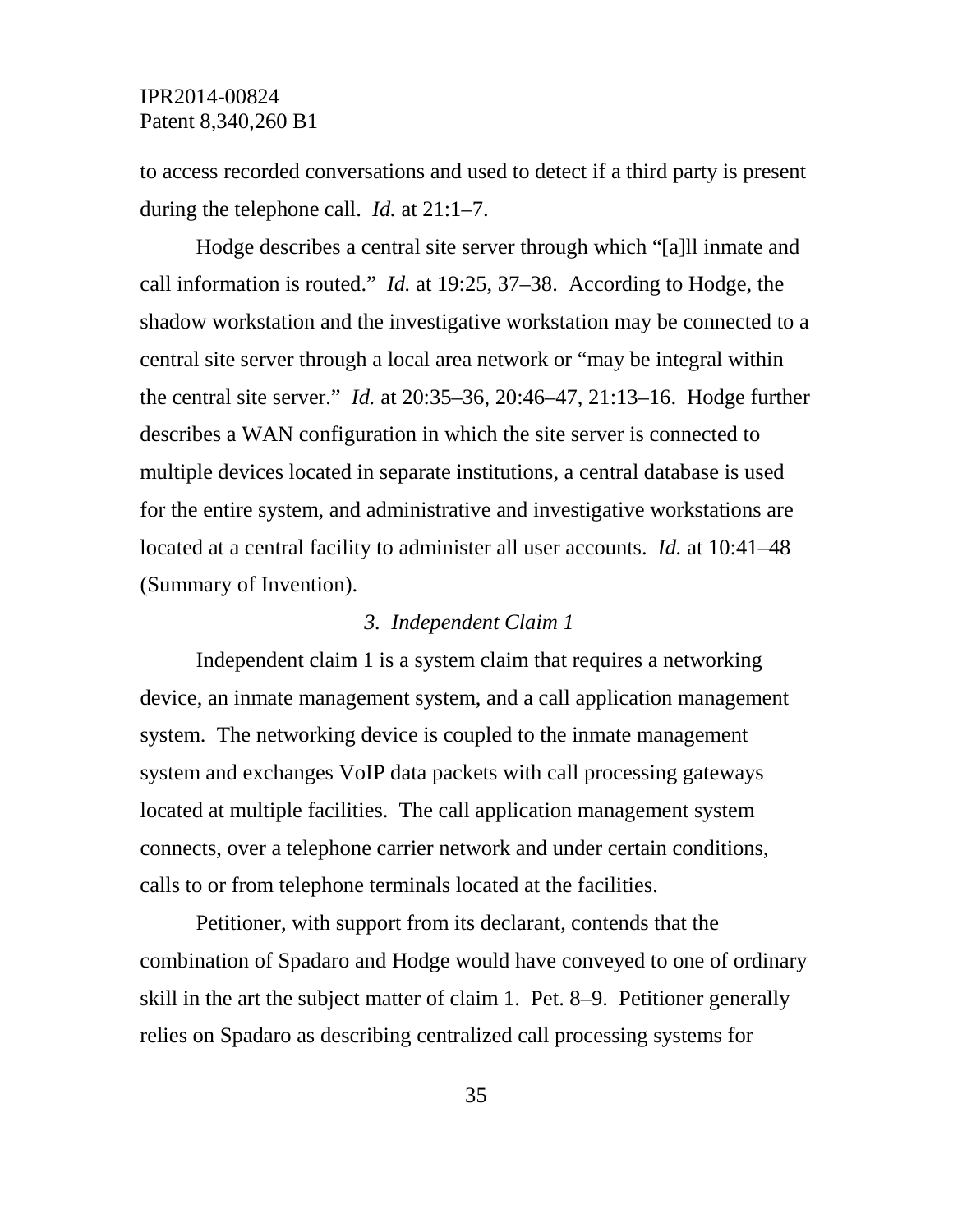to access recorded conversations and used to detect if a third party is present during the telephone call. *Id.* at 21:1–7.

Hodge describes a central site server through which "[a]ll inmate and call information is routed." *Id.* at 19:25, 37–38. According to Hodge, the shadow workstation and the investigative workstation may be connected to a central site server through a local area network or "may be integral within the central site server." *Id.* at 20:35–36, 20:46–47, 21:13–16. Hodge further describes a WAN configuration in which the site server is connected to multiple devices located in separate institutions, a central database is used for the entire system, and administrative and investigative workstations are located at a central facility to administer all user accounts. *Id.* at 10:41–48 (Summary of Invention).

### *3. Independent Claim 1*

Independent claim 1 is a system claim that requires a networking device, an inmate management system, and a call application management system. The networking device is coupled to the inmate management system and exchanges VoIP data packets with call processing gateways located at multiple facilities. The call application management system connects, over a telephone carrier network and under certain conditions, calls to or from telephone terminals located at the facilities.

Petitioner, with support from its declarant, contends that the combination of Spadaro and Hodge would have conveyed to one of ordinary skill in the art the subject matter of claim 1. Pet. 8–9. Petitioner generally relies on Spadaro as describing centralized call processing systems for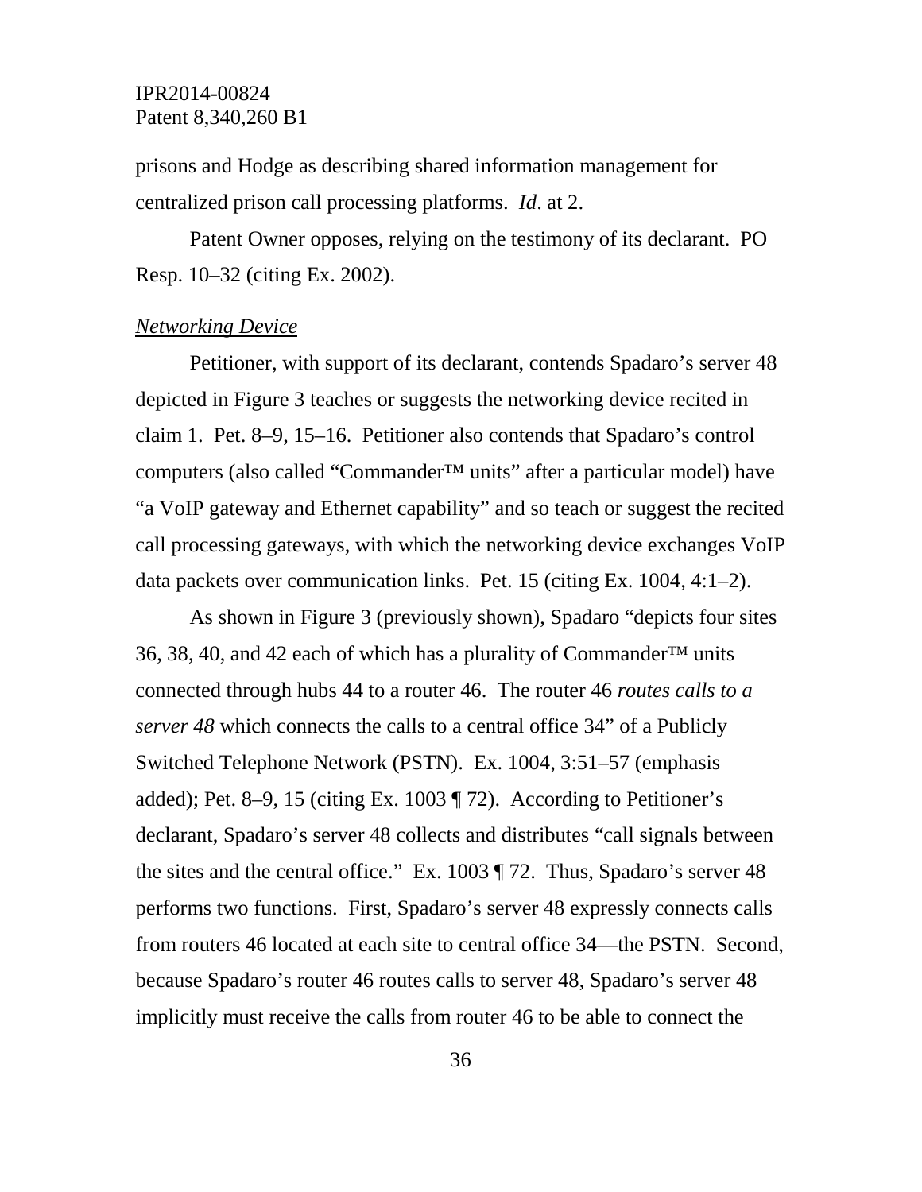prisons and Hodge as describing shared information management for centralized prison call processing platforms. *Id*. at 2.

Patent Owner opposes, relying on the testimony of its declarant. PO Resp. 10–32 (citing Ex. 2002).

*Networking Device*

Petitioner, with support of its declarant, contends Spadaro's server 48 depicted in Figure 3 teaches or suggests the networking device recited in claim 1. Pet. 8–9, 15–16. Petitioner also contends that Spadaro's control computers (also called "Commander™ units" after a particular model) have "a VoIP gateway and Ethernet capability" and so teach or suggest the recited call processing gateways, with which the networking device exchanges VoIP data packets over communication links. Pet. 15 (citing Ex. 1004, 4:1–2).

As shown in Figure 3 (previously shown), Spadaro "depicts four sites 36, 38, 40, and 42 each of which has a plurality of Commander™ units connected through hubs 44 to a router 46. The router 46 *routes calls to a server 48* which connects the calls to a central office 34" of a Publicly Switched Telephone Network (PSTN). Ex. 1004, 3:51–57 (emphasis added); Pet. 8–9, 15 (citing Ex. 1003 ¶ 72). According to Petitioner's declarant, Spadaro's server 48 collects and distributes "call signals between the sites and the central office." Ex. 1003 ¶ 72. Thus, Spadaro's server 48 performs two functions. First, Spadaro's server 48 expressly connects calls from routers 46 located at each site to central office 34—the PSTN. Second, because Spadaro's router 46 routes calls to server 48, Spadaro's server 48 implicitly must receive the calls from router 46 to be able to connect the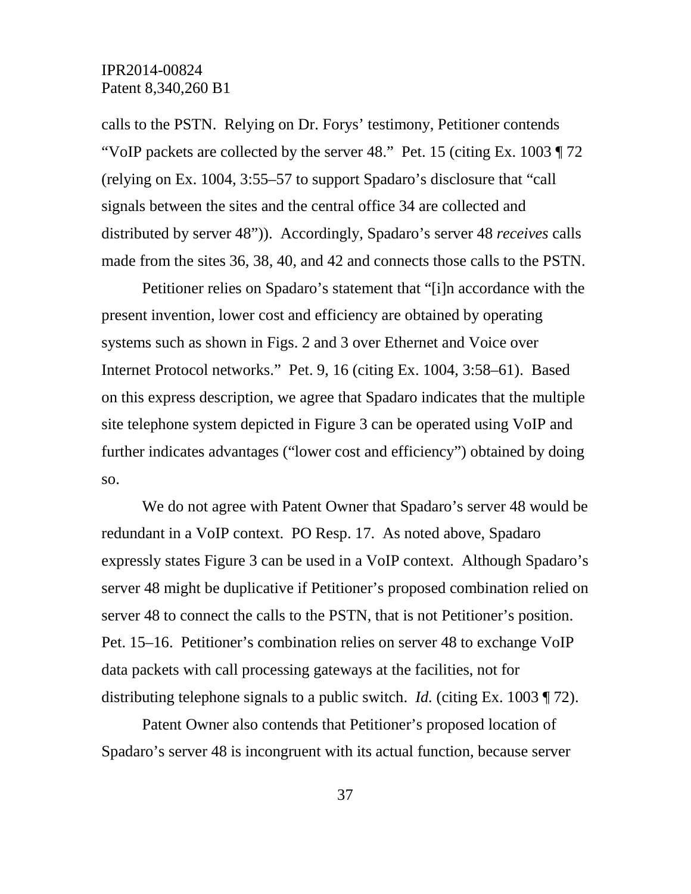calls to the PSTN. Relying on Dr. Forys' testimony, Petitioner contends "VoIP packets are collected by the server 48." Pet. 15 (citing Ex. 1003 ¶ 72 (relying on Ex. 1004, 3:55–57 to support Spadaro's disclosure that "call signals between the sites and the central office 34 are collected and distributed by server 48")). Accordingly, Spadaro's server 48 *receives* calls made from the sites 36, 38, 40, and 42 and connects those calls to the PSTN.

Petitioner relies on Spadaro's statement that "[i]n accordance with the present invention, lower cost and efficiency are obtained by operating systems such as shown in Figs. 2 and 3 over Ethernet and Voice over Internet Protocol networks." Pet. 9, 16 (citing Ex. 1004, 3:58–61). Based on this express description, we agree that Spadaro indicates that the multiple site telephone system depicted in Figure 3 can be operated using VoIP and further indicates advantages ("lower cost and efficiency") obtained by doing so.

We do not agree with Patent Owner that Spadaro's server 48 would be redundant in a VoIP context. PO Resp. 17. As noted above, Spadaro expressly states Figure 3 can be used in a VoIP context. Although Spadaro's server 48 might be duplicative if Petitioner's proposed combination relied on server 48 to connect the calls to the PSTN, that is not Petitioner's position. Pet. 15–16. Petitioner's combination relies on server 48 to exchange VoIP data packets with call processing gateways at the facilities, not for distributing telephone signals to a public switch. *Id.* (citing Ex. 1003 ¶ 72).

Patent Owner also contends that Petitioner's proposed location of Spadaro's server 48 is incongruent with its actual function, because server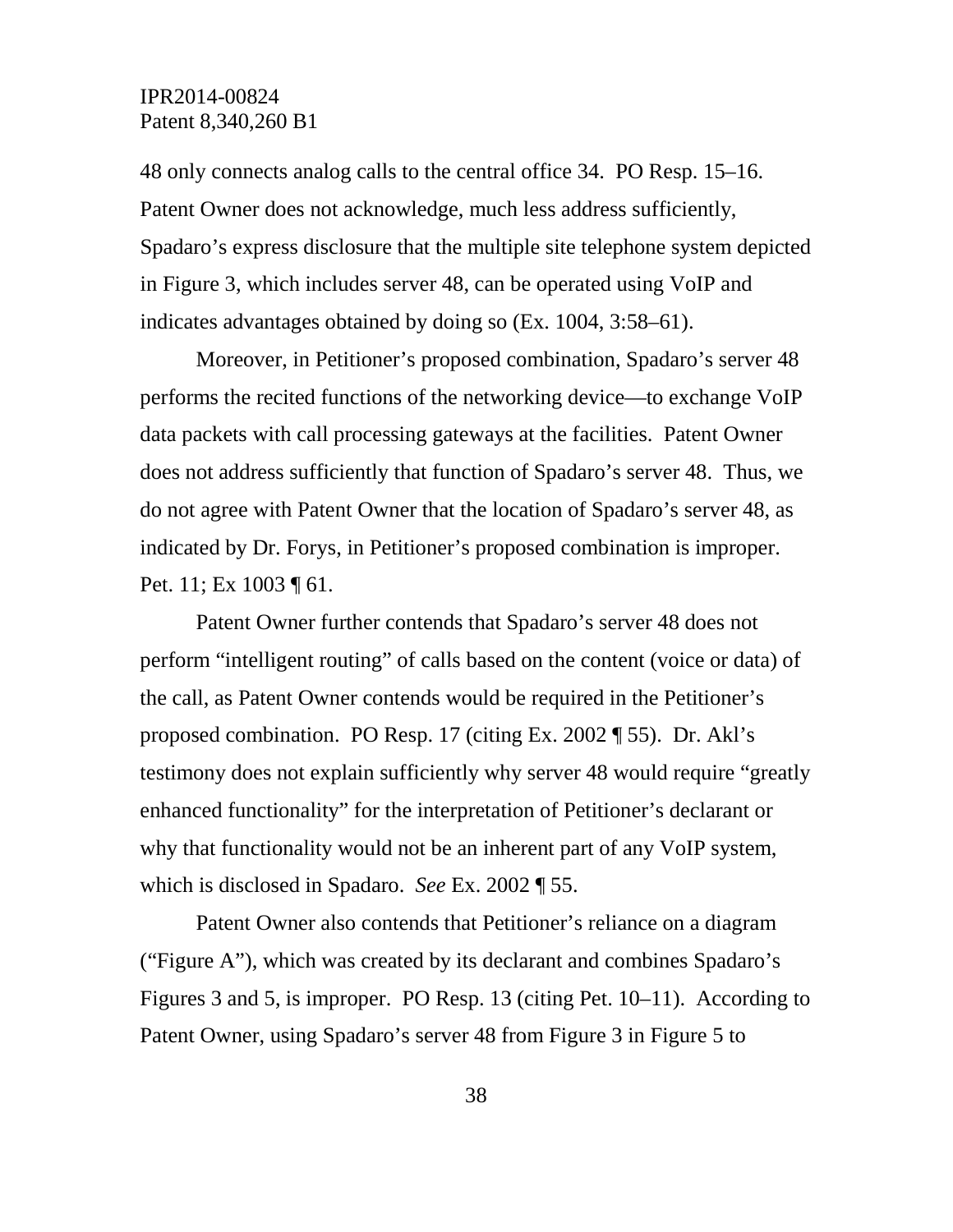48 only connects analog calls to the central office 34. PO Resp. 15–16. Patent Owner does not acknowledge, much less address sufficiently, Spadaro's express disclosure that the multiple site telephone system depicted in Figure 3, which includes server 48, can be operated using VoIP and indicates advantages obtained by doing so (Ex. 1004, 3:58–61).

Moreover, in Petitioner's proposed combination, Spadaro's server 48 performs the recited functions of the networking device—to exchange VoIP data packets with call processing gateways at the facilities. Patent Owner does not address sufficiently that function of Spadaro's server 48. Thus, we do not agree with Patent Owner that the location of Spadaro's server 48, as indicated by Dr. Forys, in Petitioner's proposed combination is improper. Pet. 11; Ex 1003 ¶ 61.

Patent Owner further contends that Spadaro's server 48 does not perform "intelligent routing" of calls based on the content (voice or data) of the call, as Patent Owner contends would be required in the Petitioner's proposed combination. PO Resp. 17 (citing Ex. 2002 ¶ 55). Dr. Akl's testimony does not explain sufficiently why server 48 would require "greatly enhanced functionality" for the interpretation of Petitioner's declarant or why that functionality would not be an inherent part of any VoIP system, which is disclosed in Spadaro. *See* Ex. 2002 ¶ 55.

Patent Owner also contends that Petitioner's reliance on a diagram ("Figure A"), which was created by its declarant and combines Spadaro's Figures 3 and 5, is improper. PO Resp. 13 (citing Pet. 10–11). According to Patent Owner, using Spadaro's server 48 from Figure 3 in Figure 5 to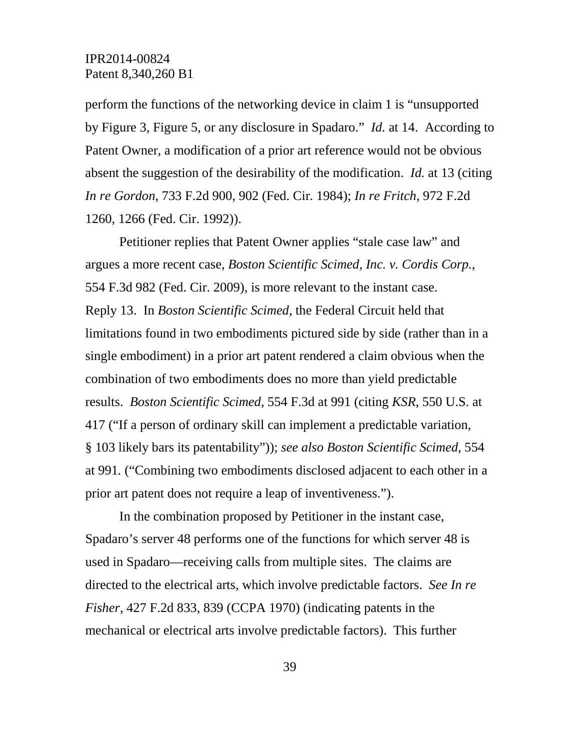perform the functions of the networking device in claim 1 is "unsupported by Figure 3, Figure 5, or any disclosure in Spadaro." *Id.* at 14. According to Patent Owner, a modification of a prior art reference would not be obvious absent the suggestion of the desirability of the modification. *Id.* at 13 (citing *In re Gordon*, 733 F.2d 900, 902 (Fed. Cir. 1984); *In re Fritch*, 972 F.2d 1260, 1266 (Fed. Cir. 1992)).

Petitioner replies that Patent Owner applies "stale case law" and argues a more recent case, *Boston Scientific Scimed, Inc. v. Cordis Corp.*, 554 F.3d 982 (Fed. Cir. 2009), is more relevant to the instant case. Reply 13. In *Boston Scientific Scimed*, the Federal Circuit held that limitations found in two embodiments pictured side by side (rather than in a single embodiment) in a prior art patent rendered a claim obvious when the combination of two embodiments does no more than yield predictable results. *Boston Scientific Scimed*, 554 F.3d at 991 (citing *KSR*, 550 U.S. at 417 ("If a person of ordinary skill can implement a predictable variation, § 103 likely bars its patentability")); *see also Boston Scientific Scimed*, 554 at 991. ("Combining two embodiments disclosed adjacent to each other in a prior art patent does not require a leap of inventiveness.").

In the combination proposed by Petitioner in the instant case, Spadaro's server 48 performs one of the functions for which server 48 is used in Spadaro—receiving calls from multiple sites. The claims are directed to the electrical arts, which involve predictable factors. *See In re Fisher*, 427 F.2d 833, 839 (CCPA 1970) (indicating patents in the mechanical or electrical arts involve predictable factors). This further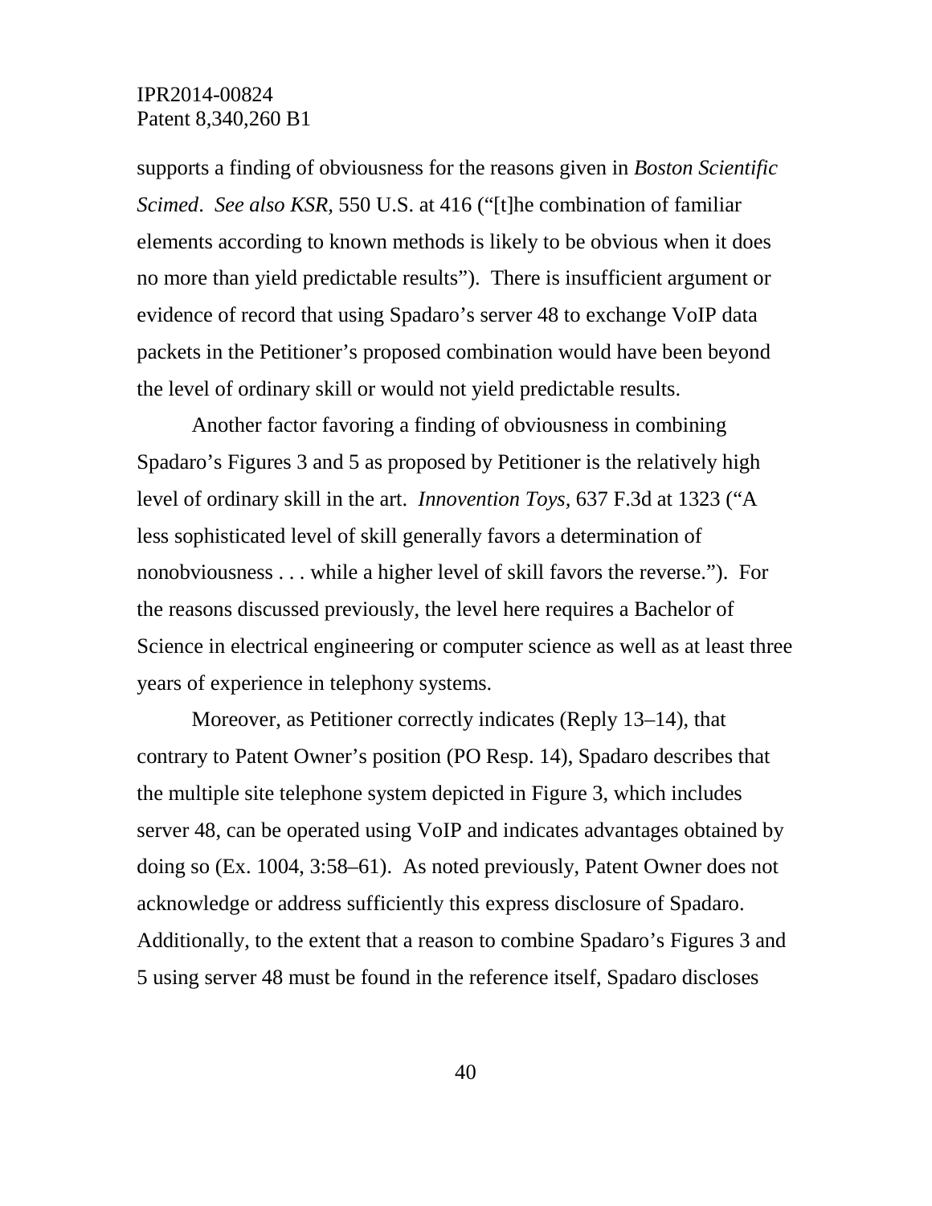supports a finding of obviousness for the reasons given in *Boston Scientific Scimed*. *See also KSR*, 550 U.S. at 416 ("[t]he combination of familiar elements according to known methods is likely to be obvious when it does no more than yield predictable results"). There is insufficient argument or evidence of record that using Spadaro's server 48 to exchange VoIP data packets in the Petitioner's proposed combination would have been beyond the level of ordinary skill or would not yield predictable results.

Another factor favoring a finding of obviousness in combining Spadaro's Figures 3 and 5 as proposed by Petitioner is the relatively high level of ordinary skill in the art. *Innovention Toys*, 637 F.3d at 1323 ("A less sophisticated level of skill generally favors a determination of nonobviousness . . . while a higher level of skill favors the reverse."). For the reasons discussed previously, the level here requires a Bachelor of Science in electrical engineering or computer science as well as at least three years of experience in telephony systems.

Moreover, as Petitioner correctly indicates (Reply 13–14), that contrary to Patent Owner's position (PO Resp. 14), Spadaro describes that the multiple site telephone system depicted in Figure 3, which includes server 48, can be operated using VoIP and indicates advantages obtained by doing so (Ex. 1004, 3:58–61). As noted previously, Patent Owner does not acknowledge or address sufficiently this express disclosure of Spadaro. Additionally, to the extent that a reason to combine Spadaro's Figures 3 and 5 using server 48 must be found in the reference itself, Spadaro discloses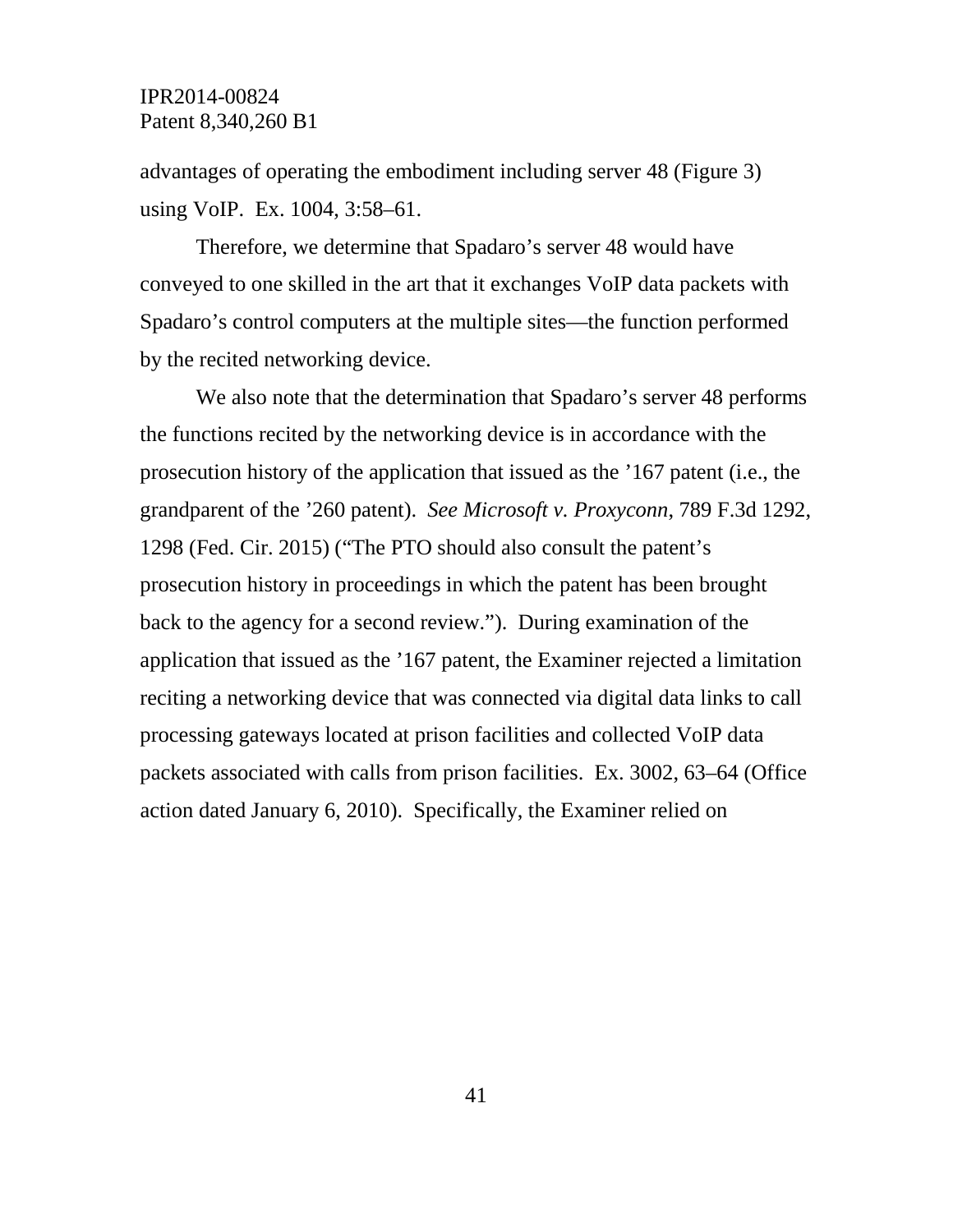advantages of operating the embodiment including server 48 (Figure 3) using VoIP. Ex. 1004, 3:58–61.

Therefore, we determine that Spadaro's server 48 would have conveyed to one skilled in the art that it exchanges VoIP data packets with Spadaro's control computers at the multiple sites—the function performed by the recited networking device.

We also note that the determination that Spadaro's server 48 performs the functions recited by the networking device is in accordance with the prosecution history of the application that issued as the '167 patent (i.e., the grandparent of the '260 patent). *See Microsoft v. Proxyconn*, 789 F.3d 1292, 1298 (Fed. Cir. 2015) ("The PTO should also consult the patent's prosecution history in proceedings in which the patent has been brought back to the agency for a second review."). During examination of the application that issued as the '167 patent, the Examiner rejected a limitation reciting a networking device that was connected via digital data links to call processing gateways located at prison facilities and collected VoIP data packets associated with calls from prison facilities. Ex. 3002, 63–64 (Office action dated January 6, 2010). Specifically, the Examiner relied on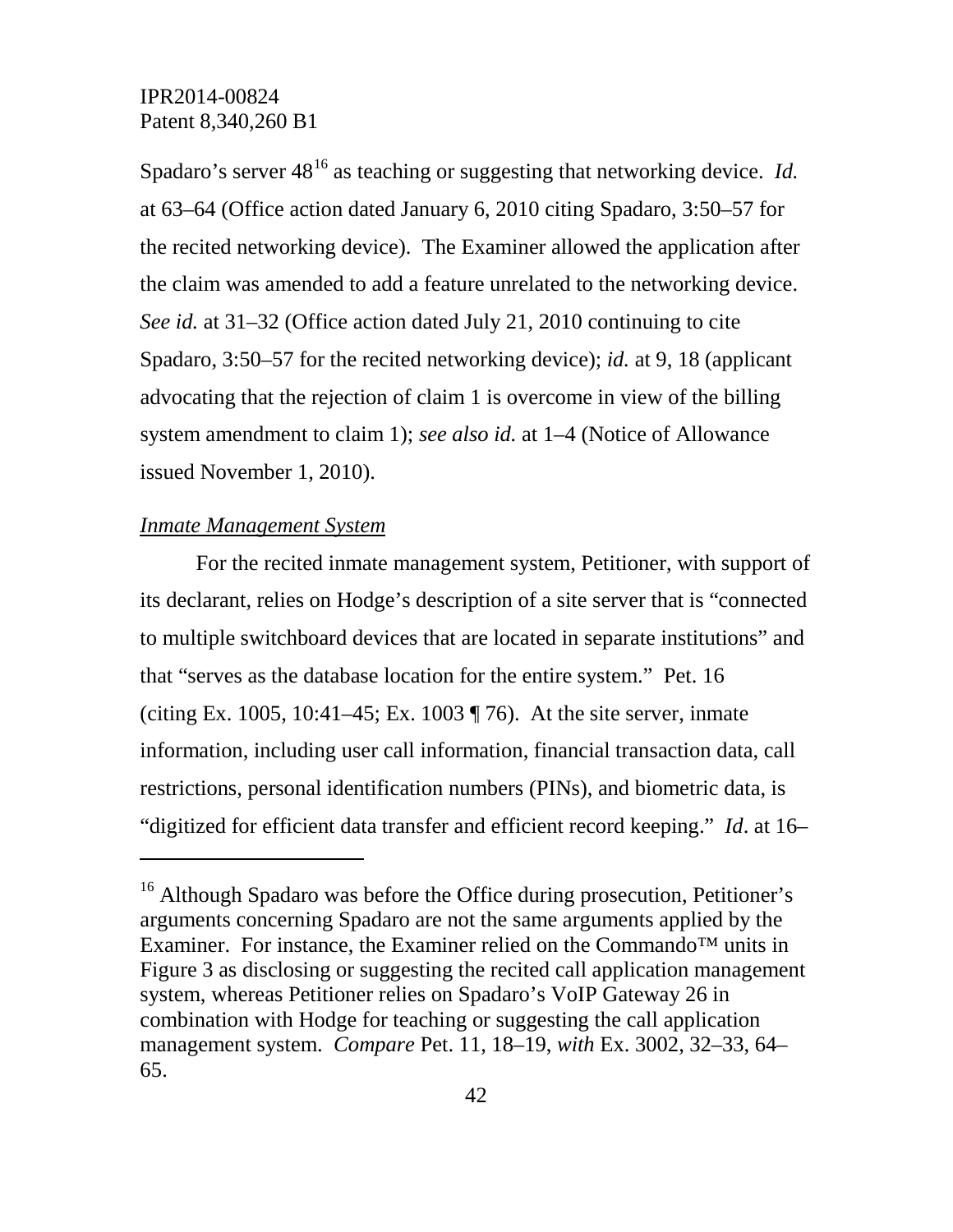Spadaro's server 48[16] as teaching or suggesting that networking device. *Id.* at 63–64 (Office action dated January 6, 2010 citing Spadaro, 3:50–57 for the recited networking device). The Examiner allowed the application after the claim was amended to add a feature unrelated to the networking device. *See id.* at 31–32 (Office action dated July 21, 2010 continuing to cite Spadaro, 3:50–57 for the recited networking device); *id.* at 9, 18 (applicant advocating that the rejection of claim 1 is overcome in view of the billing system amendment to claim 1); *see also id.* at 1–4 (Notice of Allowance issued November 1, 2010).

*Inmate Management System*

For the recited inmate management system, Petitioner, with support of its declarant, relies on Hodge's description of a site server that is "connected to multiple switchboard devices that are located in separate institutions" and that "serves as the database location for the entire system." Pet. 16 (citing Ex. 1005, 10:41–45; Ex. 1003 ¶ 76). At the site server, inmate information, including user call information, financial transaction data, call restrictions, personal identification numbers (PINs), and biometric data, is "digitized for efficient data transfer and efficient record keeping." *Id*. at 16–

---

[16] Although Spadaro was before the Office during prosecution, Petitioner's arguments concerning Spadaro are not the same arguments applied by the Examiner. For instance, the Examiner relied on the Commando™ units in Figure 3 as disclosing or suggesting the recited call application management system, whereas Petitioner relies on Spadaro's VoIP Gateway 26 in combination with Hodge for teaching or suggesting the call application management system. *Compare* Pet. 11, 18–19, *with* Ex. 3002, 32–33, 64–65.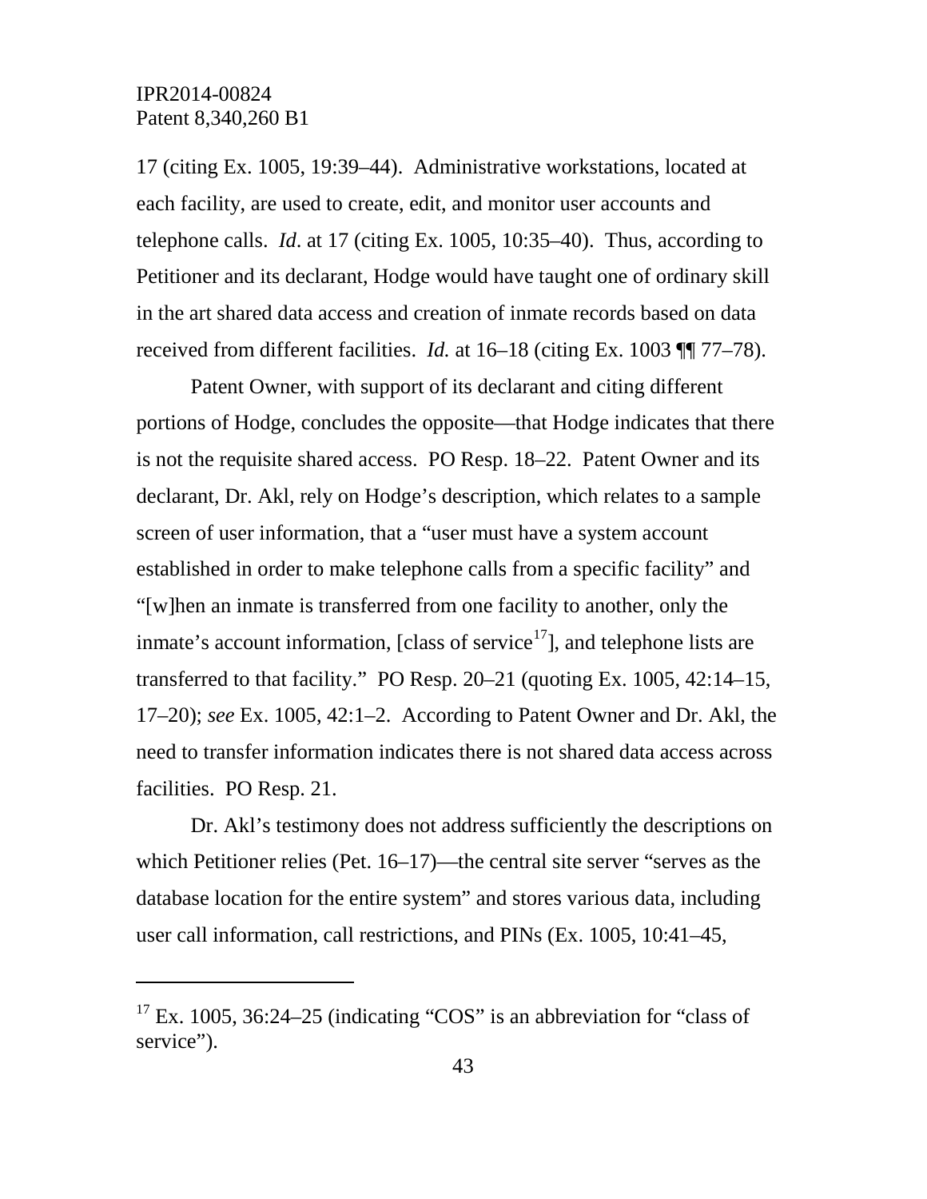17 (citing Ex. 1005, 19:39–44). Administrative workstations, located at each facility, are used to create, edit, and monitor user accounts and telephone calls. *Id*. at 17 (citing Ex. 1005, 10:35–40). Thus, according to Petitioner and its declarant, Hodge would have taught one of ordinary skill in the art shared data access and creation of inmate records based on data received from different facilities. *Id.* at 16–18 (citing Ex. 1003 ¶¶ 77–78).

Patent Owner, with support of its declarant and citing different portions of Hodge, concludes the opposite—that Hodge indicates that there is not the requisite shared access. PO Resp. 18–22. Patent Owner and its declarant, Dr. Akl, rely on Hodge's description, which relates to a sample screen of user information, that a "user must have a system account established in order to make telephone calls from a specific facility" and "[w]hen an inmate is transferred from one facility to another, only the inmate's account information, [class of service[17]], and telephone lists are transferred to that facility." PO Resp. 20–21 (quoting Ex. 1005, 42:14–15, 17–20); *see* Ex. 1005, 42:1–2. According to Patent Owner and Dr. Akl, the need to transfer information indicates there is not shared data access across facilities. PO Resp. 21.

Dr. Akl's testimony does not address sufficiently the descriptions on which Petitioner relies (Pet. 16–17)—the central site server "serves as the database location for the entire system" and stores various data, including user call information, call restrictions, and PINs (Ex. 1005, 10:41–45,

---

[17] Ex. 1005, 36:24–25 (indicating "COS" is an abbreviation for "class of service").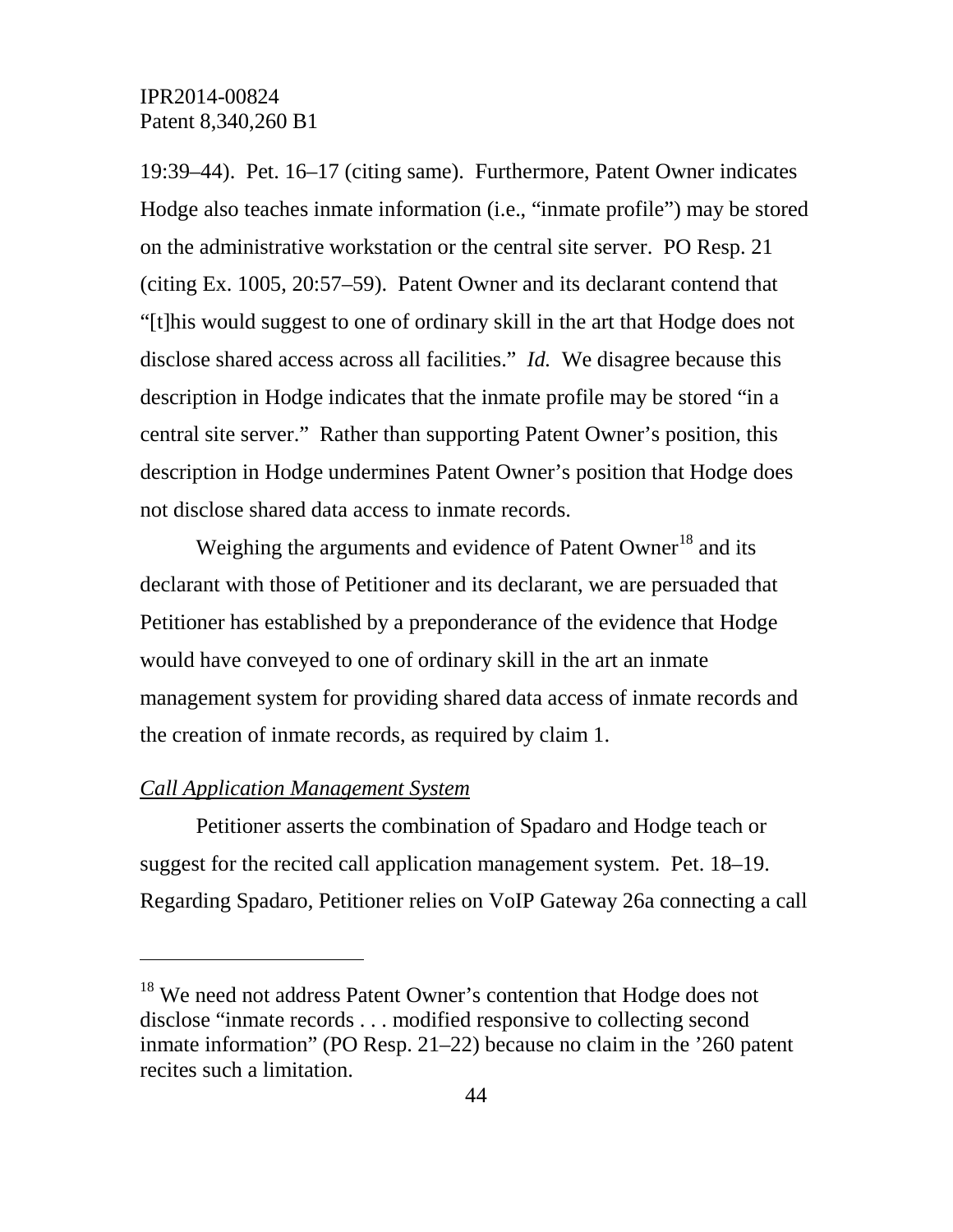19:39–44). Pet. 16–17 (citing same). Furthermore, Patent Owner indicates Hodge also teaches inmate information (i.e., "inmate profile") may be stored on the administrative workstation or the central site server. PO Resp. 21 (citing Ex. 1005, 20:57–59). Patent Owner and its declarant contend that "[t]his would suggest to one of ordinary skill in the art that Hodge does not disclose shared access across all facilities." *Id.* We disagree because this description in Hodge indicates that the inmate profile may be stored "in a central site server." Rather than supporting Patent Owner's position, this description in Hodge undermines Patent Owner's position that Hodge does not disclose shared data access to inmate records.

Weighing the arguments and evidence of Patent Owner[18] and its declarant with those of Petitioner and its declarant, we are persuaded that Petitioner has established by a preponderance of the evidence that Hodge would have conveyed to one of ordinary skill in the art an inmate management system for providing shared data access of inmate records and the creation of inmate records, as required by claim 1.

*Call Application Management System*

Petitioner asserts the combination of Spadaro and Hodge teach or suggest for the recited call application management system. Pet. 18–19. Regarding Spadaro, Petitioner relies on VoIP Gateway 26a connecting a call

---

[18] We need not address Patent Owner's contention that Hodge does not disclose "inmate records . . . modified responsive to collecting second inmate information" (PO Resp. 21–22) because no claim in the '260 patent recites such a limitation.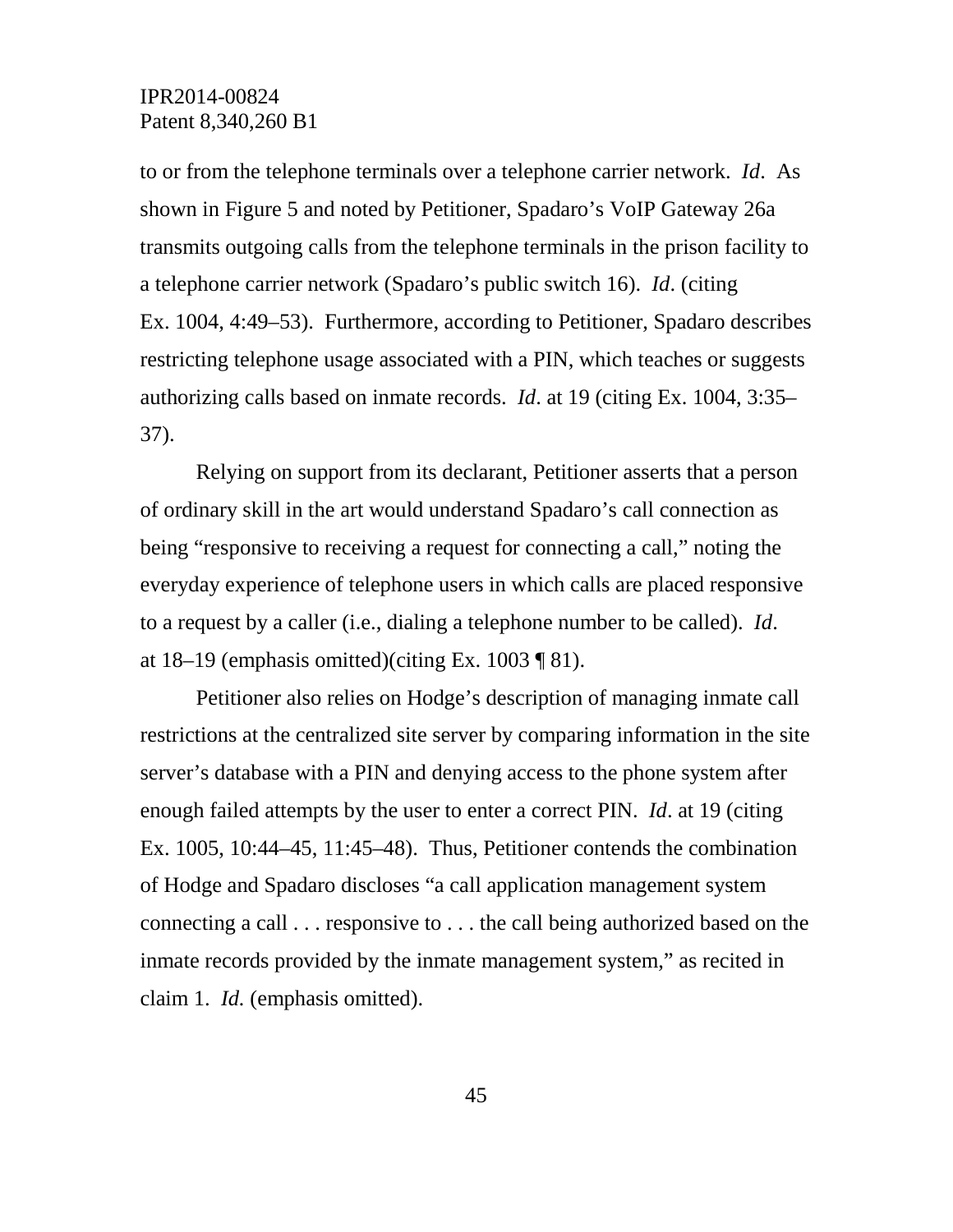to or from the telephone terminals over a telephone carrier network. *Id*. As shown in Figure 5 and noted by Petitioner, Spadaro's VoIP Gateway 26a transmits outgoing calls from the telephone terminals in the prison facility to a telephone carrier network (Spadaro's public switch 16). *Id*. (citing Ex. 1004, 4:49–53). Furthermore, according to Petitioner, Spadaro describes restricting telephone usage associated with a PIN, which teaches or suggests authorizing calls based on inmate records. *Id*. at 19 (citing Ex. 1004, 3:35–37).

Relying on support from its declarant, Petitioner asserts that a person of ordinary skill in the art would understand Spadaro's call connection as being "responsive to receiving a request for connecting a call," noting the everyday experience of telephone users in which calls are placed responsive to a request by a caller (i.e., dialing a telephone number to be called). *Id*. at 18–19 (emphasis omitted)(citing Ex. 1003 ¶ 81).

Petitioner also relies on Hodge's description of managing inmate call restrictions at the centralized site server by comparing information in the site server's database with a PIN and denying access to the phone system after enough failed attempts by the user to enter a correct PIN. *Id*. at 19 (citing Ex. 1005, 10:44–45, 11:45–48). Thus, Petitioner contends the combination of Hodge and Spadaro discloses "a call application management system connecting a call . . . responsive to . . . the call being authorized based on the inmate records provided by the inmate management system," as recited in claim 1. *Id.* (emphasis omitted).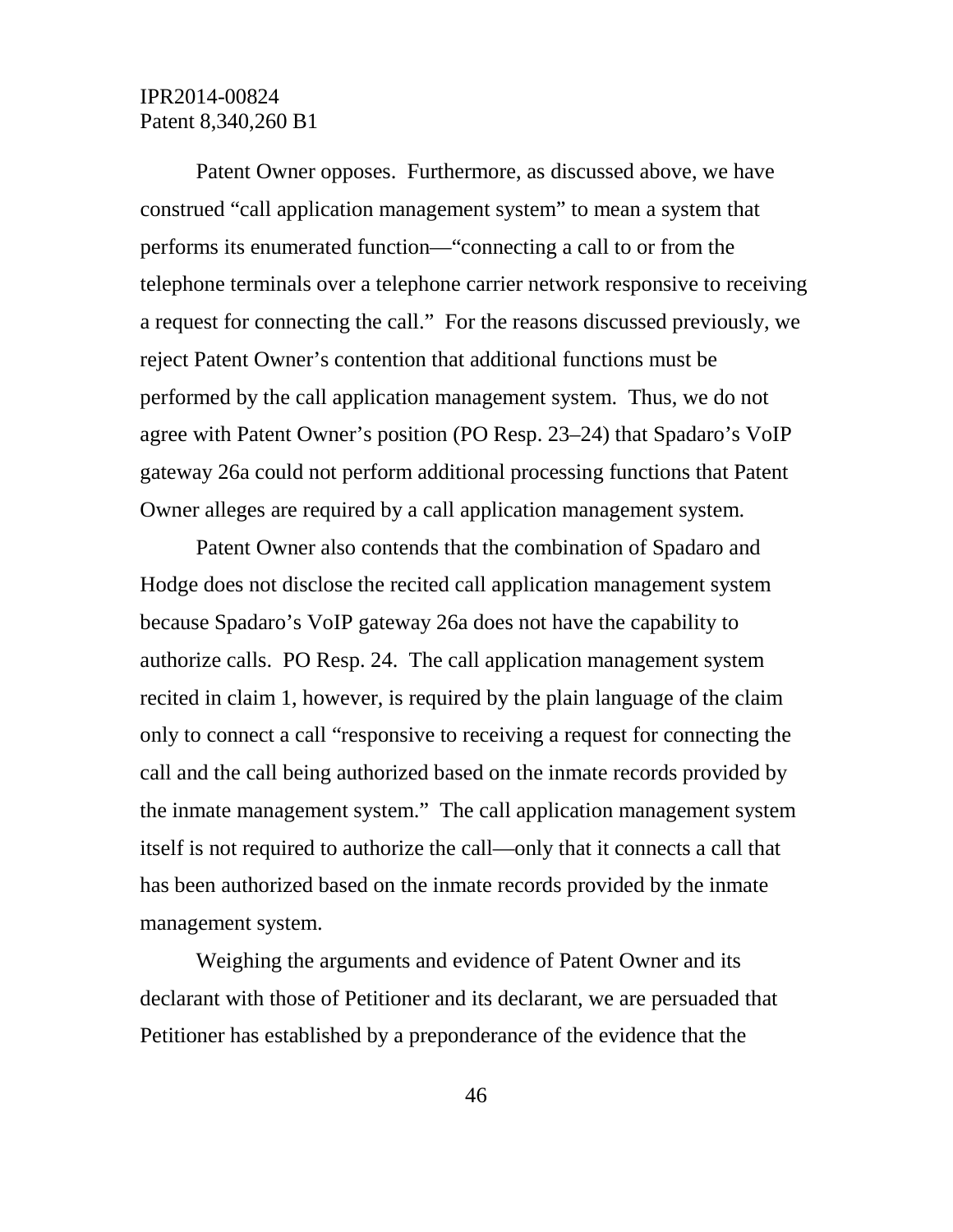Patent Owner opposes. Furthermore, as discussed above, we have construed "call application management system" to mean a system that performs its enumerated function—"connecting a call to or from the telephone terminals over a telephone carrier network responsive to receiving a request for connecting the call." For the reasons discussed previously, we reject Patent Owner's contention that additional functions must be performed by the call application management system. Thus, we do not agree with Patent Owner's position (PO Resp. 23–24) that Spadaro's VoIP gateway 26a could not perform additional processing functions that Patent Owner alleges are required by a call application management system.

Patent Owner also contends that the combination of Spadaro and Hodge does not disclose the recited call application management system because Spadaro's VoIP gateway 26a does not have the capability to authorize calls. PO Resp. 24. The call application management system recited in claim 1, however, is required by the plain language of the claim only to connect a call "responsive to receiving a request for connecting the call and the call being authorized based on the inmate records provided by the inmate management system." The call application management system itself is not required to authorize the call—only that it connects a call that has been authorized based on the inmate records provided by the inmate management system.

Weighing the arguments and evidence of Patent Owner and its declarant with those of Petitioner and its declarant, we are persuaded that Petitioner has established by a preponderance of the evidence that the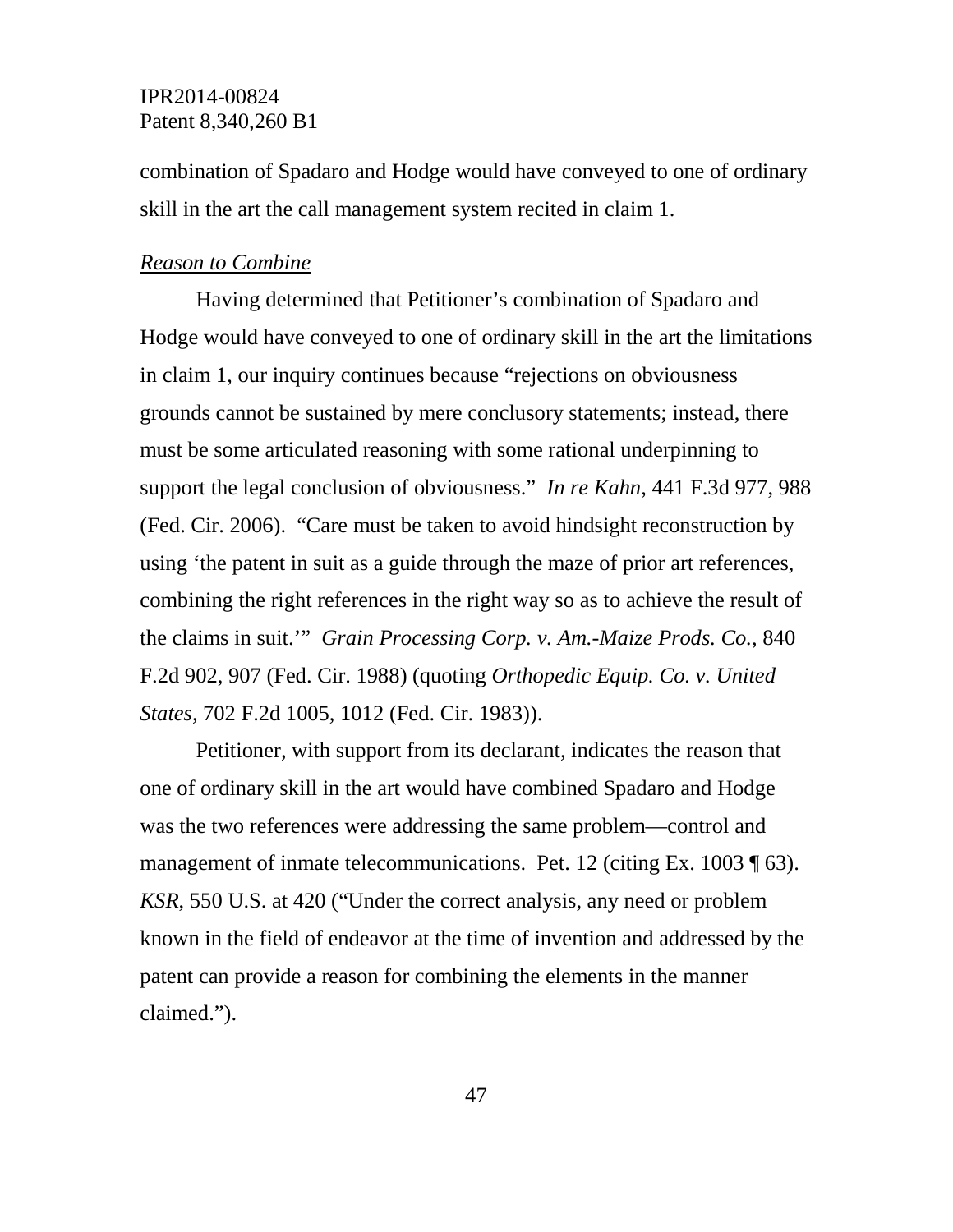combination of Spadaro and Hodge would have conveyed to one of ordinary skill in the art the call management system recited in claim 1.

*<u>Reason to Combine</u>*

Having determined that Petitioner's combination of Spadaro and Hodge would have conveyed to one of ordinary skill in the art the limitations in claim 1, our inquiry continues because "rejections on obviousness grounds cannot be sustained by mere conclusory statements; instead, there must be some articulated reasoning with some rational underpinning to support the legal conclusion of obviousness." *In re Kahn*, 441 F.3d 977, 988 (Fed. Cir. 2006). "Care must be taken to avoid hindsight reconstruction by using 'the patent in suit as a guide through the maze of prior art references, combining the right references in the right way so as to achieve the result of the claims in suit.'" *Grain Processing Corp. v. Am.-Maize Prods. Co.*, 840 F.2d 902, 907 (Fed. Cir. 1988) (quoting *Orthopedic Equip. Co. v. United States*, 702 F.2d 1005, 1012 (Fed. Cir. 1983)).

Petitioner, with support from its declarant, indicates the reason that one of ordinary skill in the art would have combined Spadaro and Hodge was the two references were addressing the same problem—control and management of inmate telecommunications. Pet. 12 (citing Ex. 1003 ¶ 63). *KSR*, 550 U.S. at 420 ("Under the correct analysis, any need or problem known in the field of endeavor at the time of invention and addressed by the patent can provide a reason for combining the elements in the manner claimed.").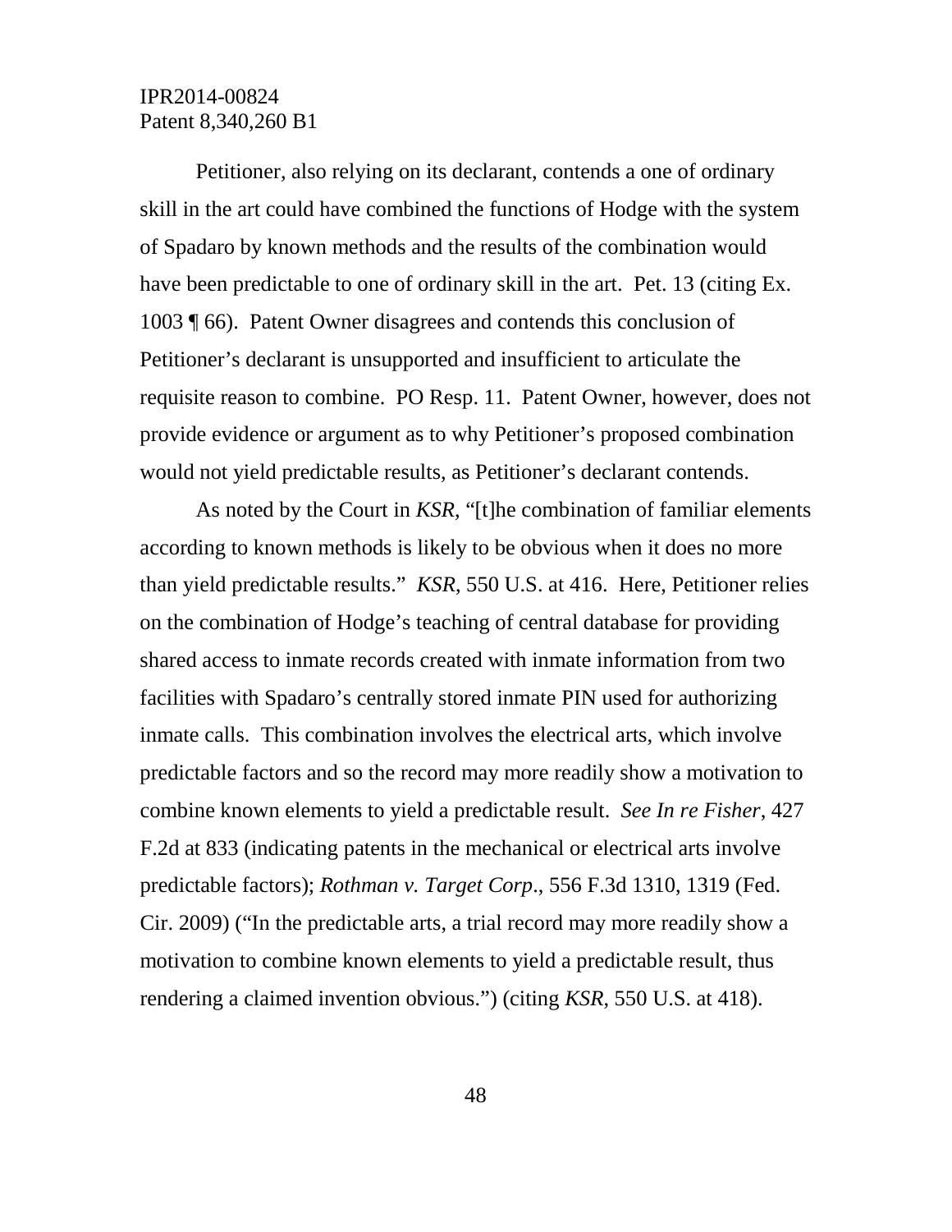Petitioner, also relying on its declarant, contends a one of ordinary skill in the art could have combined the functions of Hodge with the system of Spadaro by known methods and the results of the combination would have been predictable to one of ordinary skill in the art. Pet. 13 (citing Ex. 1003 ¶ 66). Patent Owner disagrees and contends this conclusion of Petitioner's declarant is unsupported and insufficient to articulate the requisite reason to combine. PO Resp. 11. Patent Owner, however, does not provide evidence or argument as to why Petitioner's proposed combination would not yield predictable results, as Petitioner's declarant contends.

As noted by the Court in *KSR*, "[t]he combination of familiar elements according to known methods is likely to be obvious when it does no more than yield predictable results." *KSR*, 550 U.S. at 416. Here, Petitioner relies on the combination of Hodge's teaching of central database for providing shared access to inmate records created with inmate information from two facilities with Spadaro's centrally stored inmate PIN used for authorizing inmate calls. This combination involves the electrical arts, which involve predictable factors and so the record may more readily show a motivation to combine known elements to yield a predictable result. *See In re Fisher*, 427 F.2d at 833 (indicating patents in the mechanical or electrical arts involve predictable factors); *Rothman v. Target Corp*., 556 F.3d 1310, 1319 (Fed. Cir. 2009) ("In the predictable arts, a trial record may more readily show a motivation to combine known elements to yield a predictable result, thus rendering a claimed invention obvious.") (citing *KSR*, 550 U.S. at 418).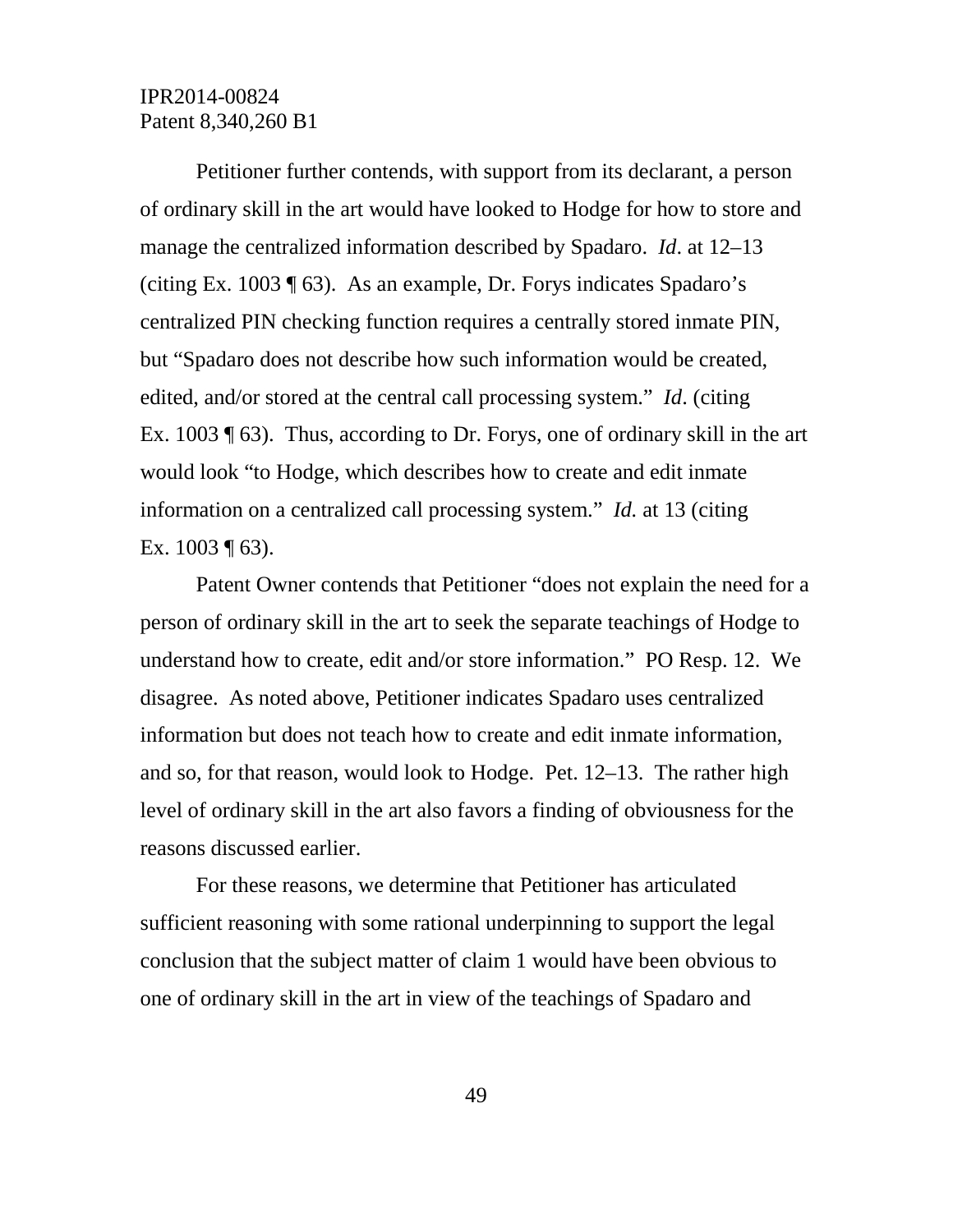Petitioner further contends, with support from its declarant, a person of ordinary skill in the art would have looked to Hodge for how to store and manage the centralized information described by Spadaro. *Id*. at 12–13 (citing Ex. 1003 ¶ 63). As an example, Dr. Forys indicates Spadaro's centralized PIN checking function requires a centrally stored inmate PIN, but "Spadaro does not describe how such information would be created, edited, and/or stored at the central call processing system." *Id*. (citing Ex. 1003 ¶ 63). Thus, according to Dr. Forys, one of ordinary skill in the art would look "to Hodge, which describes how to create and edit inmate information on a centralized call processing system." *Id.* at 13 (citing Ex. 1003 ¶ 63).

Patent Owner contends that Petitioner "does not explain the need for a person of ordinary skill in the art to seek the separate teachings of Hodge to understand how to create, edit and/or store information." PO Resp. 12. We disagree. As noted above, Petitioner indicates Spadaro uses centralized information but does not teach how to create and edit inmate information, and so, for that reason, would look to Hodge. Pet. 12–13. The rather high level of ordinary skill in the art also favors a finding of obviousness for the reasons discussed earlier.

For these reasons, we determine that Petitioner has articulated sufficient reasoning with some rational underpinning to support the legal conclusion that the subject matter of claim 1 would have been obvious to one of ordinary skill in the art in view of the teachings of Spadaro and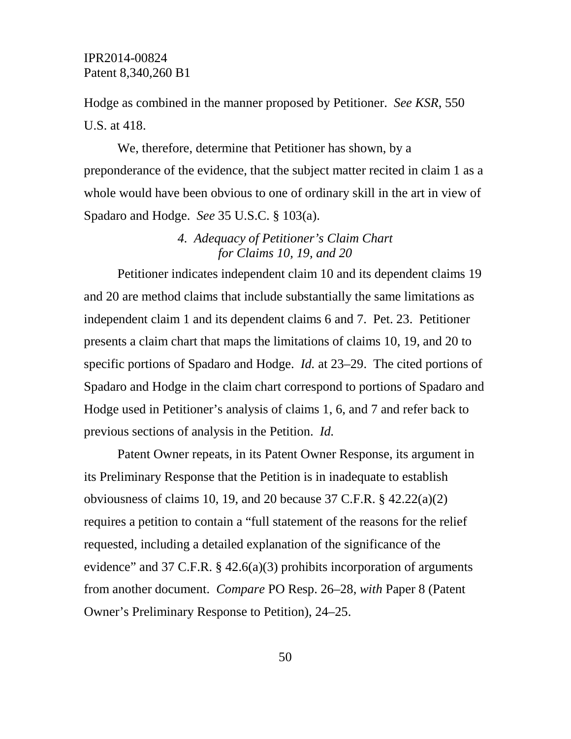Hodge as combined in the manner proposed by Petitioner. *See KSR*, 550 U.S. at 418.

We, therefore, determine that Petitioner has shown, by a preponderance of the evidence, that the subject matter recited in claim 1 as a whole would have been obvious to one of ordinary skill in the art in view of Spadaro and Hodge. *See* 35 U.S.C. § 103(a).

#### *4. Adequacy of Petitioner's Claim Chart for Claims 10, 19, and 20*

Petitioner indicates independent claim 10 and its dependent claims 19 and 20 are method claims that include substantially the same limitations as independent claim 1 and its dependent claims 6 and 7. Pet. 23. Petitioner presents a claim chart that maps the limitations of claims 10, 19, and 20 to specific portions of Spadaro and Hodge. *Id.* at 23–29. The cited portions of Spadaro and Hodge in the claim chart correspond to portions of Spadaro and Hodge used in Petitioner's analysis of claims 1, 6, and 7 and refer back to previous sections of analysis in the Petition. *Id.*

Patent Owner repeats, in its Patent Owner Response, its argument in its Preliminary Response that the Petition is in inadequate to establish obviousness of claims 10, 19, and 20 because 37 C.F.R. § 42.22(a)(2) requires a petition to contain a "full statement of the reasons for the relief requested, including a detailed explanation of the significance of the evidence" and 37 C.F.R. § 42.6(a)(3) prohibits incorporation of arguments from another document. *Compare* PO Resp. 26–28, *with* Paper 8 (Patent Owner's Preliminary Response to Petition), 24–25.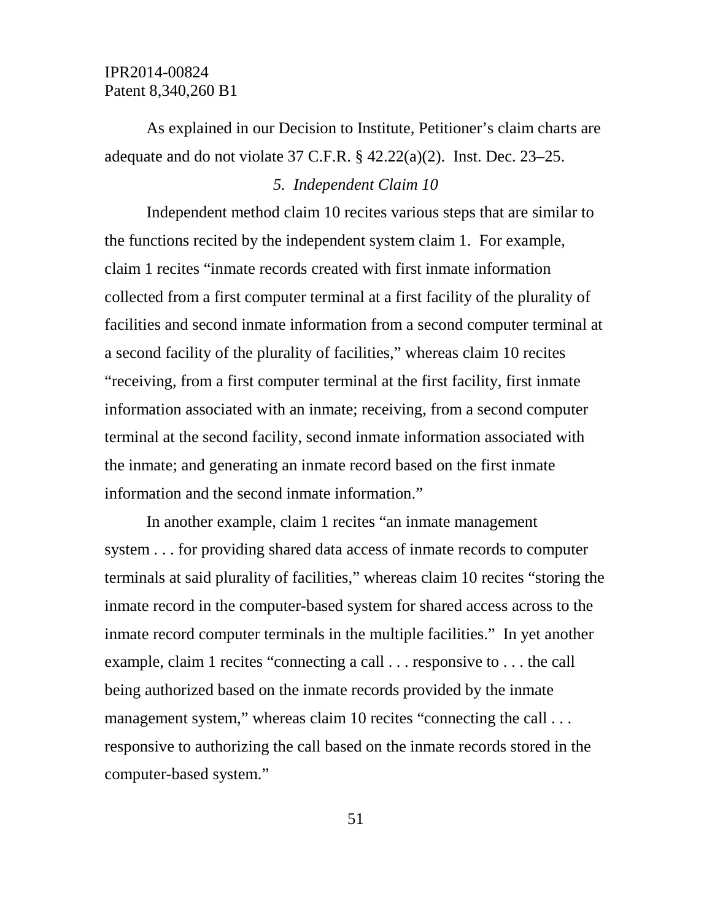As explained in our Decision to Institute, Petitioner's claim charts are adequate and do not violate 37 C.F.R. § 42.22(a)(2). Inst. Dec. 23–25.

### *5. Independent Claim 10*

Independent method claim 10 recites various steps that are similar to the functions recited by the independent system claim 1. For example, claim 1 recites "inmate records created with first inmate information collected from a first computer terminal at a first facility of the plurality of facilities and second inmate information from a second computer terminal at a second facility of the plurality of facilities," whereas claim 10 recites "receiving, from a first computer terminal at the first facility, first inmate information associated with an inmate; receiving, from a second computer terminal at the second facility, second inmate information associated with the inmate; and generating an inmate record based on the first inmate information and the second inmate information."

In another example, claim 1 recites "an inmate management system . . . for providing shared data access of inmate records to computer terminals at said plurality of facilities," whereas claim 10 recites "storing the inmate record in the computer-based system for shared access across to the inmate record computer terminals in the multiple facilities." In yet another example, claim 1 recites "connecting a call . . . responsive to . . . the call being authorized based on the inmate records provided by the inmate management system," whereas claim 10 recites "connecting the call . . . responsive to authorizing the call based on the inmate records stored in the computer-based system."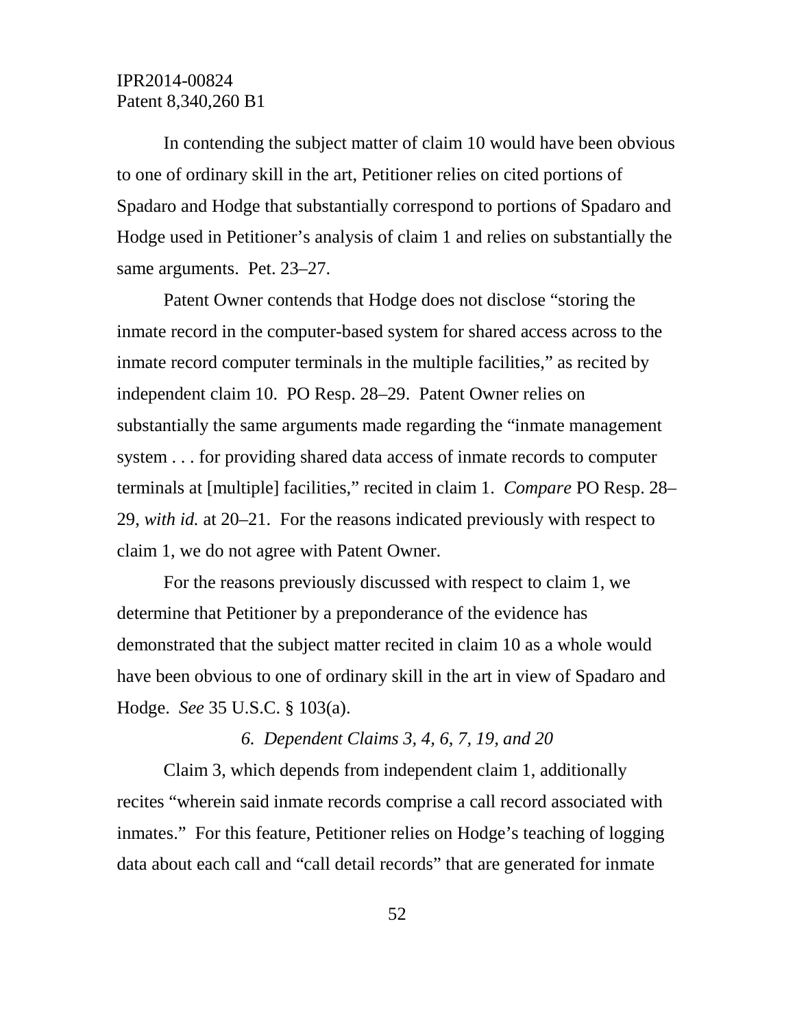In contending the subject matter of claim 10 would have been obvious to one of ordinary skill in the art, Petitioner relies on cited portions of Spadaro and Hodge that substantially correspond to portions of Spadaro and Hodge used in Petitioner's analysis of claim 1 and relies on substantially the same arguments. Pet. 23–27.

Patent Owner contends that Hodge does not disclose "storing the inmate record in the computer-based system for shared access across to the inmate record computer terminals in the multiple facilities," as recited by independent claim 10. PO Resp. 28–29. Patent Owner relies on substantially the same arguments made regarding the "inmate management system . . . for providing shared data access of inmate records to computer terminals at [multiple] facilities," recited in claim 1. *Compare* PO Resp. 28–29, *with id.* at 20–21. For the reasons indicated previously with respect to claim 1, we do not agree with Patent Owner.

For the reasons previously discussed with respect to claim 1, we determine that Petitioner by a preponderance of the evidence has demonstrated that the subject matter recited in claim 10 as a whole would have been obvious to one of ordinary skill in the art in view of Spadaro and Hodge. *See* 35 U.S.C. § 103(a).

### *6. Dependent Claims 3, 4, 6, 7, 19, and 20*

Claim 3, which depends from independent claim 1, additionally recites "wherein said inmate records comprise a call record associated with inmates." For this feature, Petitioner relies on Hodge's teaching of logging data about each call and "call detail records" that are generated for inmate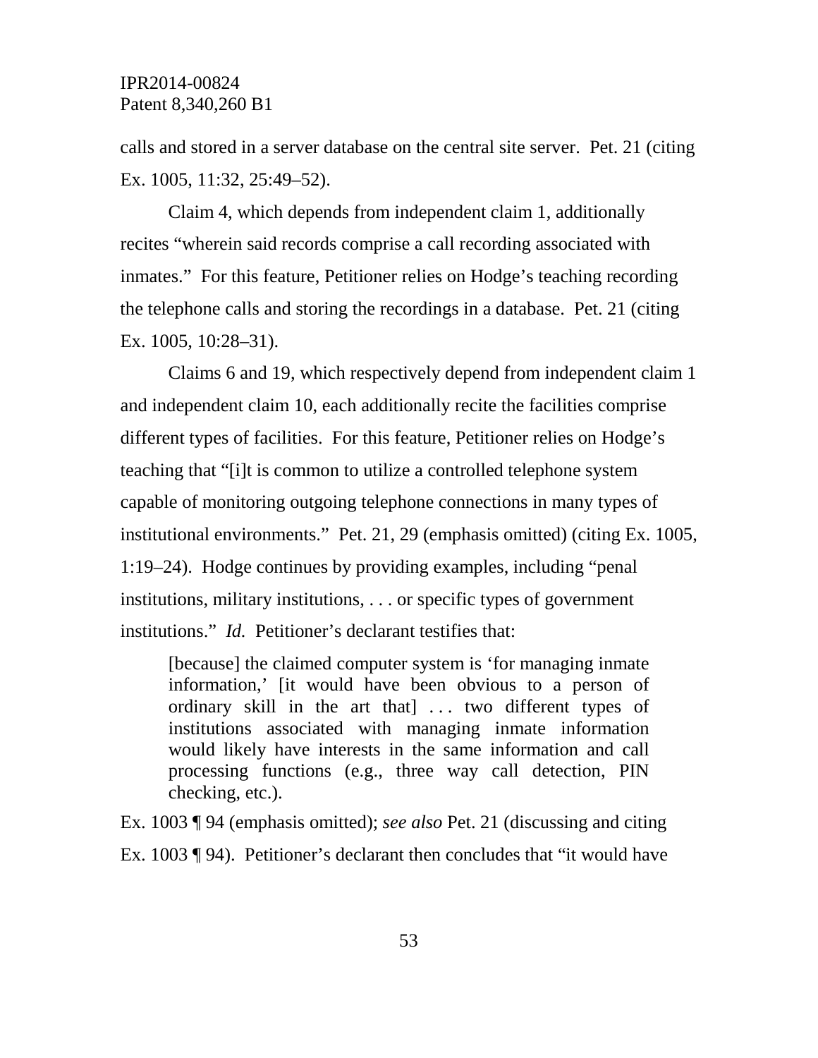calls and stored in a server database on the central site server. Pet. 21 (citing Ex. 1005, 11:32, 25:49–52).

Claim 4, which depends from independent claim 1, additionally recites "wherein said records comprise a call recording associated with inmates." For this feature, Petitioner relies on Hodge's teaching recording the telephone calls and storing the recordings in a database. Pet. 21 (citing Ex. 1005, 10:28–31).

Claims 6 and 19, which respectively depend from independent claim 1 and independent claim 10, each additionally recite the facilities comprise different types of facilities. For this feature, Petitioner relies on Hodge's teaching that "[i]t is common to utilize a controlled telephone system capable of monitoring outgoing telephone connections in many types of institutional environments." Pet. 21, 29 (emphasis omitted) (citing Ex. 1005, 1:19–24). Hodge continues by providing examples, including "penal institutions, military institutions, . . . or specific types of government institutions." *Id.* Petitioner's declarant testifies that:

> [because] the claimed computer system is 'for managing inmate information,' [it would have been obvious to a person of ordinary skill in the art that] . . . two different types of institutions associated with managing inmate information would likely have interests in the same information and call processing functions (e.g., three way call detection, PIN checking, etc.).

Ex. 1003 ¶ 94 (emphasis omitted); *see also* Pet. 21 (discussing and citing Ex. 1003 ¶ 94). Petitioner's declarant then concludes that "it would have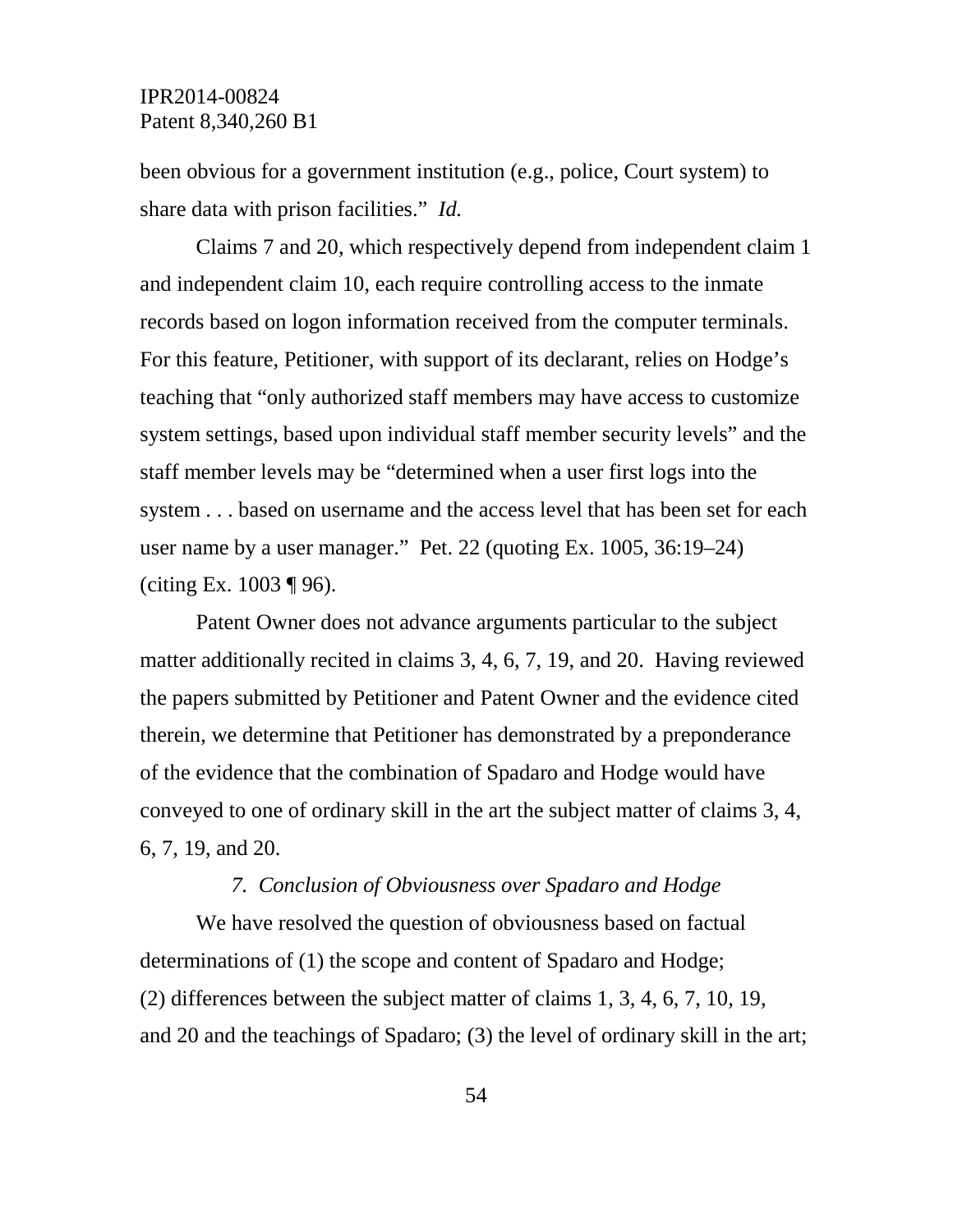been obvious for a government institution (e.g., police, Court system) to share data with prison facilities." *Id.*

Claims 7 and 20, which respectively depend from independent claim 1 and independent claim 10, each require controlling access to the inmate records based on logon information received from the computer terminals. For this feature, Petitioner, with support of its declarant, relies on Hodge's teaching that "only authorized staff members may have access to customize system settings, based upon individual staff member security levels" and the staff member levels may be "determined when a user first logs into the system . . . based on username and the access level that has been set for each user name by a user manager." Pet. 22 (quoting Ex. 1005, 36:19–24) (citing Ex. 1003 ¶ 96).

Patent Owner does not advance arguments particular to the subject matter additionally recited in claims 3, 4, 6, 7, 19, and 20. Having reviewed the papers submitted by Petitioner and Patent Owner and the evidence cited therein, we determine that Petitioner has demonstrated by a preponderance of the evidence that the combination of Spadaro and Hodge would have conveyed to one of ordinary skill in the art the subject matter of claims 3, 4, 6, 7, 19, and 20.

*7. Conclusion of Obviousness over Spadaro and Hodge*

We have resolved the question of obviousness based on factual determinations of (1) the scope and content of Spadaro and Hodge; (2) differences between the subject matter of claims 1, 3, 4, 6, 7, 10, 19, and 20 and the teachings of Spadaro; (3) the level of ordinary skill in the art;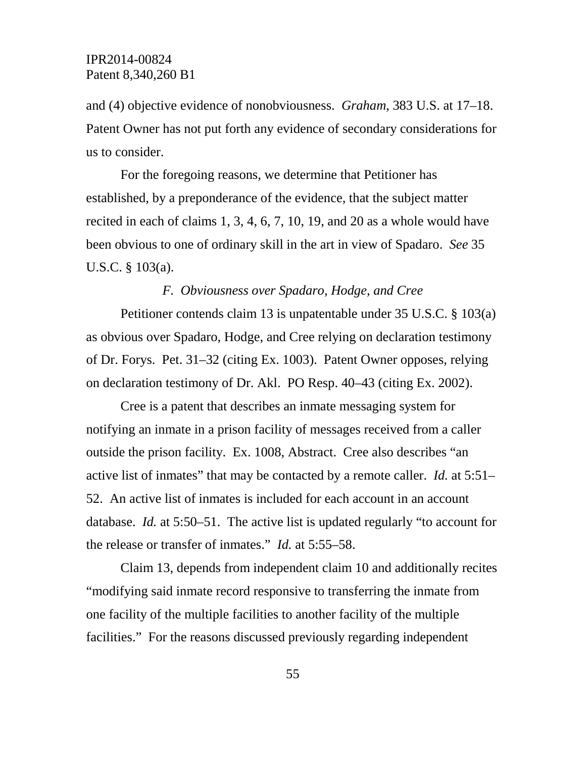and (4) objective evidence of nonobviousness. *Graham*, 383 U.S. at 17–18. Patent Owner has not put forth any evidence of secondary considerations for us to consider.

For the foregoing reasons, we determine that Petitioner has established, by a preponderance of the evidence, that the subject matter recited in each of claims 1, 3, 4, 6, 7, 10, 19, and 20 as a whole would have been obvious to one of ordinary skill in the art in view of Spadaro. *See* 35 U.S.C. § 103(a).

### *F. Obviousness over Spadaro, Hodge, and Cree*

Petitioner contends claim 13 is unpatentable under 35 U.S.C. § 103(a) as obvious over Spadaro, Hodge, and Cree relying on declaration testimony of Dr. Forys. Pet. 31–32 (citing Ex. 1003). Patent Owner opposes, relying on declaration testimony of Dr. Akl. PO Resp. 40–43 (citing Ex. 2002).

Cree is a patent that describes an inmate messaging system for notifying an inmate in a prison facility of messages received from a caller outside the prison facility. Ex. 1008, Abstract. Cree also describes "an active list of inmates" that may be contacted by a remote caller. *Id.* at 5:51–52. An active list of inmates is included for each account in an account database. *Id.* at 5:50–51. The active list is updated regularly "to account for the release or transfer of inmates." *Id.* at 5:55–58.

Claim 13, depends from independent claim 10 and additionally recites "modifying said inmate record responsive to transferring the inmate from one facility of the multiple facilities to another facility of the multiple facilities." For the reasons discussed previously regarding independent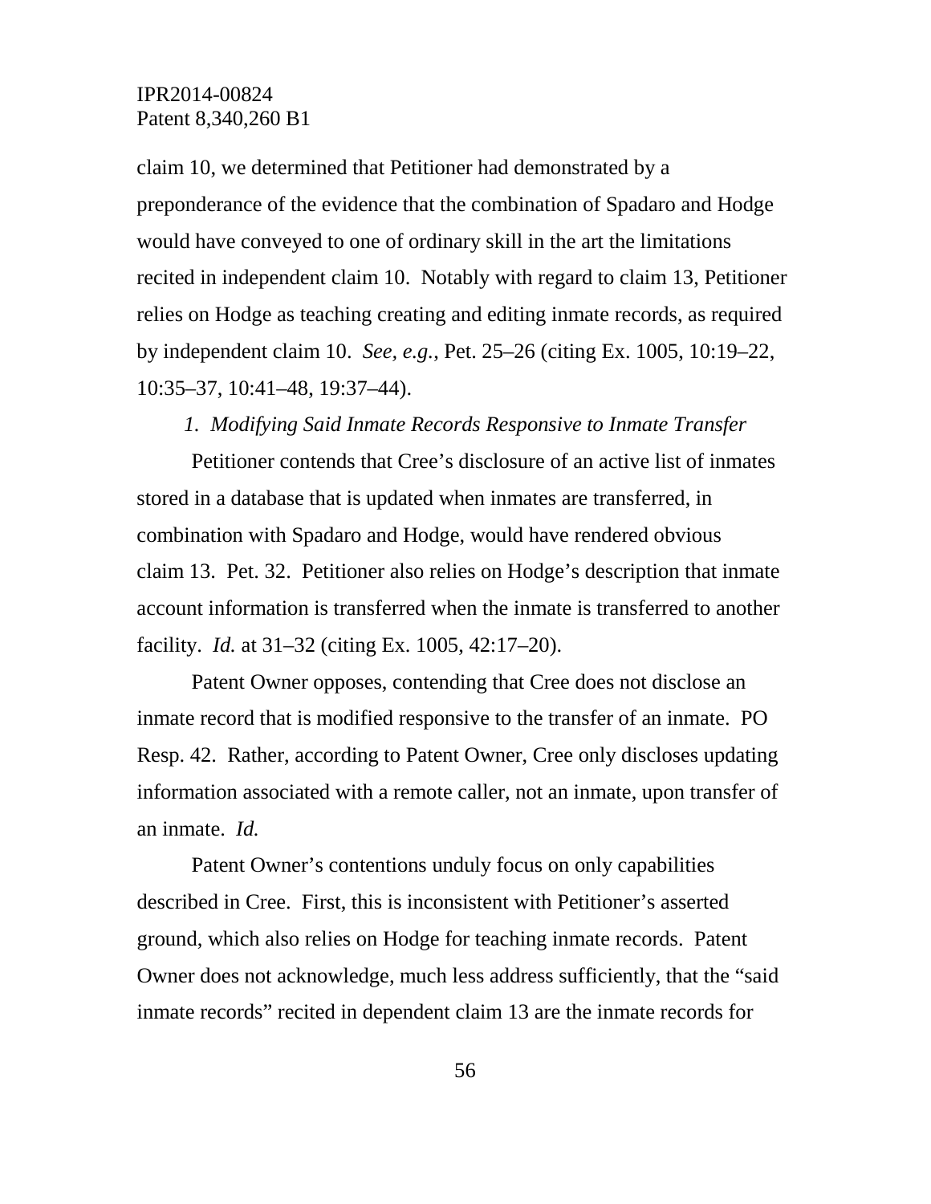claim 10, we determined that Petitioner had demonstrated by a preponderance of the evidence that the combination of Spadaro and Hodge would have conveyed to one of ordinary skill in the art the limitations recited in independent claim 10. Notably with regard to claim 13, Petitioner relies on Hodge as teaching creating and editing inmate records, as required by independent claim 10. *See, e.g.*, Pet. 25–26 (citing Ex. 1005, 10:19–22, 10:35–37, 10:41–48, 19:37–44).

*1. Modifying Said Inmate Records Responsive to Inmate Transfer*

Petitioner contends that Cree's disclosure of an active list of inmates stored in a database that is updated when inmates are transferred, in combination with Spadaro and Hodge, would have rendered obvious claim 13. Pet. 32. Petitioner also relies on Hodge's description that inmate account information is transferred when the inmate is transferred to another facility. *Id.* at 31–32 (citing Ex. 1005, 42:17–20).

Patent Owner opposes, contending that Cree does not disclose an inmate record that is modified responsive to the transfer of an inmate. PO Resp. 42. Rather, according to Patent Owner, Cree only discloses updating information associated with a remote caller, not an inmate, upon transfer of an inmate. *Id.*

Patent Owner's contentions unduly focus on only capabilities described in Cree. First, this is inconsistent with Petitioner's asserted ground, which also relies on Hodge for teaching inmate records. Patent Owner does not acknowledge, much less address sufficiently, that the "said inmate records" recited in dependent claim 13 are the inmate records for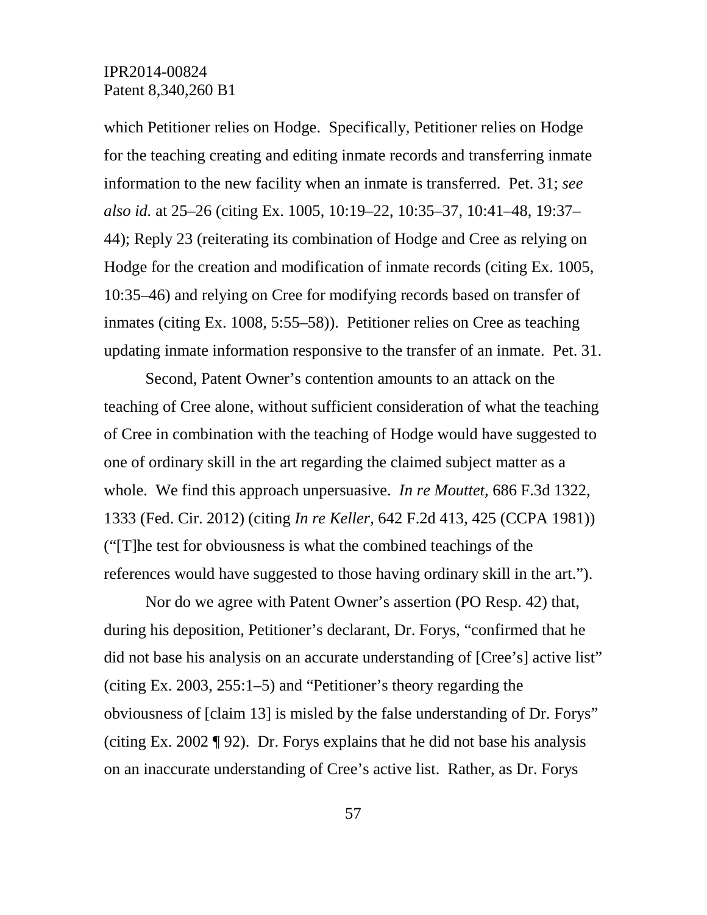which Petitioner relies on Hodge. Specifically, Petitioner relies on Hodge for the teaching creating and editing inmate records and transferring inmate information to the new facility when an inmate is transferred. Pet. 31; *see also id.* at 25–26 (citing Ex. 1005, 10:19–22, 10:35–37, 10:41–48, 19:37–44); Reply 23 (reiterating its combination of Hodge and Cree as relying on Hodge for the creation and modification of inmate records (citing Ex. 1005, 10:35–46) and relying on Cree for modifying records based on transfer of inmates (citing Ex. 1008, 5:55–58)). Petitioner relies on Cree as teaching updating inmate information responsive to the transfer of an inmate. Pet. 31.

Second, Patent Owner's contention amounts to an attack on the teaching of Cree alone, without sufficient consideration of what the teaching of Cree in combination with the teaching of Hodge would have suggested to one of ordinary skill in the art regarding the claimed subject matter as a whole. We find this approach unpersuasive. *In re Mouttet*, 686 F.3d 1322, 1333 (Fed. Cir. 2012) (citing *In re Keller*, 642 F.2d 413, 425 (CCPA 1981)) ("[T]he test for obviousness is what the combined teachings of the references would have suggested to those having ordinary skill in the art.").

Nor do we agree with Patent Owner's assertion (PO Resp. 42) that, during his deposition, Petitioner's declarant, Dr. Forys, "confirmed that he did not base his analysis on an accurate understanding of [Cree's] active list" (citing Ex. 2003, 255:1–5) and "Petitioner's theory regarding the obviousness of [claim 13] is misled by the false understanding of Dr. Forys" (citing Ex. 2002 ¶ 92). Dr. Forys explains that he did not base his analysis on an inaccurate understanding of Cree's active list. Rather, as Dr. Forys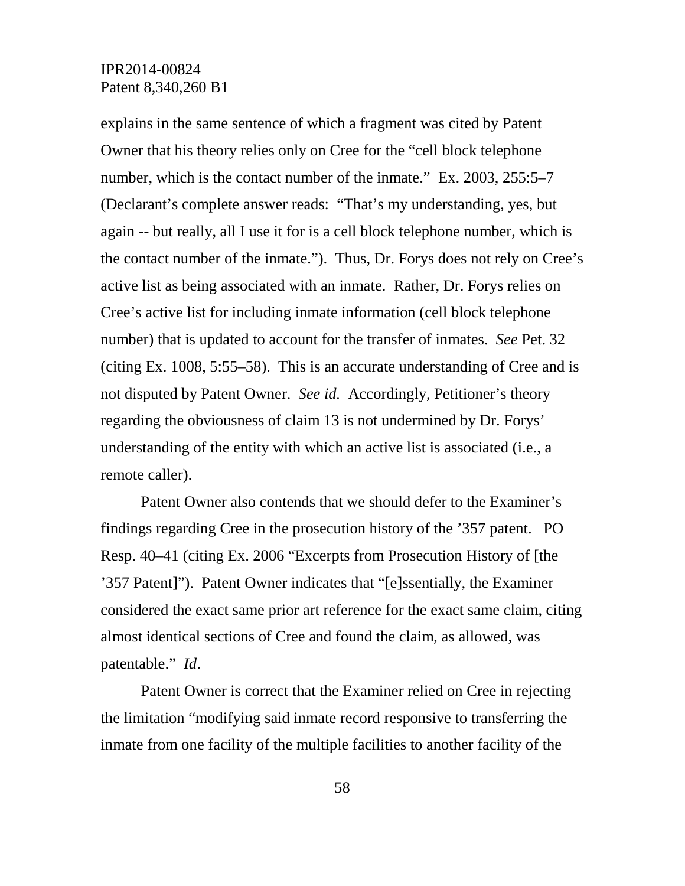explains in the same sentence of which a fragment was cited by Patent Owner that his theory relies only on Cree for the "cell block telephone number, which is the contact number of the inmate." Ex. 2003, 255:5–7 (Declarant's complete answer reads: "That's my understanding, yes, but again -- but really, all I use it for is a cell block telephone number, which is the contact number of the inmate."). Thus, Dr. Forys does not rely on Cree's active list as being associated with an inmate. Rather, Dr. Forys relies on Cree's active list for including inmate information (cell block telephone number) that is updated to account for the transfer of inmates. *See* Pet. 32 (citing Ex. 1008, 5:55–58). This is an accurate understanding of Cree and is not disputed by Patent Owner. *See id.* Accordingly, Petitioner's theory regarding the obviousness of claim 13 is not undermined by Dr. Forys' understanding of the entity with which an active list is associated (i.e., a remote caller).

Patent Owner also contends that we should defer to the Examiner's findings regarding Cree in the prosecution history of the '357 patent. PO Resp. 40–41 (citing Ex. 2006 "Excerpts from Prosecution History of [the '357 Patent]"). Patent Owner indicates that "[e]ssentially, the Examiner considered the exact same prior art reference for the exact same claim, citing almost identical sections of Cree and found the claim, as allowed, was patentable." *Id*.

Patent Owner is correct that the Examiner relied on Cree in rejecting the limitation "modifying said inmate record responsive to transferring the inmate from one facility of the multiple facilities to another facility of the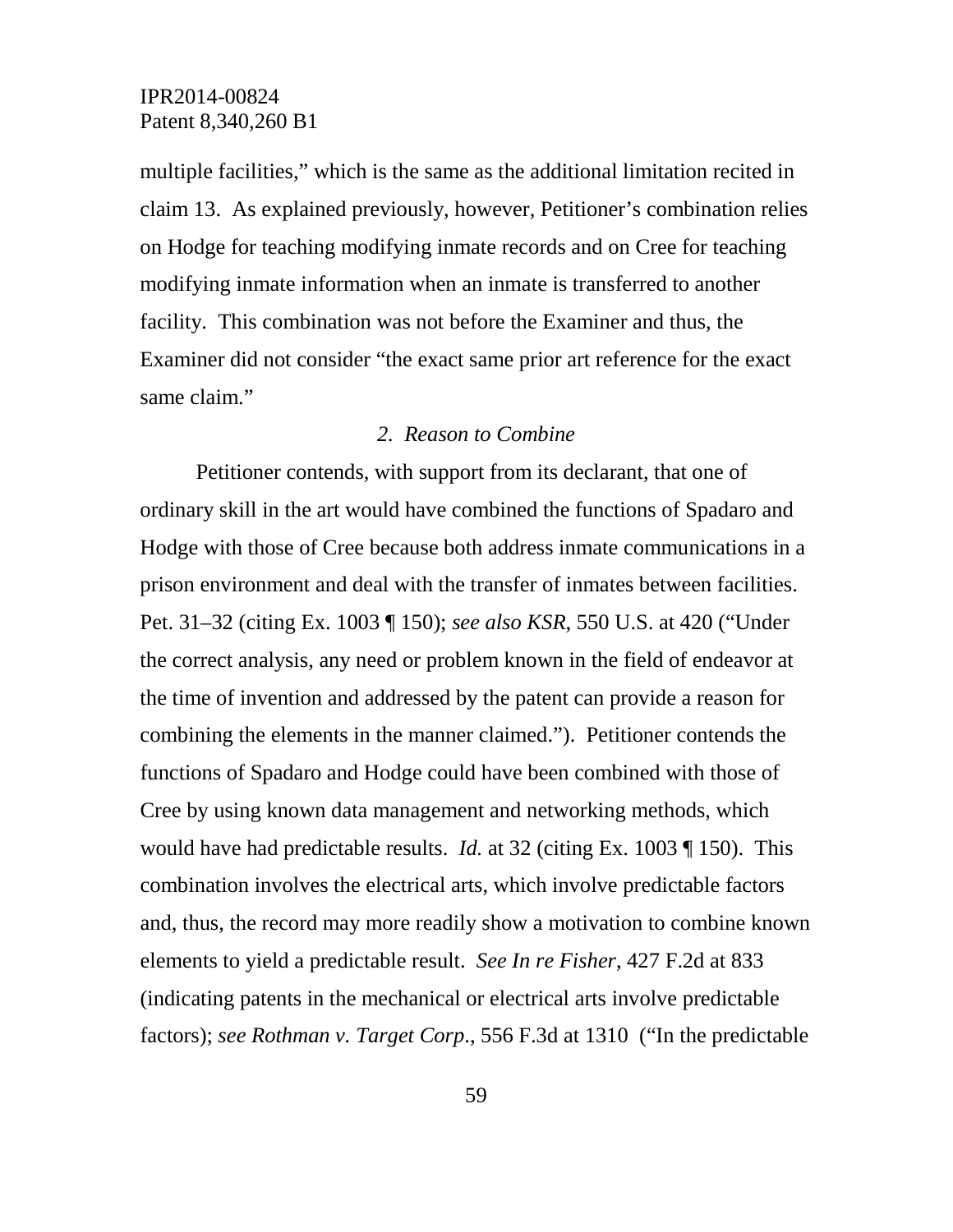multiple facilities," which is the same as the additional limitation recited in claim 13. As explained previously, however, Petitioner's combination relies on Hodge for teaching modifying inmate records and on Cree for teaching modifying inmate information when an inmate is transferred to another facility. This combination was not before the Examiner and thus, the Examiner did not consider "the exact same prior art reference for the exact same claim."

### *2. Reason to Combine*

Petitioner contends, with support from its declarant, that one of ordinary skill in the art would have combined the functions of Spadaro and Hodge with those of Cree because both address inmate communications in a prison environment and deal with the transfer of inmates between facilities. Pet. 31–32 (citing Ex. 1003 ¶ 150); *see also KSR*, 550 U.S. at 420 ("Under the correct analysis, any need or problem known in the field of endeavor at the time of invention and addressed by the patent can provide a reason for combining the elements in the manner claimed."). Petitioner contends the functions of Spadaro and Hodge could have been combined with those of Cree by using known data management and networking methods, which would have had predictable results. *Id.* at 32 (citing Ex. 1003 ¶ 150). This combination involves the electrical arts, which involve predictable factors and, thus, the record may more readily show a motivation to combine known elements to yield a predictable result. *See In re Fisher*, 427 F.2d at 833 (indicating patents in the mechanical or electrical arts involve predictable factors); *see Rothman v. Target Corp*., 556 F.3d at 1310 ("In the predictable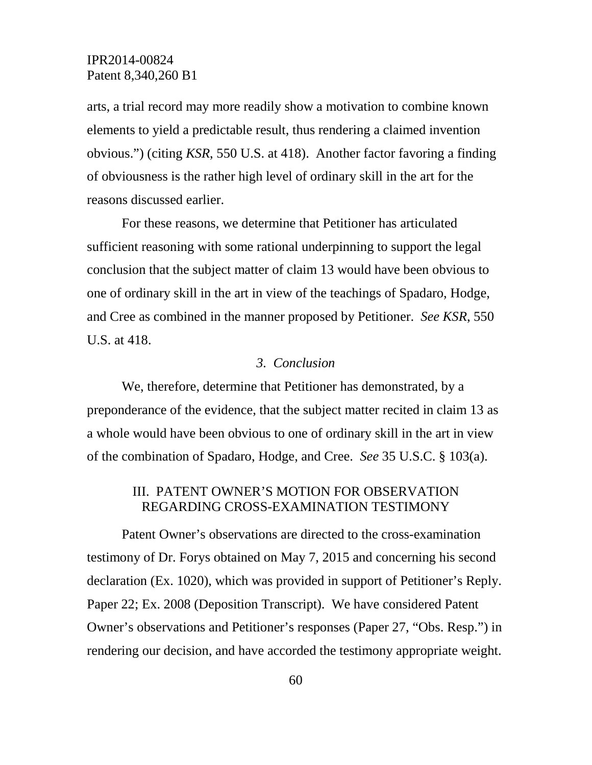arts, a trial record may more readily show a motivation to combine known elements to yield a predictable result, thus rendering a claimed invention obvious.") (citing *KSR*, 550 U.S. at 418). Another factor favoring a finding of obviousness is the rather high level of ordinary skill in the art for the reasons discussed earlier.

For these reasons, we determine that Petitioner has articulated sufficient reasoning with some rational underpinning to support the legal conclusion that the subject matter of claim 13 would have been obvious to one of ordinary skill in the art in view of the teachings of Spadaro, Hodge, and Cree as combined in the manner proposed by Petitioner. *See KSR*, 550 U.S. at 418.

*3. Conclusion*

We, therefore, determine that Petitioner has demonstrated, by a preponderance of the evidence, that the subject matter recited in claim 13 as a whole would have been obvious to one of ordinary skill in the art in view of the combination of Spadaro, Hodge, and Cree. *See* 35 U.S.C. § 103(a).

## III. PATENT OWNER'S MOTION FOR OBSERVATION REGARDING CROSS-EXAMINATION TESTIMONY

Patent Owner's observations are directed to the cross-examination testimony of Dr. Forys obtained on May 7, 2015 and concerning his second declaration (Ex. 1020), which was provided in support of Petitioner's Reply. Paper 22; Ex. 2008 (Deposition Transcript). We have considered Patent Owner's observations and Petitioner's responses (Paper 27, "Obs. Resp.") in rendering our decision, and have accorded the testimony appropriate weight.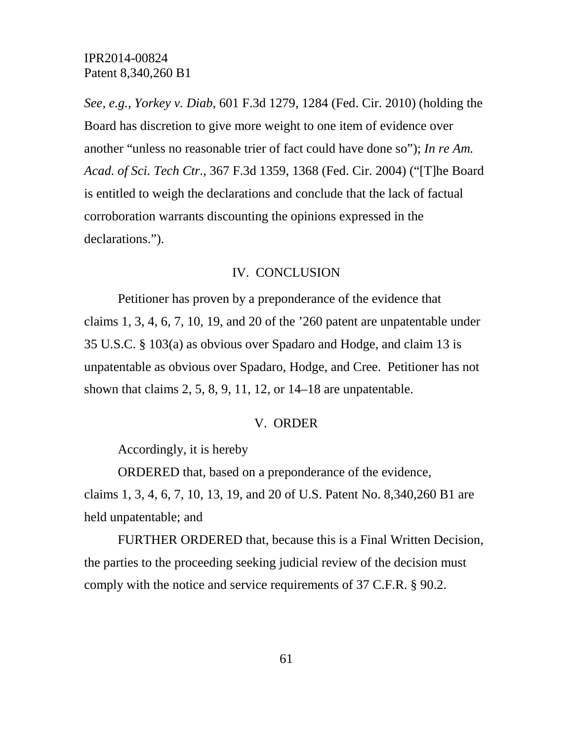*See, e.g.*, *Yorkey v. Diab*, 601 F.3d 1279, 1284 (Fed. Cir. 2010) (holding the Board has discretion to give more weight to one item of evidence over another "unless no reasonable trier of fact could have done so"); *In re Am. Acad. of Sci. Tech Ctr*., 367 F.3d 1359, 1368 (Fed. Cir. 2004) ("[T]he Board is entitled to weigh the declarations and conclude that the lack of factual corroboration warrants discounting the opinions expressed in the declarations.").

## IV. CONCLUSION

Petitioner has proven by a preponderance of the evidence that claims 1, 3, 4, 6, 7, 10, 19, and 20 of the '260 patent are unpatentable under 35 U.S.C. § 103(a) as obvious over Spadaro and Hodge, and claim 13 is unpatentable as obvious over Spadaro, Hodge, and Cree. Petitioner has not shown that claims 2, 5, 8, 9, 11, 12, or 14–18 are unpatentable.

## V. ORDER

Accordingly, it is hereby

ORDERED that, based on a preponderance of the evidence, claims 1, 3, 4, 6, 7, 10, 13, 19, and 20 of U.S. Patent No. 8,340,260 B1 are held unpatentable; and

FURTHER ORDERED that, because this is a Final Written Decision, the parties to the proceeding seeking judicial review of the decision must comply with the notice and service requirements of 37 C.F.R. § 90.2.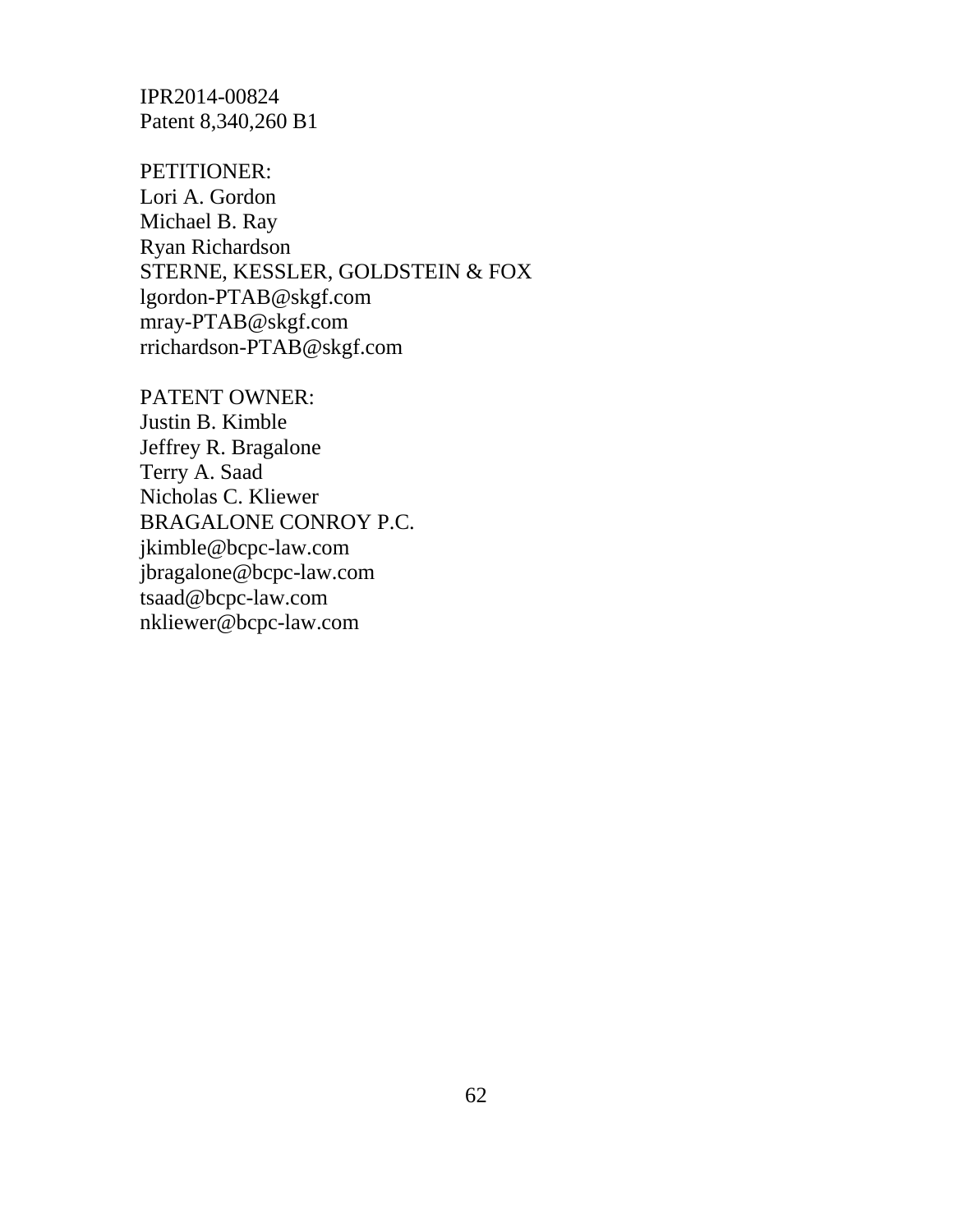IPR2014-00824
Patent 8,340,260 B1

PETITIONER:
Lori A. Gordon
Michael B. Ray
Ryan Richardson
STERNE, KESSLER, GOLDSTEIN & FOX
lgordon-PTAB@skgf.com
mray-PTAB@skgf.com
rrichardson-PTAB@skgf.com

PATENT OWNER:
Justin B. Kimble
Jeffrey R. Bragalone
Terry A. Saad
Nicholas C. Kliewer
BRAGALONE CONROY P.C.
jkimble@bcpc-law.com
jbragalone@bcpc-law.com
tsaad@bcpc-law.com
nkliewer@bcpc-law.com